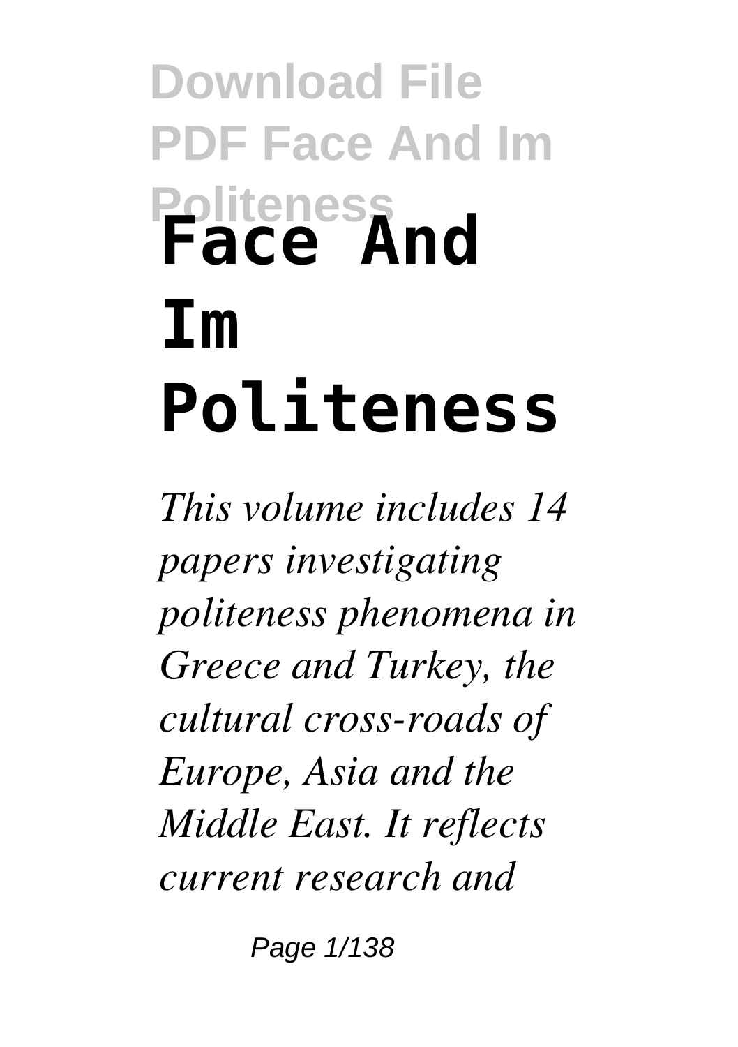# Face And Im Politeness

*This volume includes 14 papers investigating politeness phenomena in Greece and Turkey, the cultural cross-roads of Europe, Asia and the Middle East. It reflects current research and*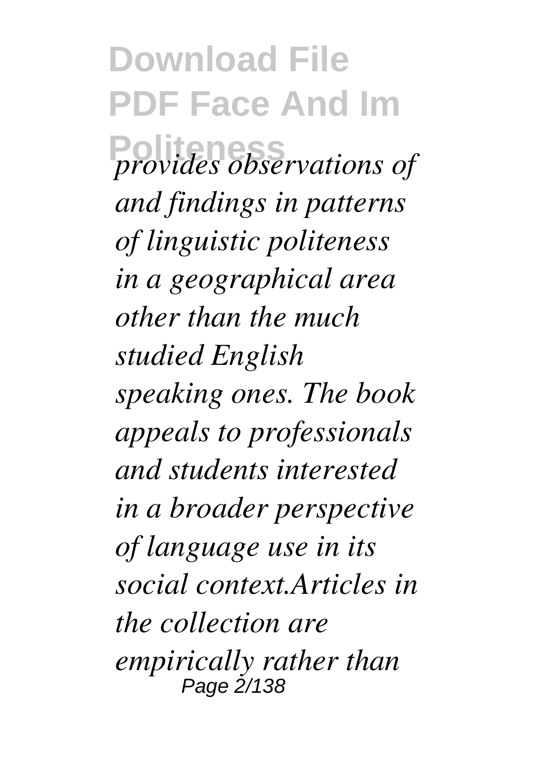*provides observations of and findings in patterns of linguistic politeness in a geographical area other than the much studied English speaking ones. The book appeals to professionals and students interested in a broader perspective of language use in its social context.Articles in the collection are empirically rather than*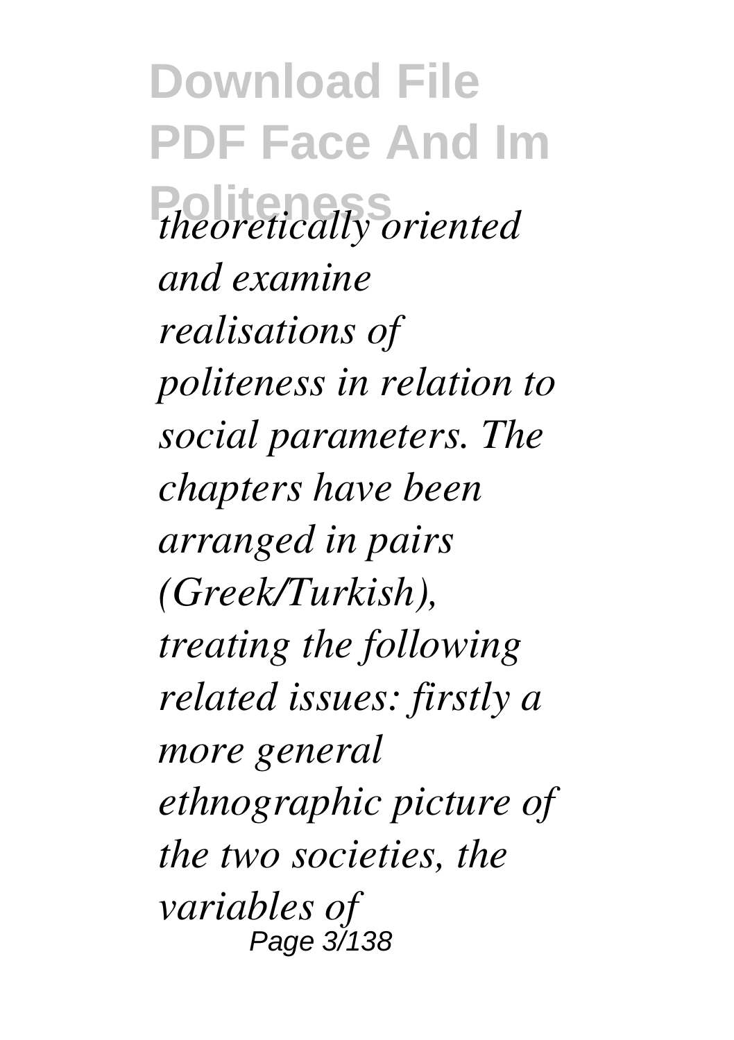*theoretically oriented and examine realisations of politeness in relation to social parameters. The chapters have been arranged in pairs (Greek/Turkish), treating the following related issues: firstly a more general ethnographic picture of the two societies, the variables of*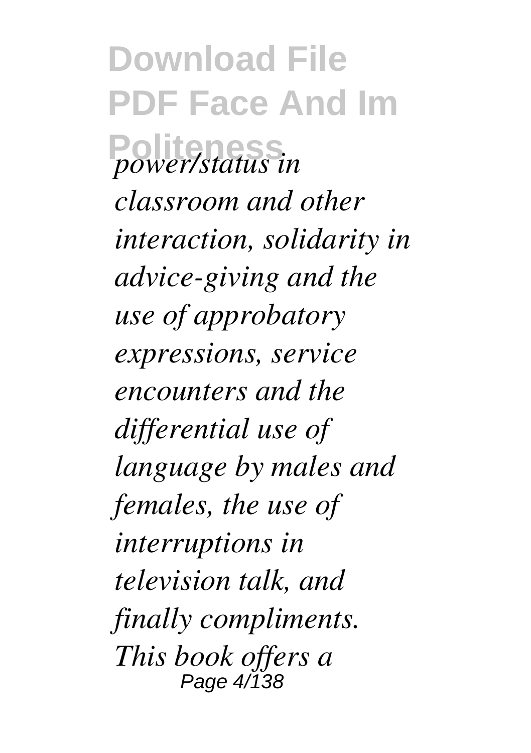*power/status in classroom and other interaction, solidarity in advice-giving and the use of approbatory expressions, service encounters and the differential use of language by males and females, the use of interruptions in television talk, and finally compliments. This book offers a*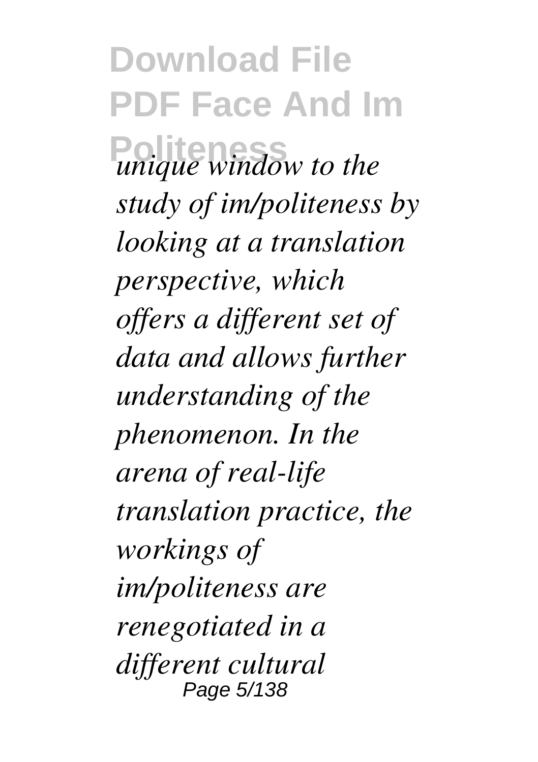*unique window to the study of im/politeness by looking at a translation perspective, which offers a different set of data and allows further understanding of the phenomenon. In the arena of real-life translation practice, the workings of im/politeness are renegotiated in a different cultural*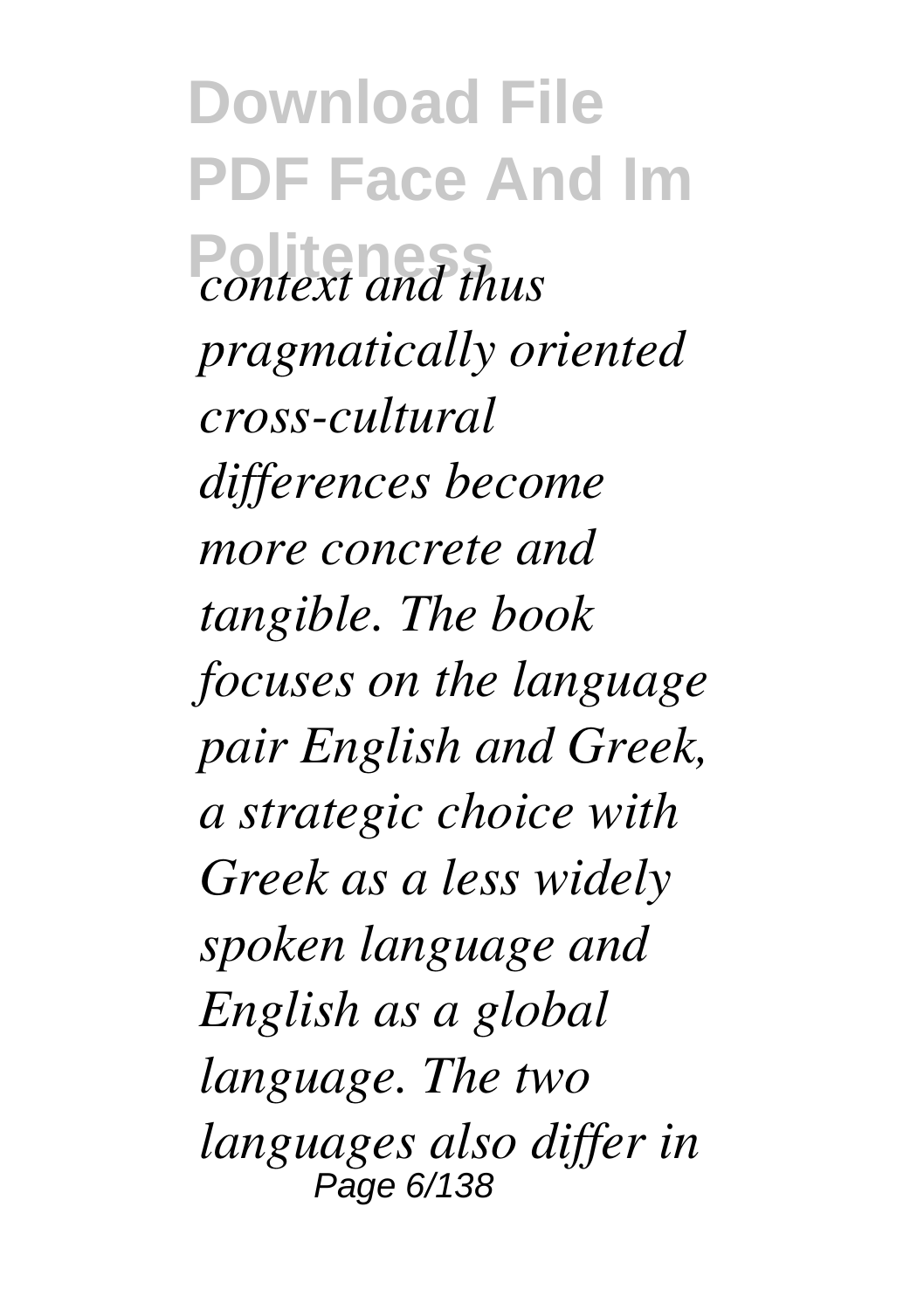*context and thus pragmatically oriented cross-cultural differences become more concrete and tangible. The book focuses on the language pair English and Greek, a strategic choice with Greek as a less widely spoken language and English as a global language. The two languages also differ in*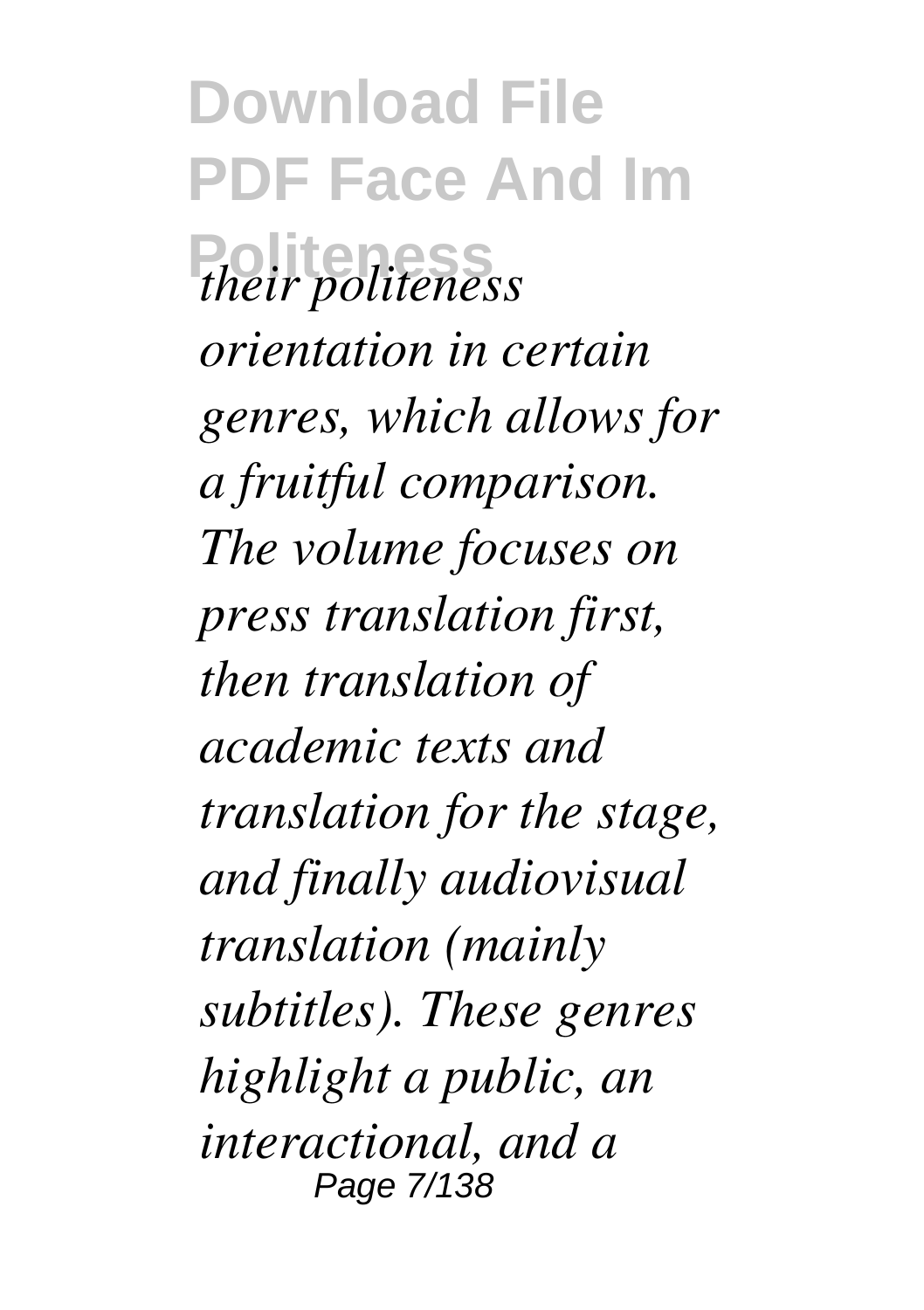*their politeness orientation in certain genres, which allows for a fruitful comparison. The volume focuses on press translation first, then translation of academic texts and translation for the stage, and finally audiovisual translation (mainly subtitles). These genres highlight a public, an interactional, and a*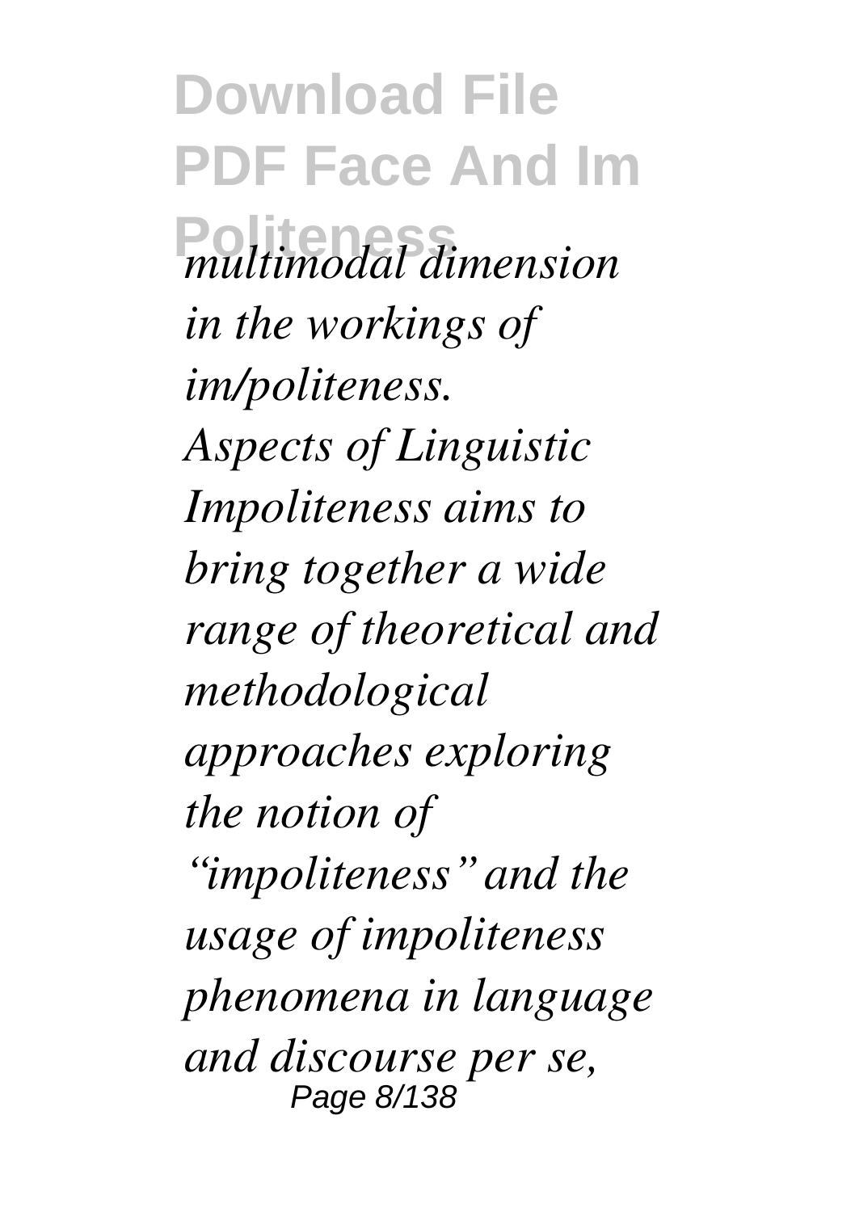*multimodal dimension in the workings of im/politeness. Aspects of Linguistic Impoliteness aims to bring together a wide range of theoretical and methodological approaches exploring the notion of "impoliteness" and the usage of impoliteness phenomena in language and discourse per se,*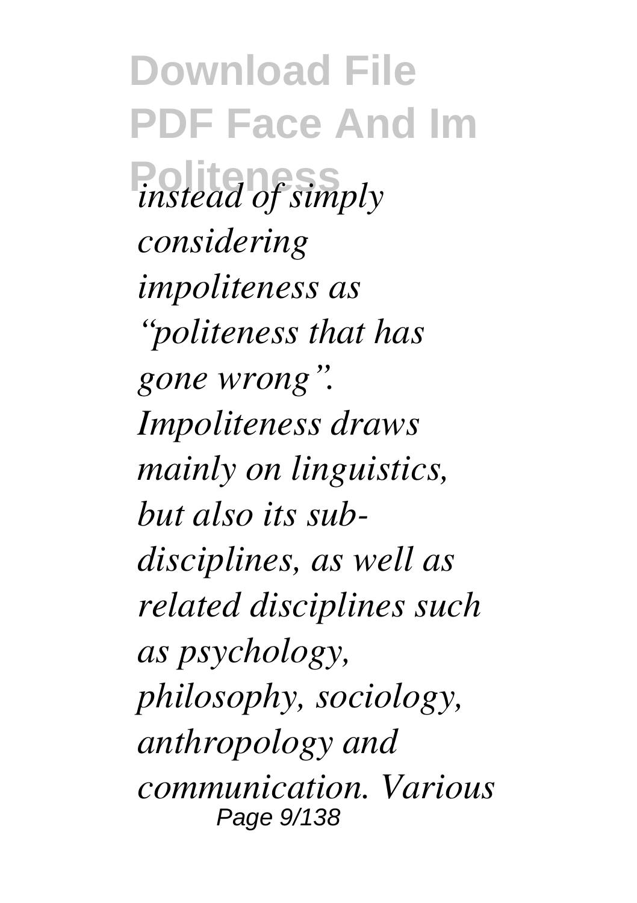*instead of simply considering impoliteness as "politeness that has gone wrong". Impoliteness draws mainly on linguistics, but also its sub-disciplines, as well as related disciplines such as psychology, philosophy, sociology, anthropology and communication. Various*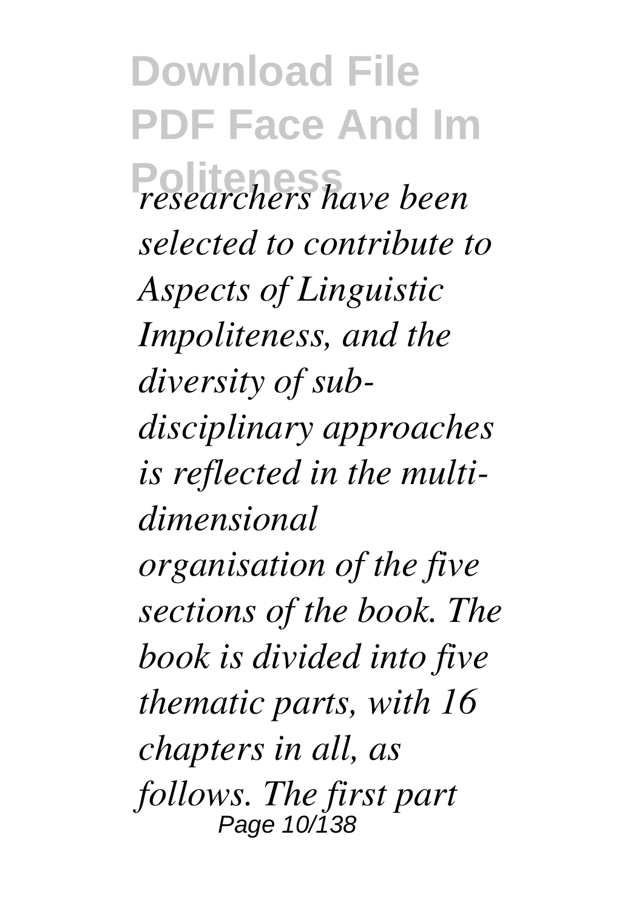*researchers have been selected to contribute to Aspects of Linguistic Impoliteness, and the diversity of sub-disciplinary approaches is reflected in the multi-dimensional organisation of the five sections of the book. The book is divided into five thematic parts, with 16 chapters in all, as follows. The first part*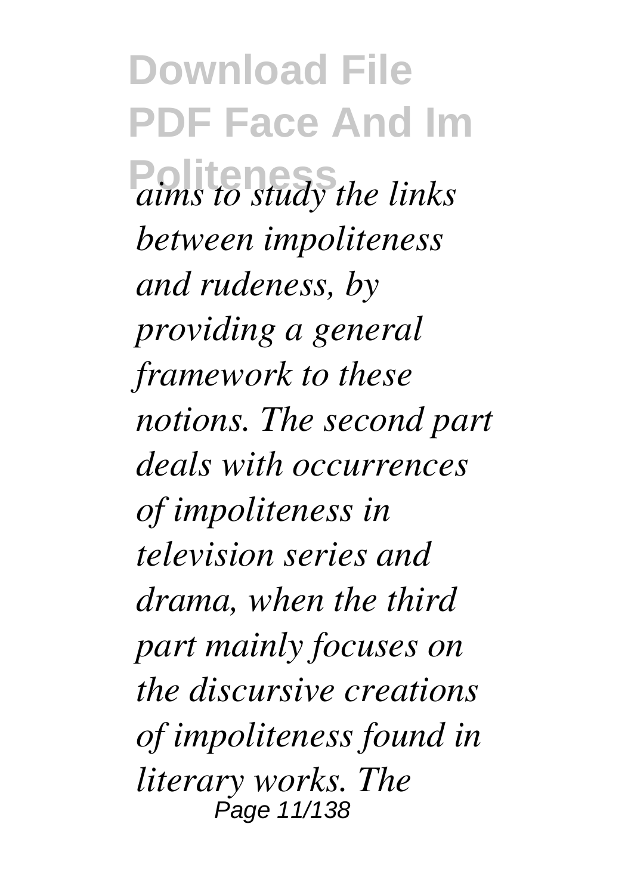*aims to study the links between impoliteness and rudeness, by providing a general framework to these notions. The second part deals with occurrences of impoliteness in television series and drama, when the third part mainly focuses on the discursive creations of impoliteness found in literary works. The*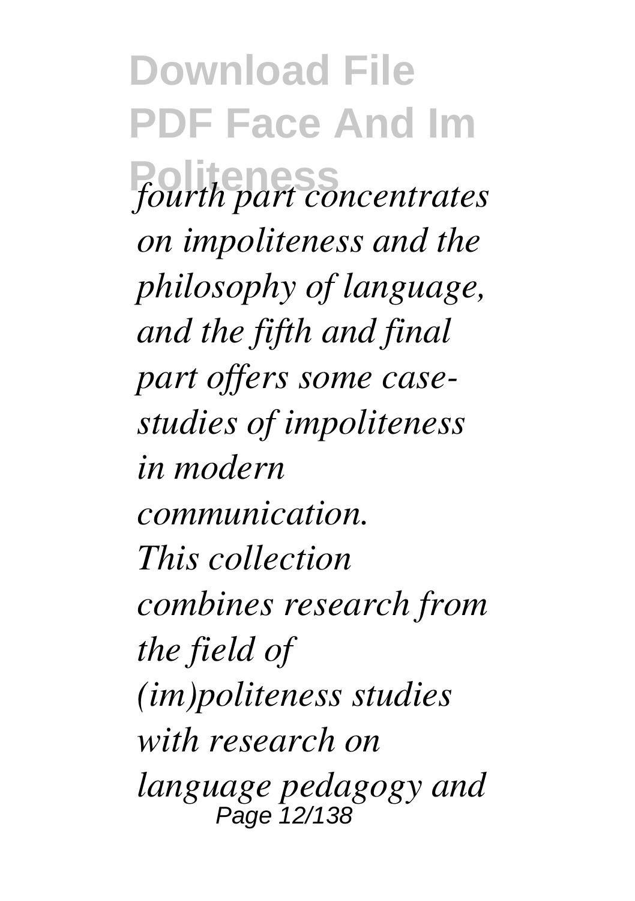*fourth part concentrates on impoliteness and the philosophy of language, and the fifth and final part offers some case-studies of impoliteness in modern communication.*

*This collection combines research from the field of (im)politeness studies with research on language pedagogy and*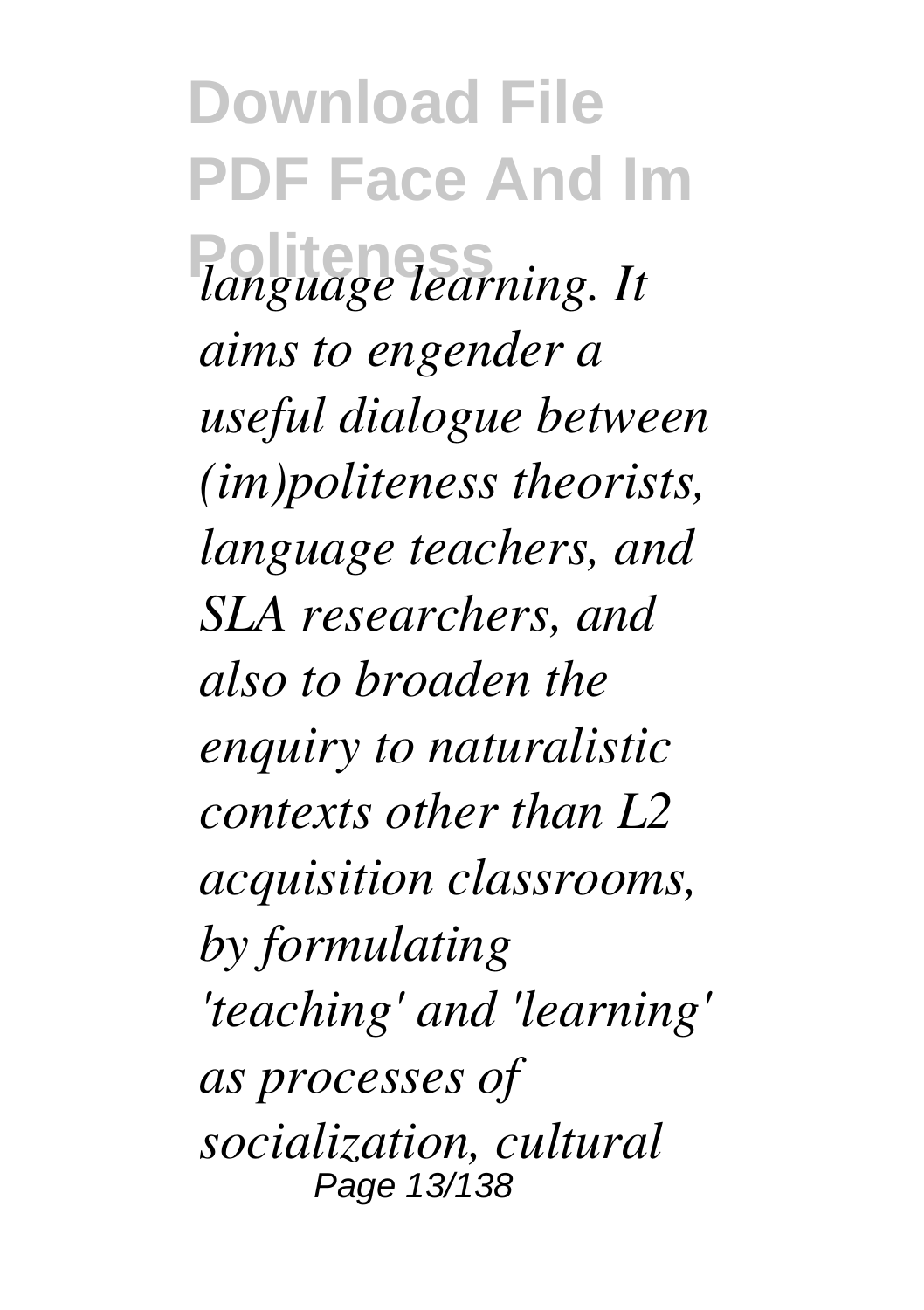*language learning. It aims to engender a useful dialogue between (im)politeness theorists, language teachers, and SLA researchers, and also to broaden the enquiry to naturalistic contexts other than L2 acquisition classrooms, by formulating 'teaching' and 'learning' as processes of socialization, cultural*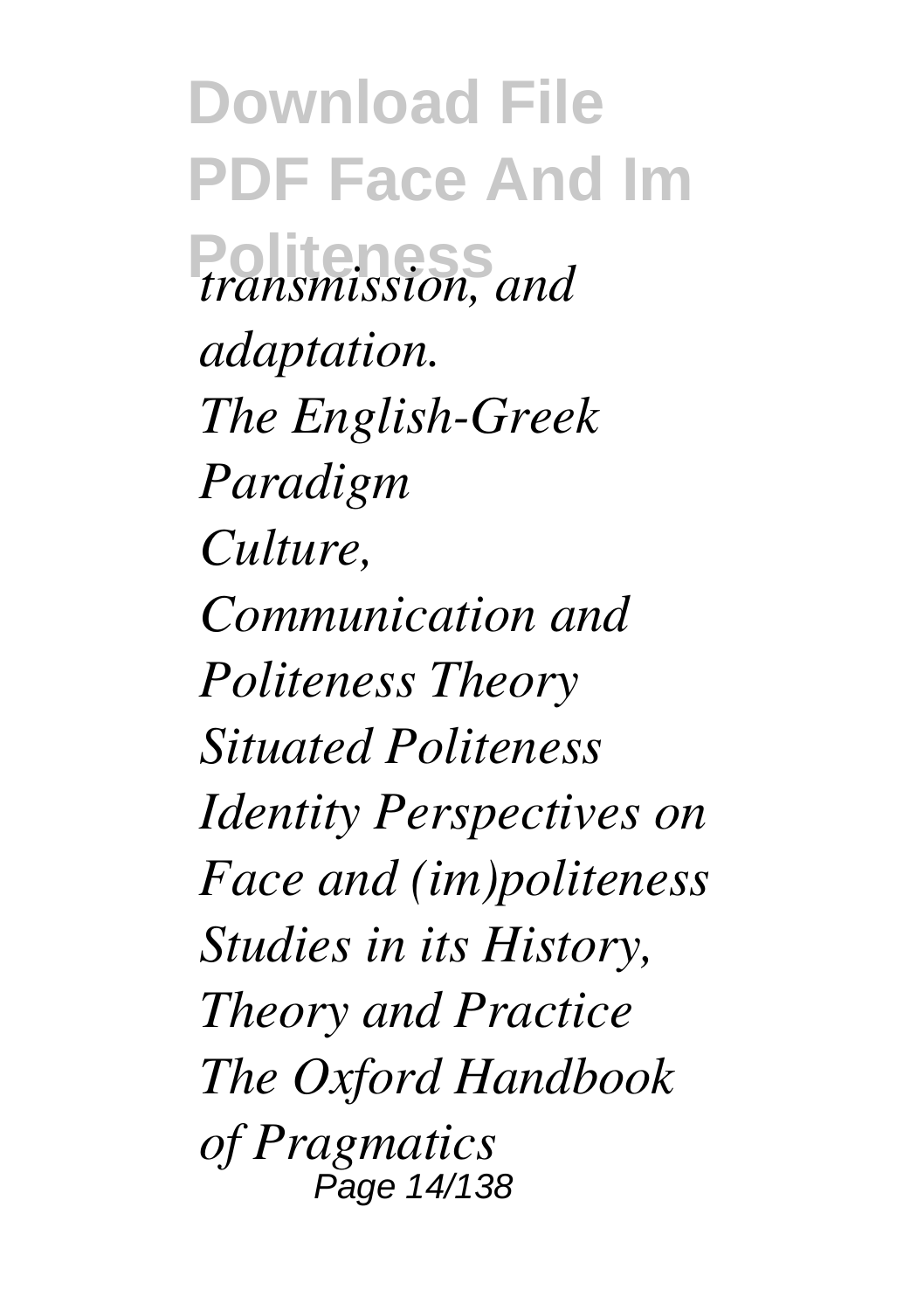*transmission, and adaptation.*
*The English-Greek Paradigm*
*Culture, Communication and Politeness Theory*
*Situated Politeness*
*Identity Perspectives on Face and (im)politeness*
*Studies in its History, Theory and Practice*
*The Oxford Handbook of Pragmatics*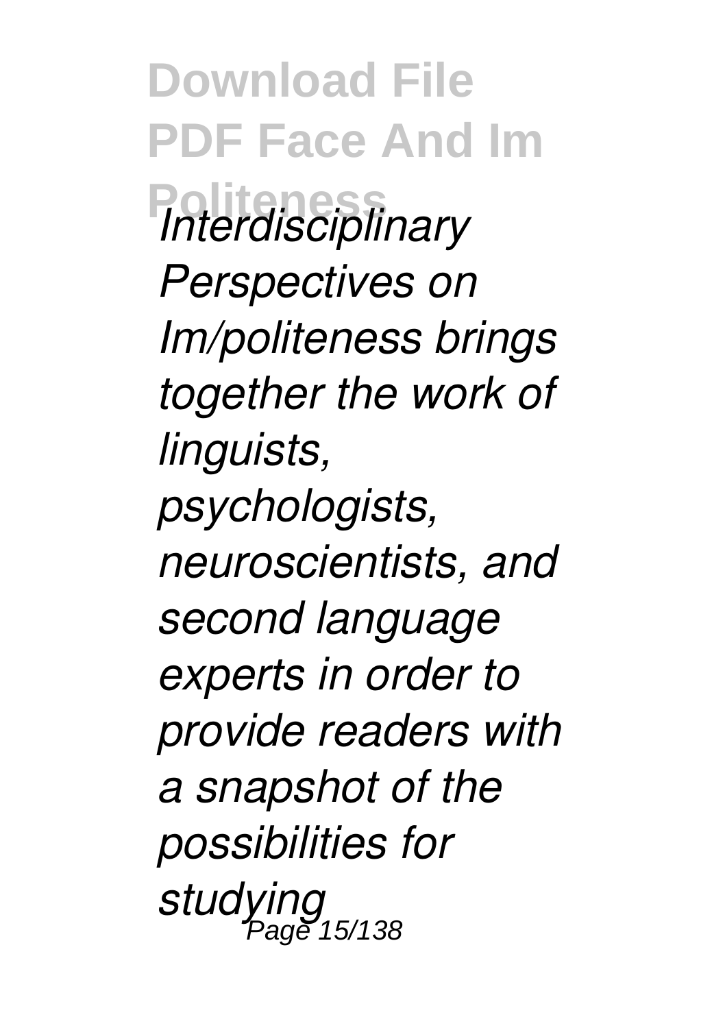*Interdisciplinary Perspectives on Im/politeness brings together the work of linguists, psychologists, neuroscientists, and second language experts in order to provide readers with a snapshot of the possibilities for studying*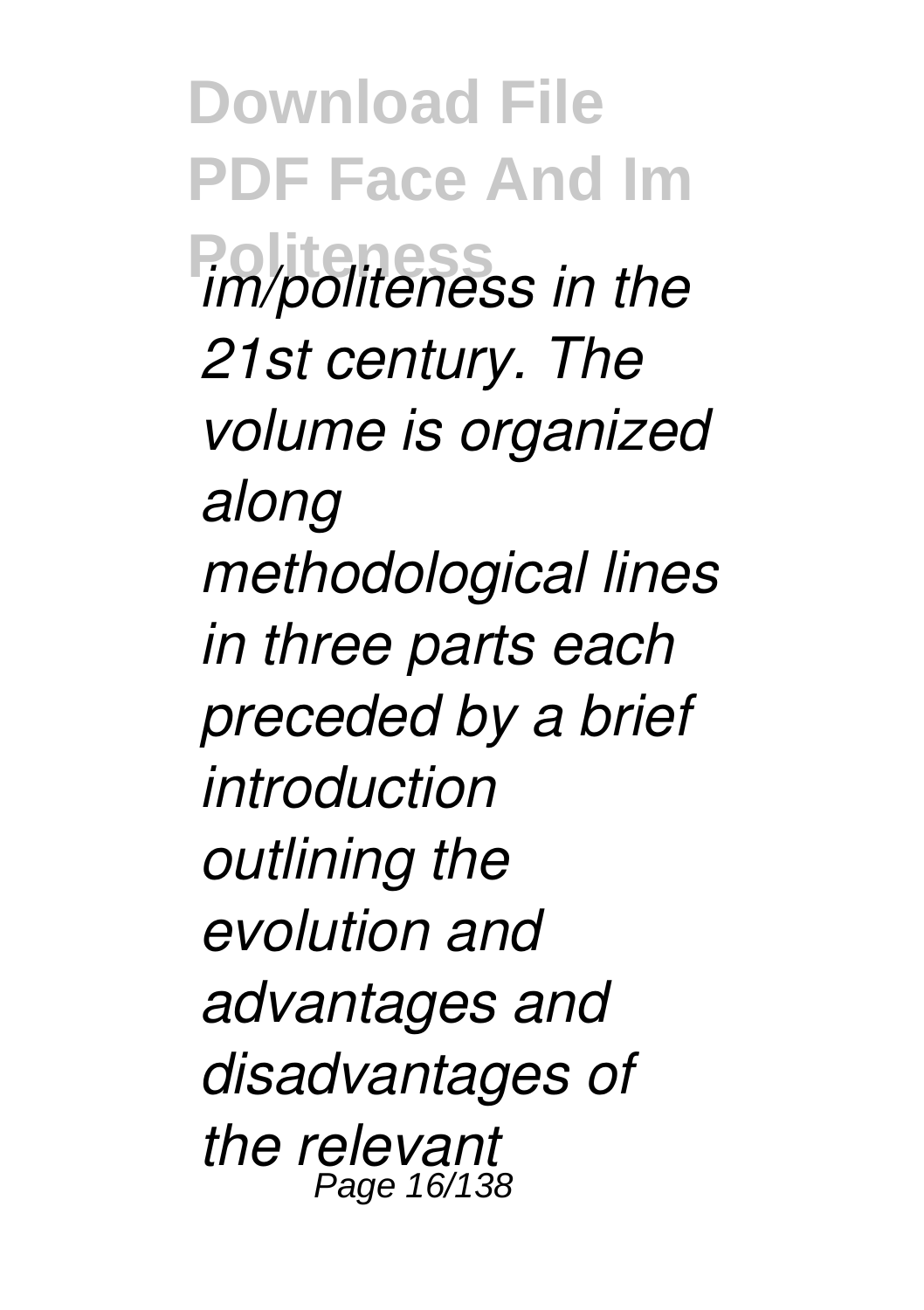*im/politeness in the 21st century. The volume is organized along methodological lines in three parts each preceded by a brief introduction outlining the evolution and advantages and disadvantages of the relevant*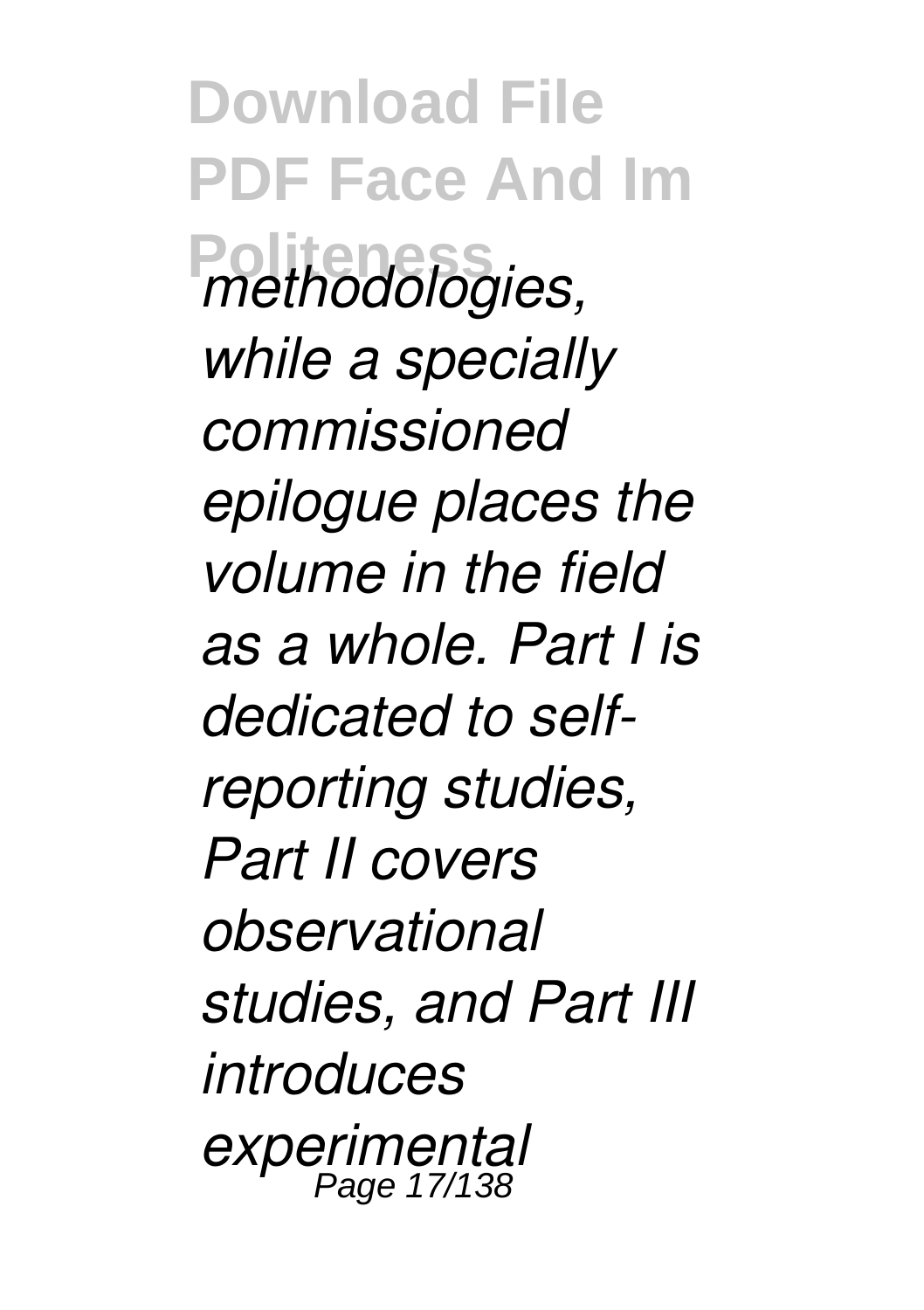*methodologies, while a specially commissioned epilogue places the volume in the field as a whole. Part I is dedicated to self-reporting studies, Part II covers observational studies, and Part III introduces experimental*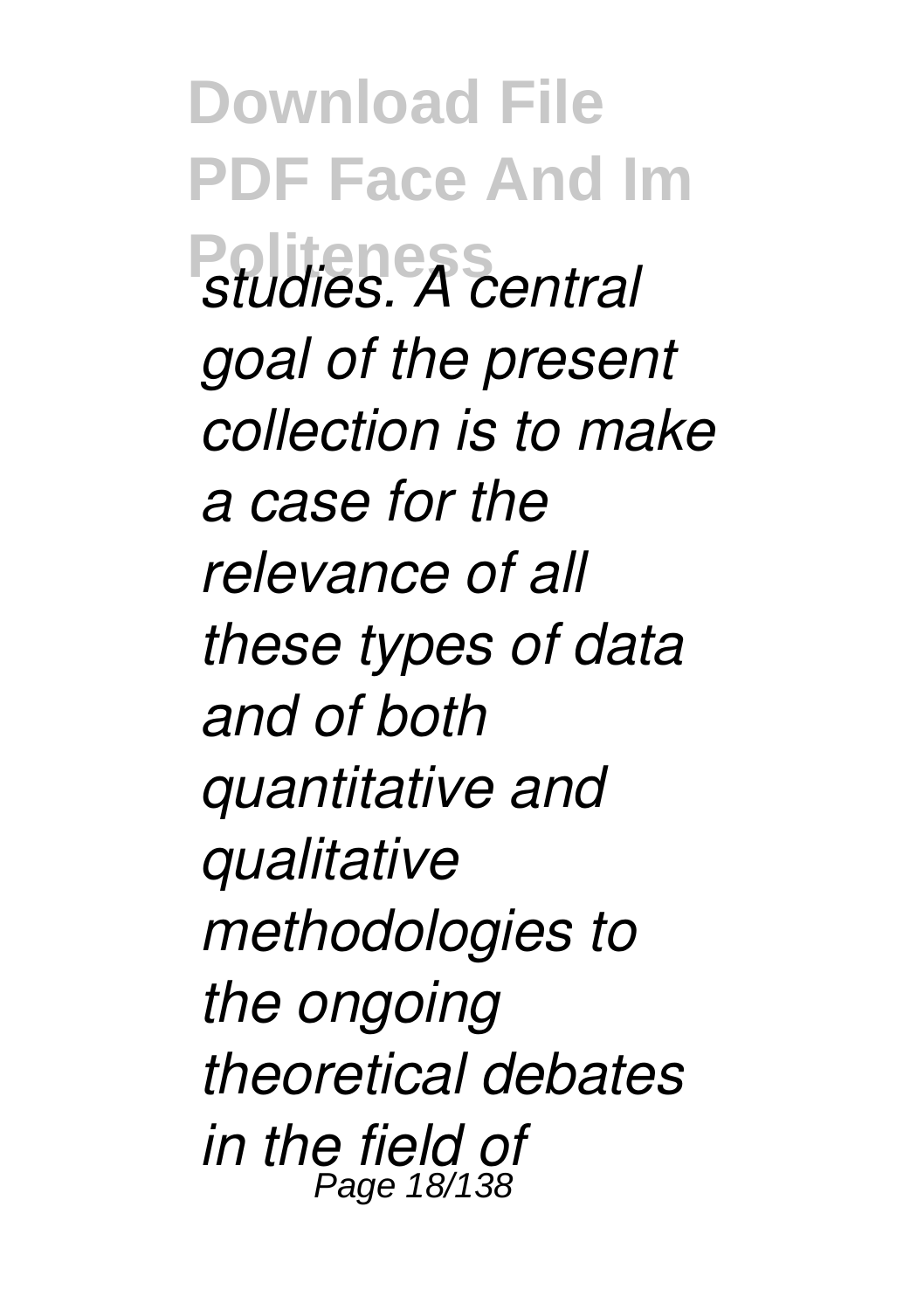*studies. A central goal of the present collection is to make a case for the relevance of all these types of data and of both quantitative and qualitative methodologies to the ongoing theoretical debates in the field of*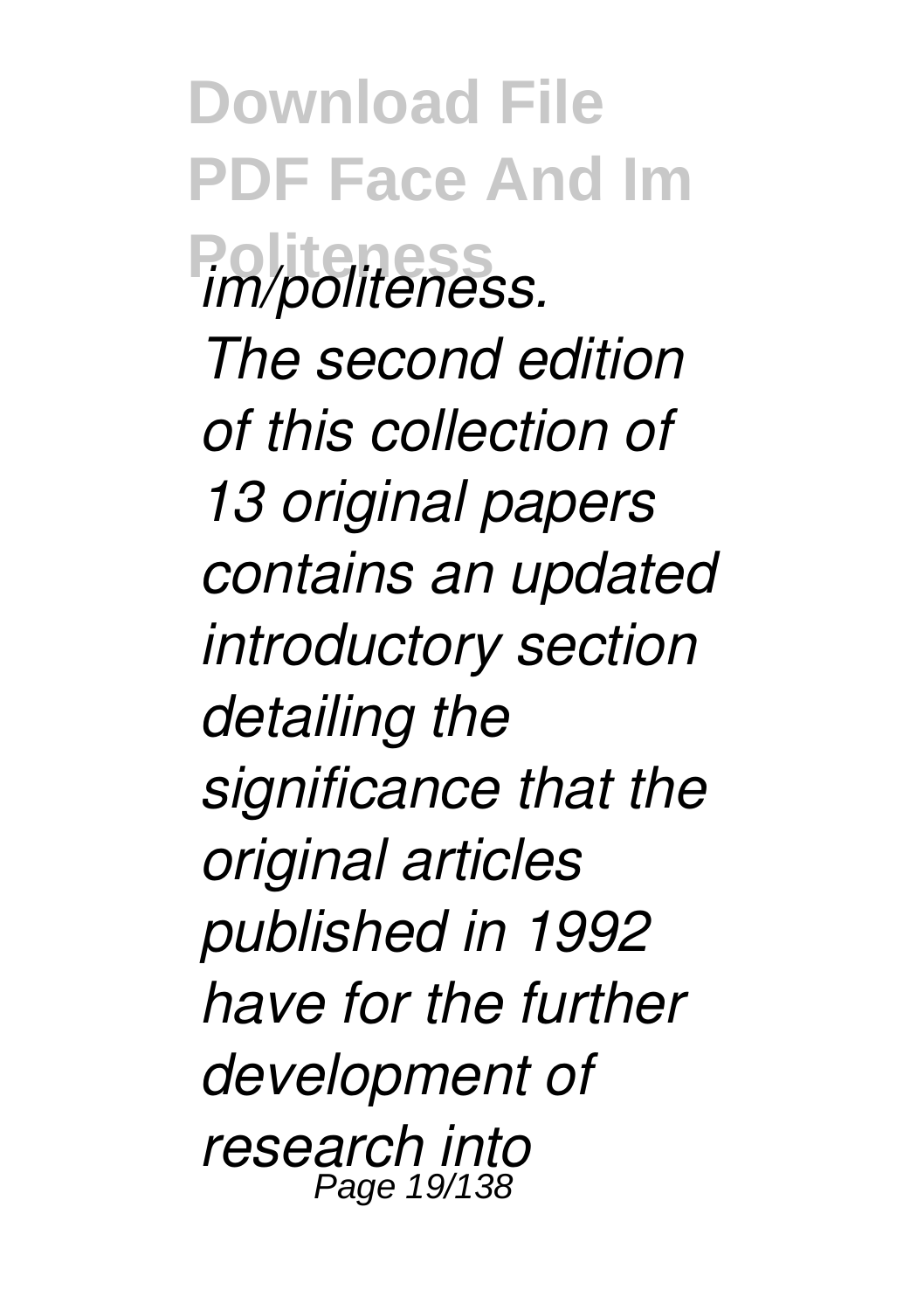*im/politeness. The second edition of this collection of 13 original papers contains an updated introductory section detailing the significance that the original articles published in 1992 have for the further development of research into*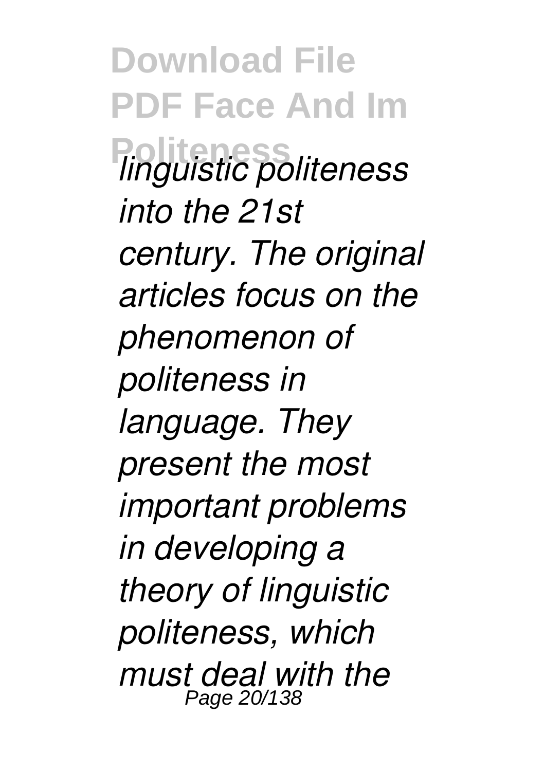*linguistic politeness into the 21st century. The original articles focus on the phenomenon of politeness in language. They present the most important problems in developing a theory of linguistic politeness, which must deal with the*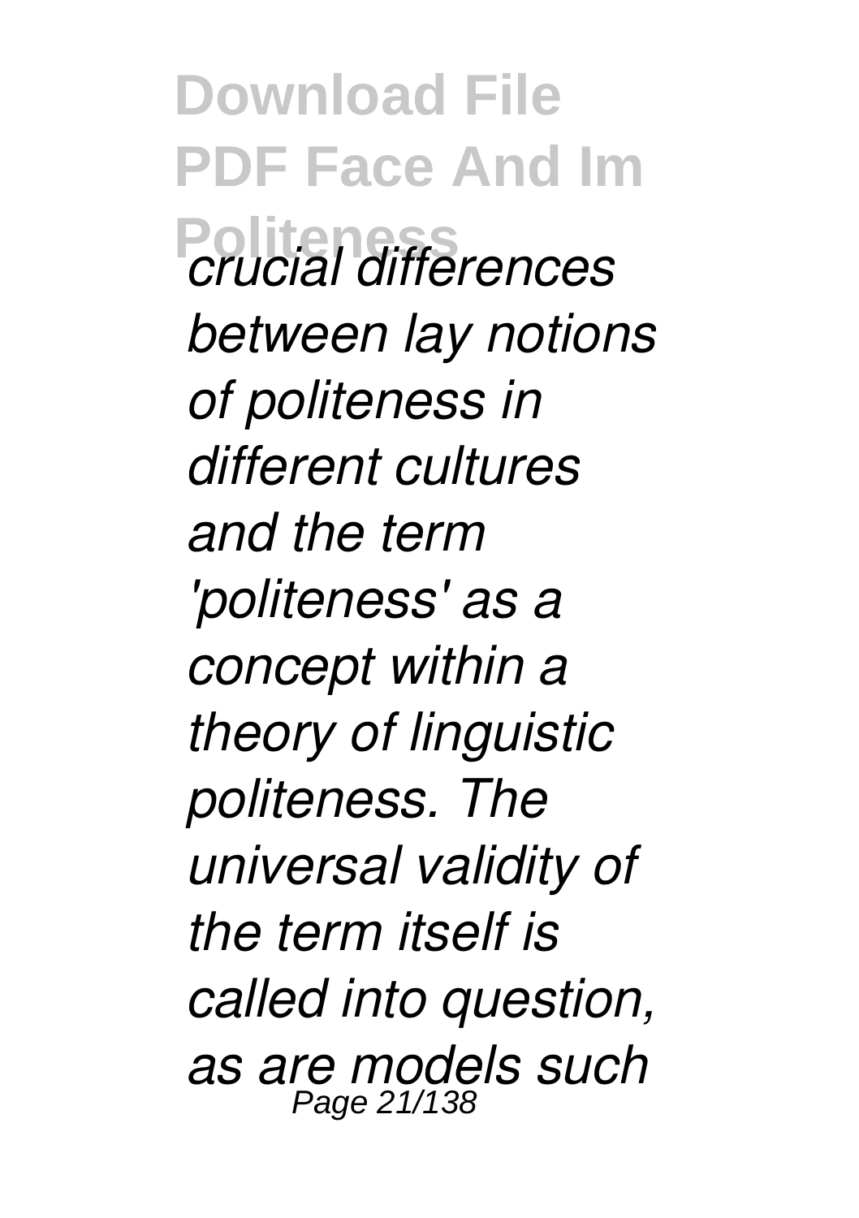*crucial differences between lay notions of politeness in different cultures and the term 'politeness' as a concept within a theory of linguistic politeness. The universal validity of the term itself is called into question, as are models such*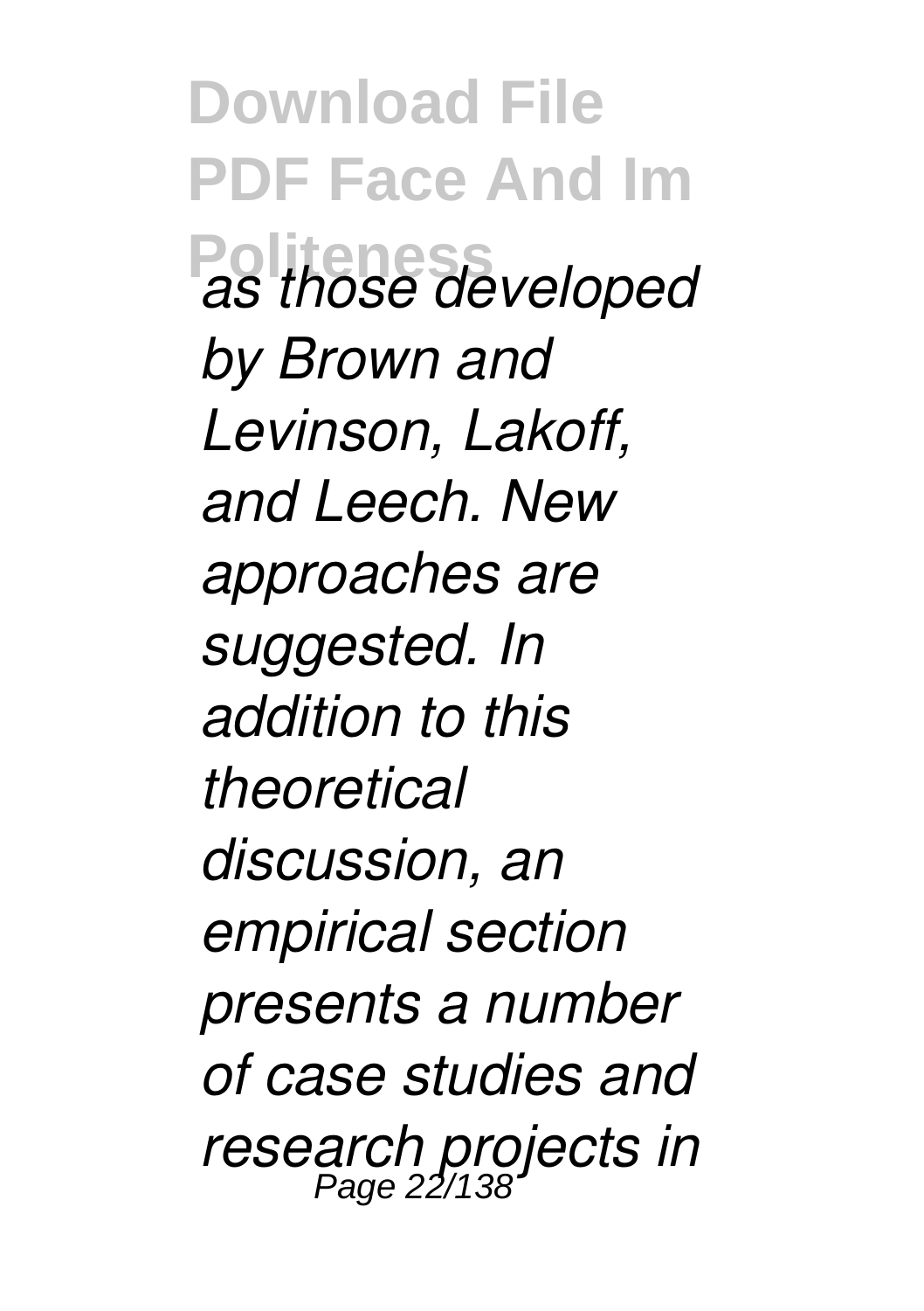*as those developed by Brown and Levinson, Lakoff, and Leech. New approaches are suggested. In addition to this theoretical discussion, an empirical section presents a number of case studies and research projects in*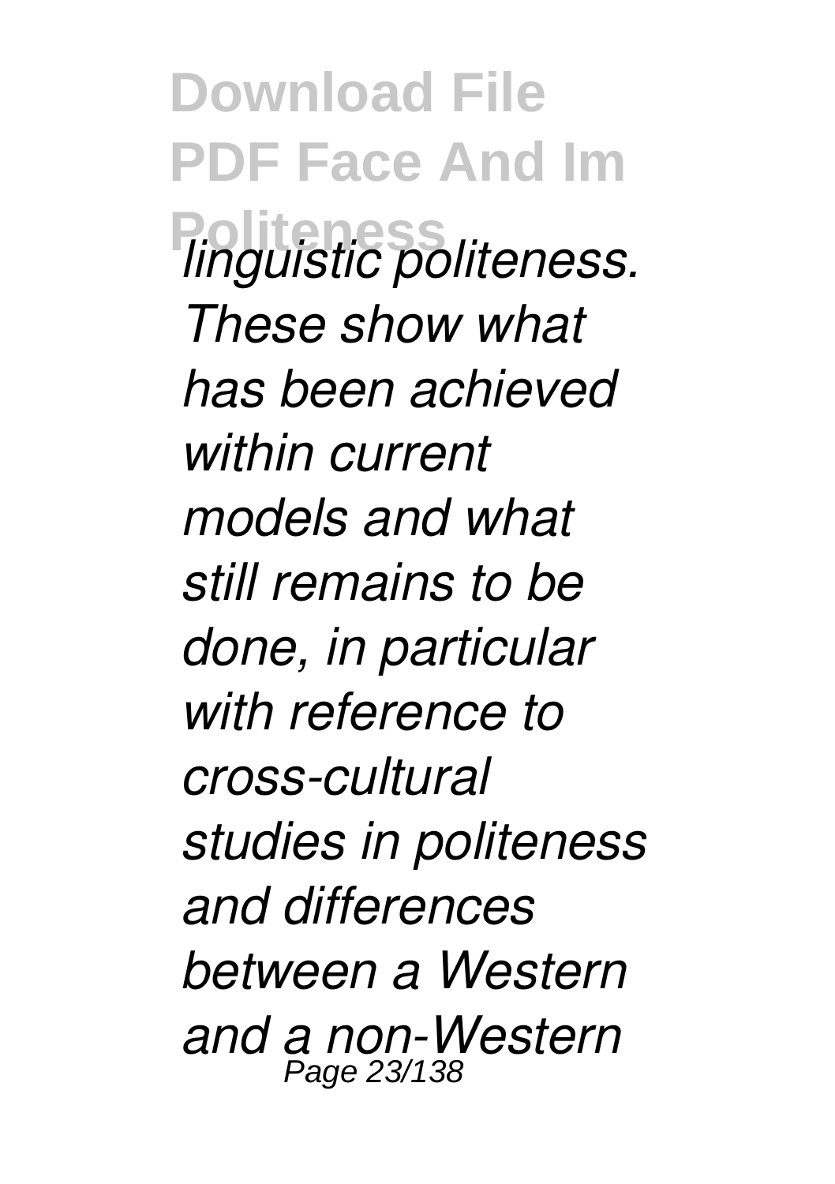*linguistic politeness. These show what has been achieved within current models and what still remains to be done, in particular with reference to cross-cultural studies in politeness and differences between a Western and a non-Western*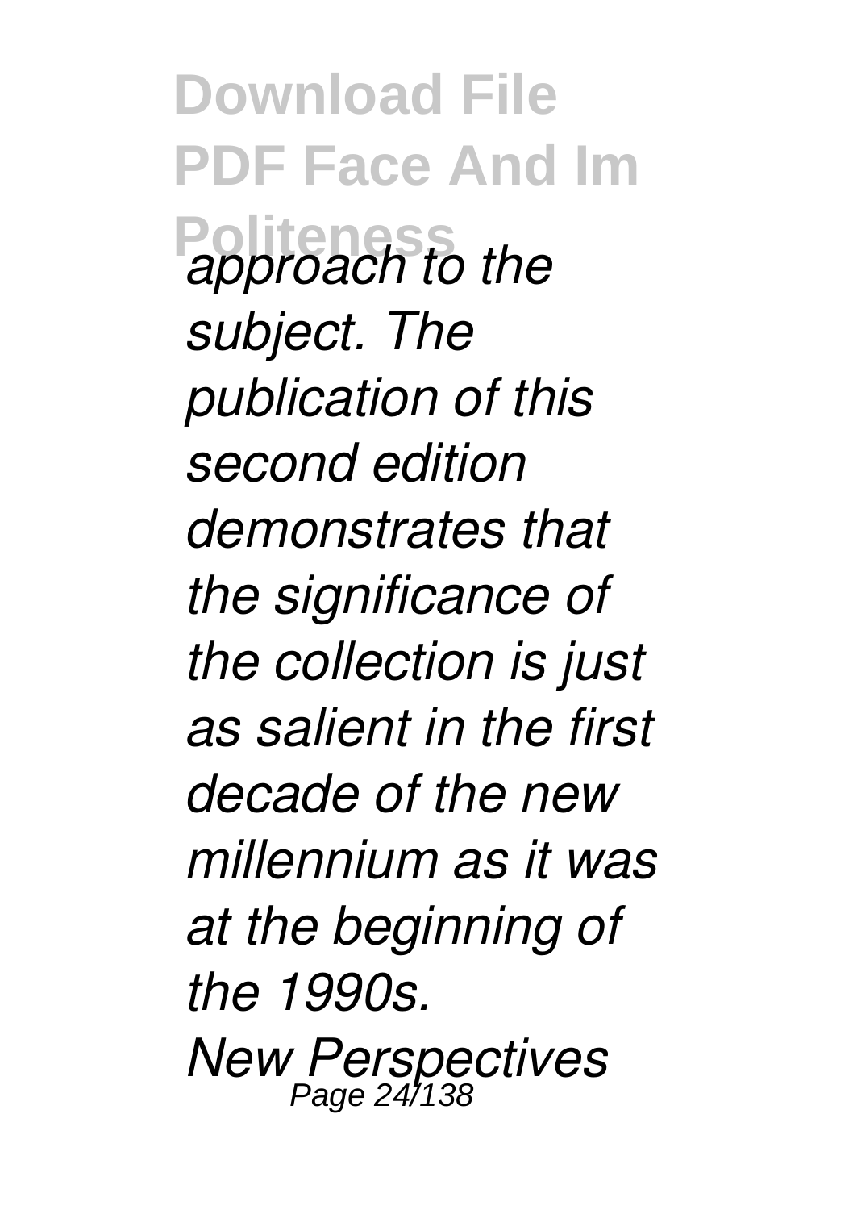*approach to the subject. The publication of this second edition demonstrates that the significance of the collection is just as salient in the first decade of the new millennium as it was at the beginning of the 1990s.*

*New Perspectives*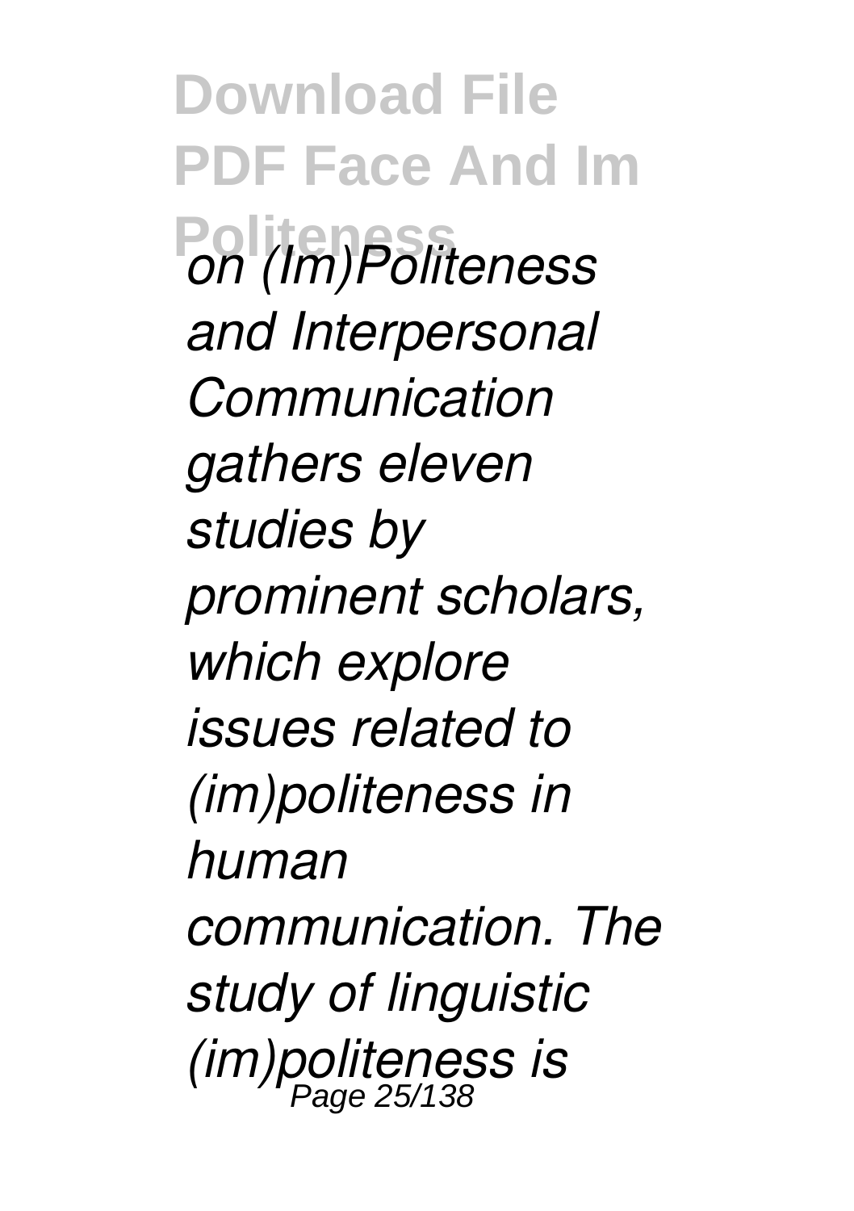*on (Im)Politeness and Interpersonal Communication gathers eleven studies by prominent scholars, which explore issues related to (im)politeness in human communication. The study of linguistic (im)politeness is*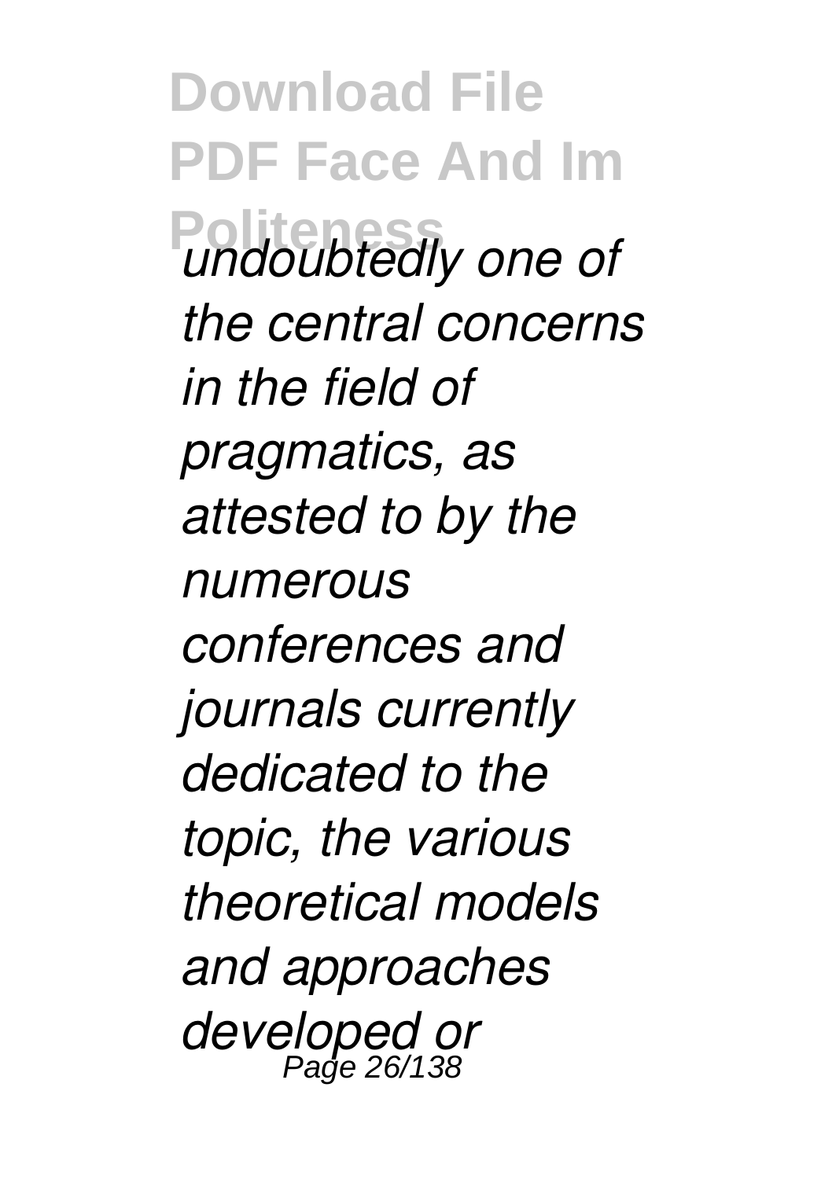*undoubtedly one of the central concerns in the field of pragmatics, as attested to by the numerous conferences and journals currently dedicated to the topic, the various theoretical models and approaches developed or*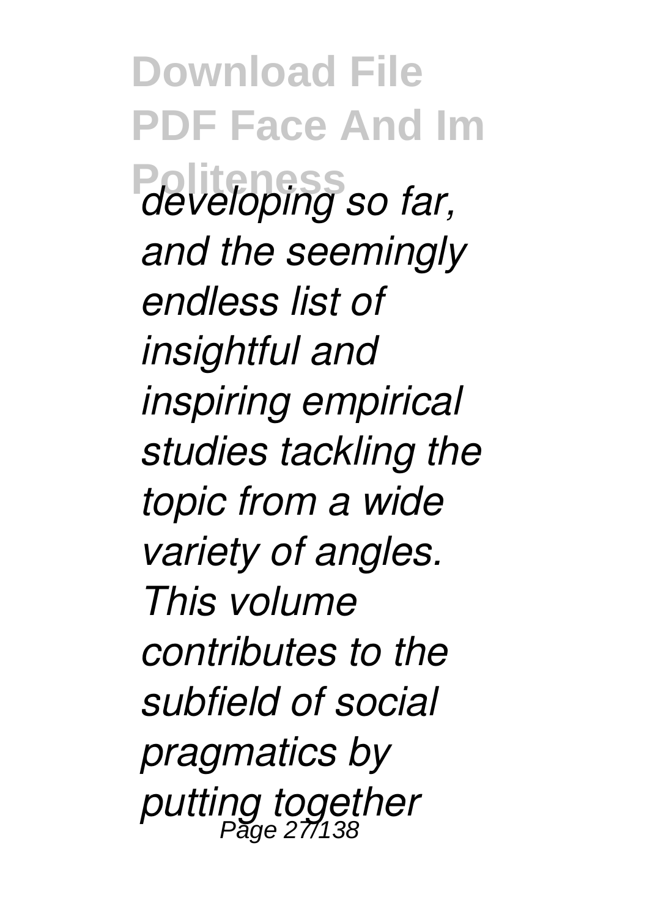*developing so far, and the seemingly endless list of insightful and inspiring empirical studies tackling the topic from a wide variety of angles. This volume contributes to the subfield of social pragmatics by putting together*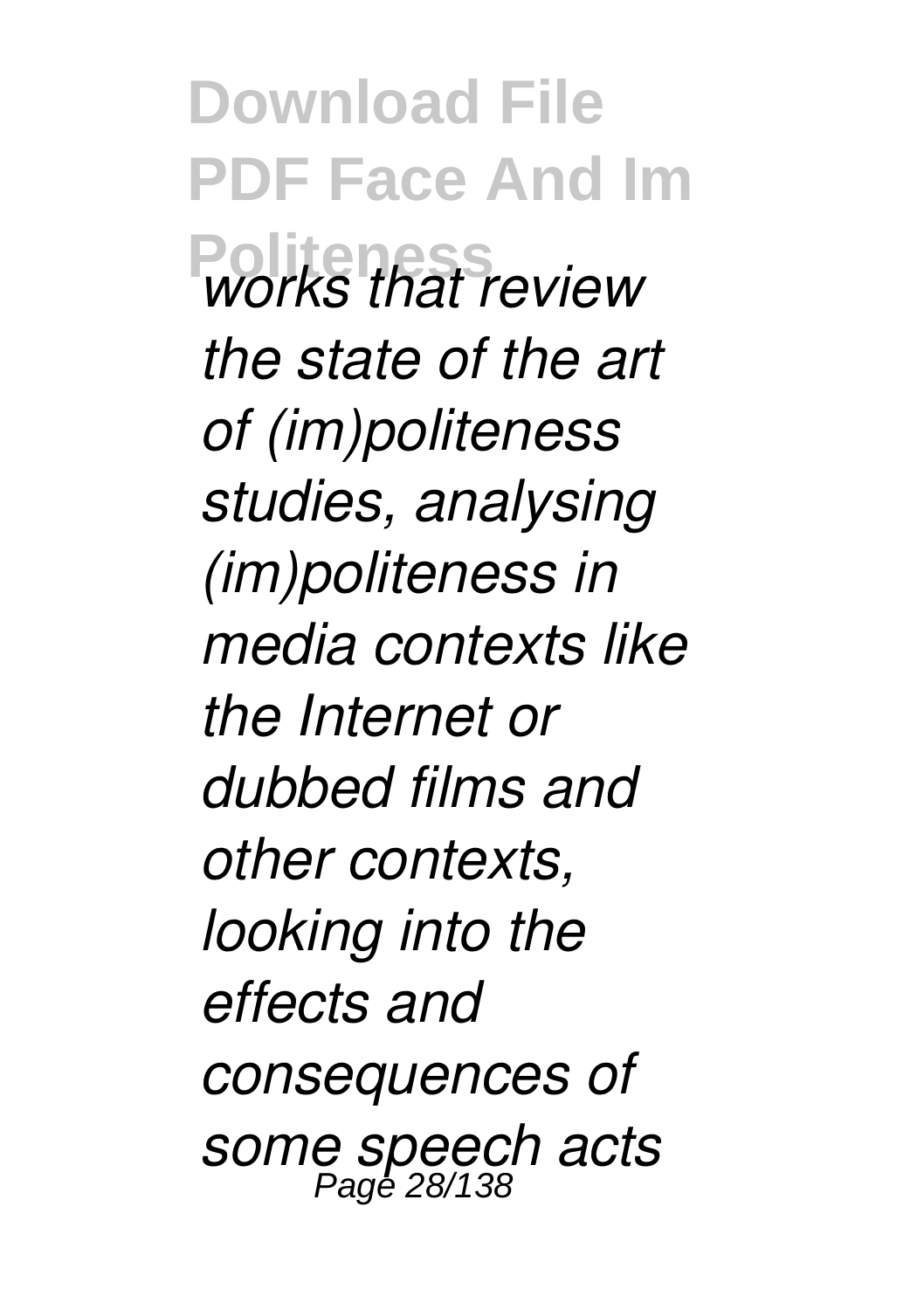*works that review the state of the art of (im)politeness studies, analysing (im)politeness in media contexts like the Internet or dubbed films and other contexts, looking into the effects and consequences of some speech acts*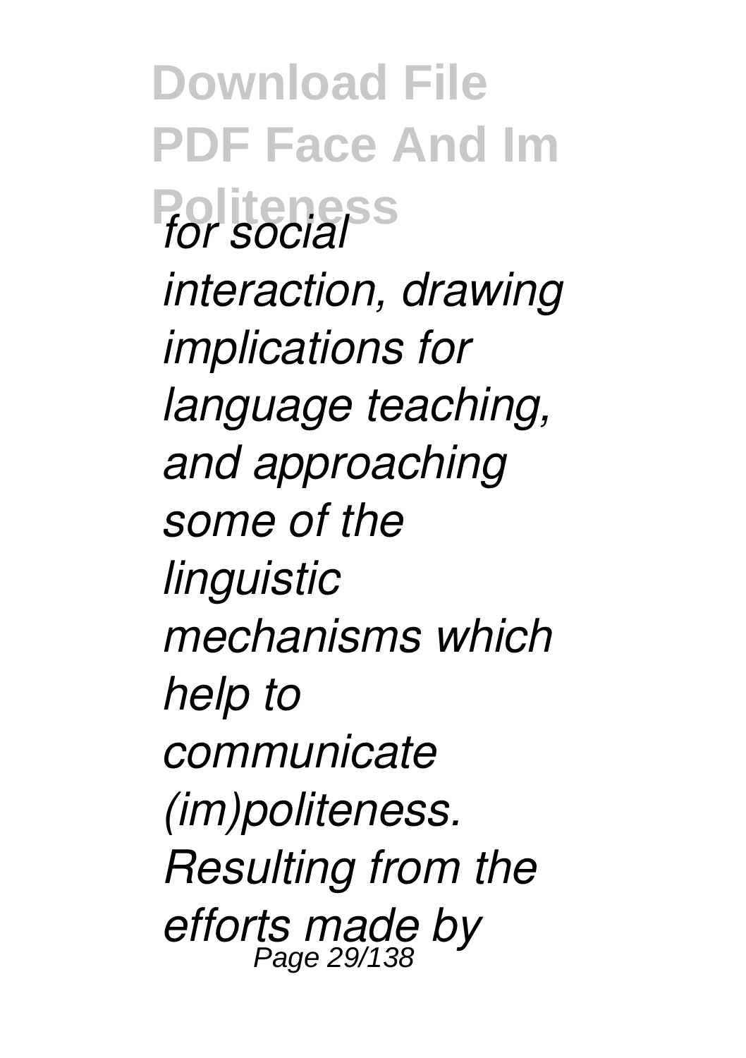*for social interaction, drawing implications for language teaching, and approaching some of the linguistic mechanisms which help to communicate (im)politeness. Resulting from the efforts made by*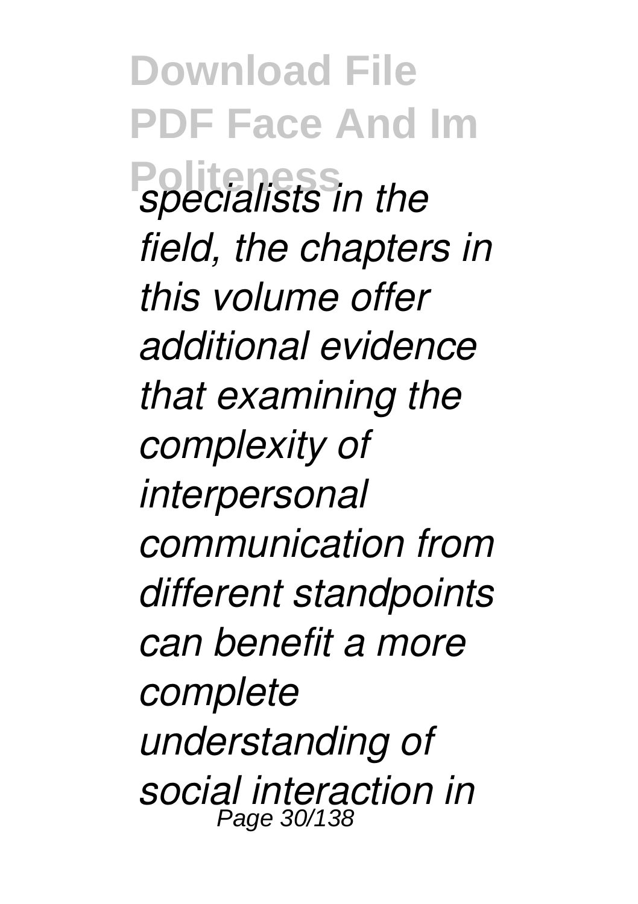*specialists in the field, the chapters in this volume offer additional evidence that examining the complexity of interpersonal communication from different standpoints can benefit a more complete understanding of social interaction in*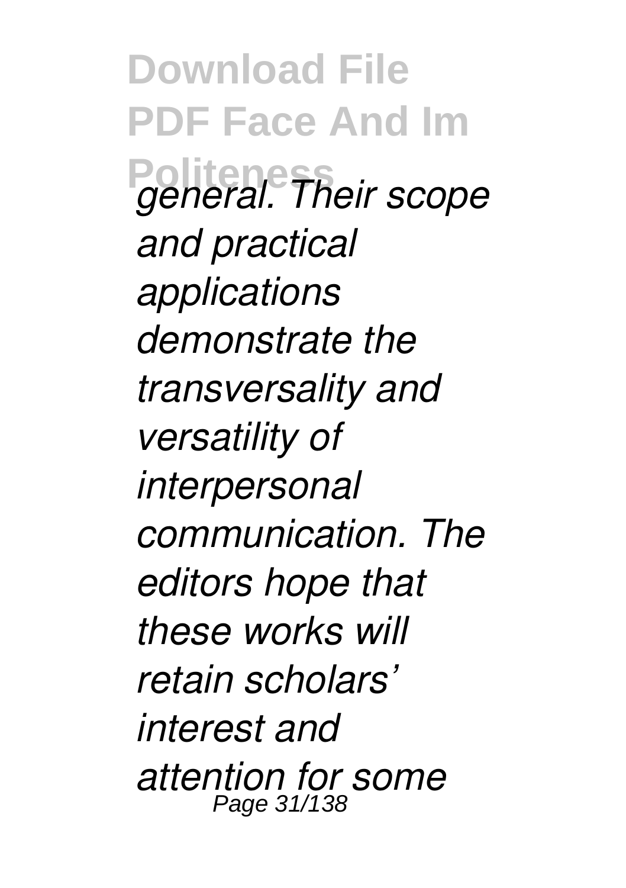*general. Their scope and practical applications demonstrate the transversality and versatility of interpersonal communication. The editors hope that these works will retain scholars' interest and attention for some*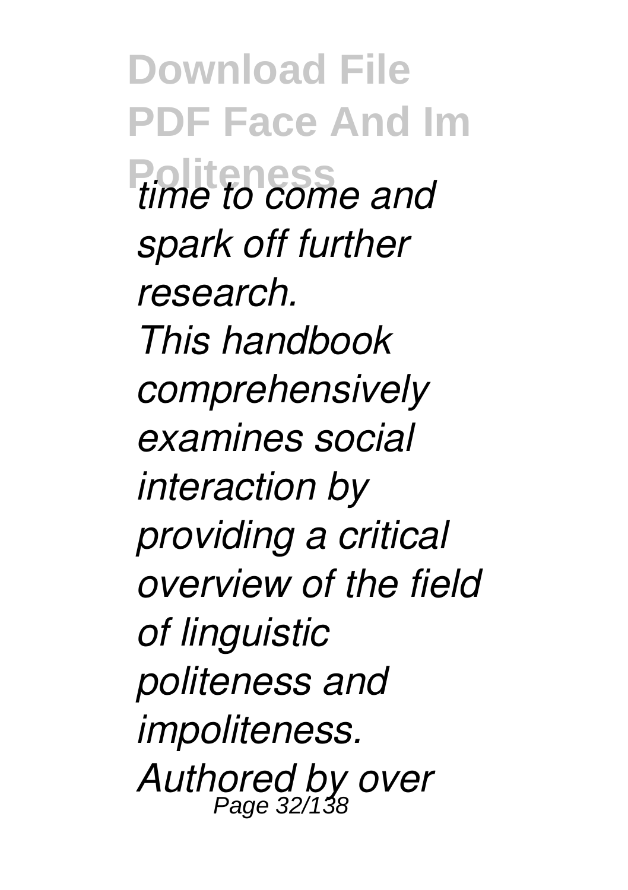*time to come and spark off further research.*

*This handbook comprehensively examines social interaction by providing a critical overview of the field of linguistic politeness and impoliteness. Authored by over*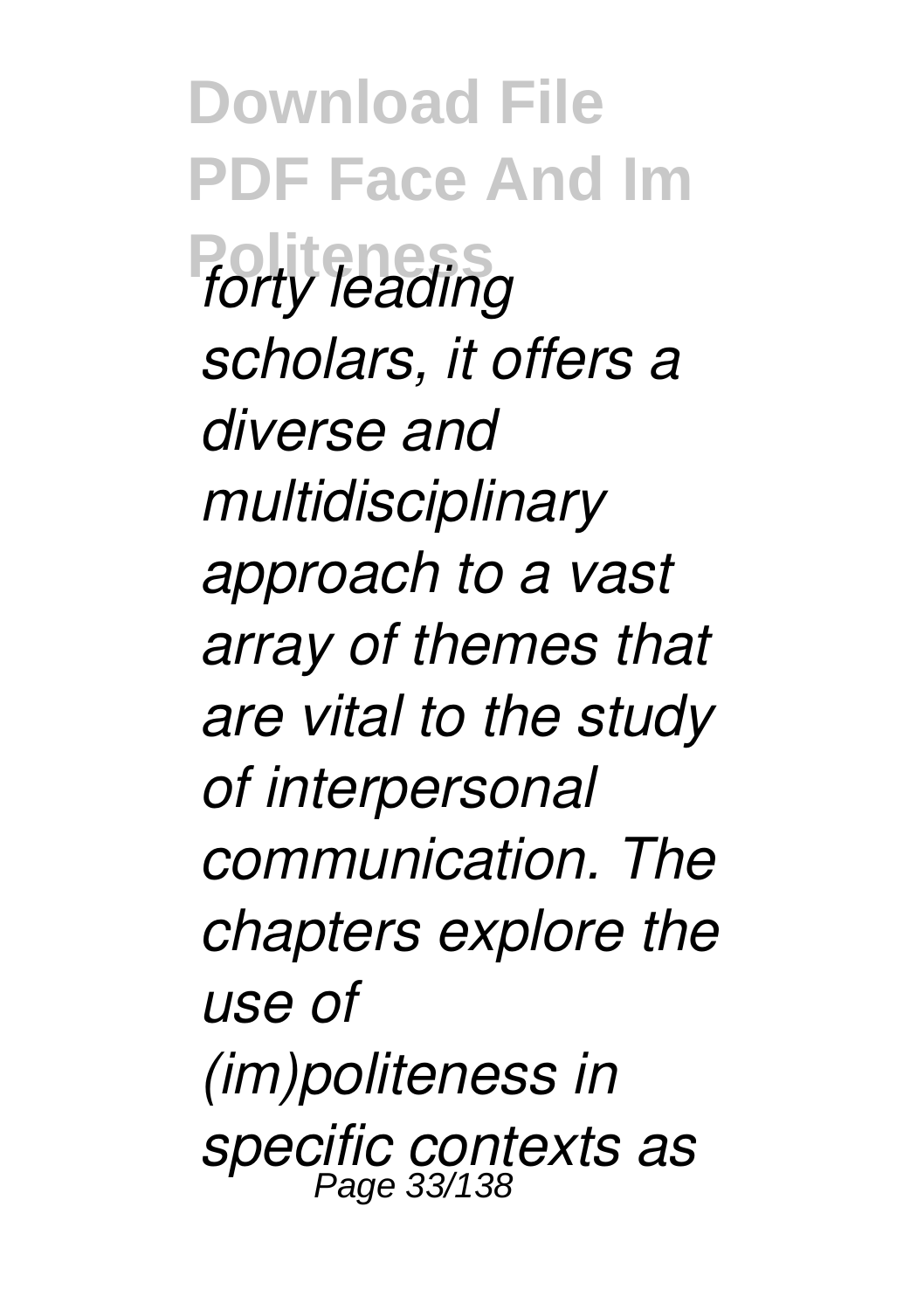*forty leading scholars, it offers a diverse and multidisciplinary approach to a vast array of themes that are vital to the study of interpersonal communication. The chapters explore the use of (im)politeness in specific contexts as*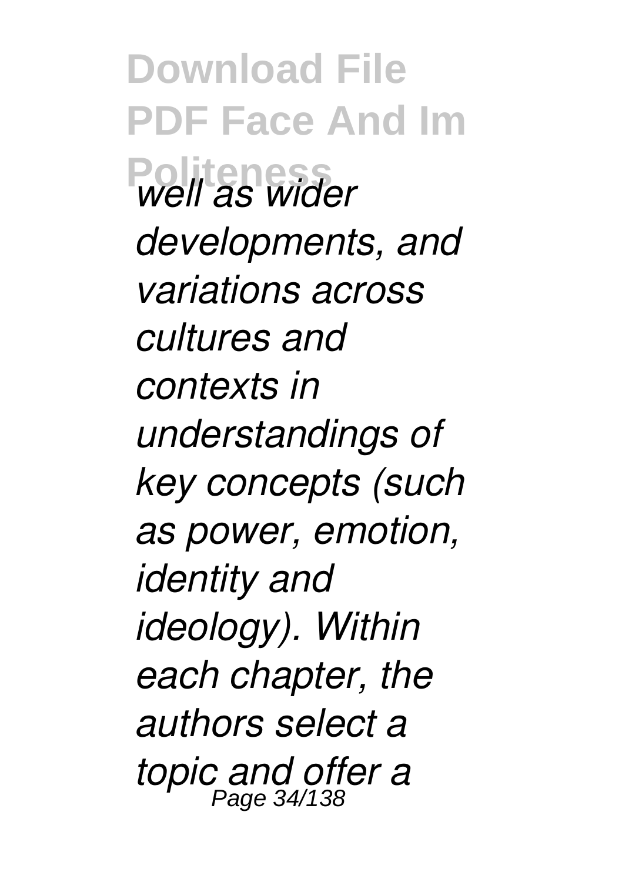*well as wider developments, and variations across cultures and contexts in understandings of key concepts (such as power, emotion, identity and ideology). Within each chapter, the authors select a topic and offer a*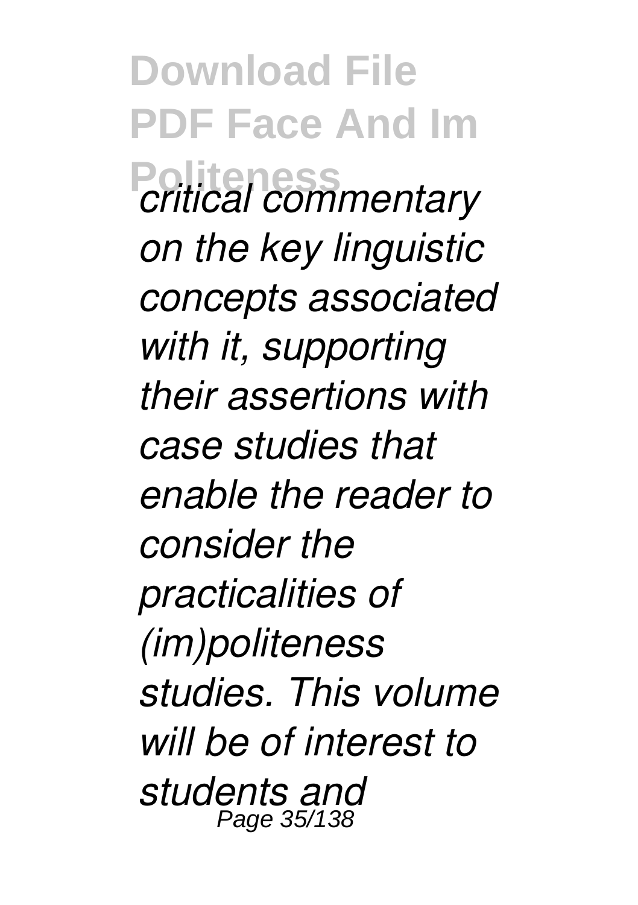*critical commentary on the key linguistic concepts associated with it, supporting their assertions with case studies that enable the reader to consider the practicalities of (im)politeness studies. This volume will be of interest to students and*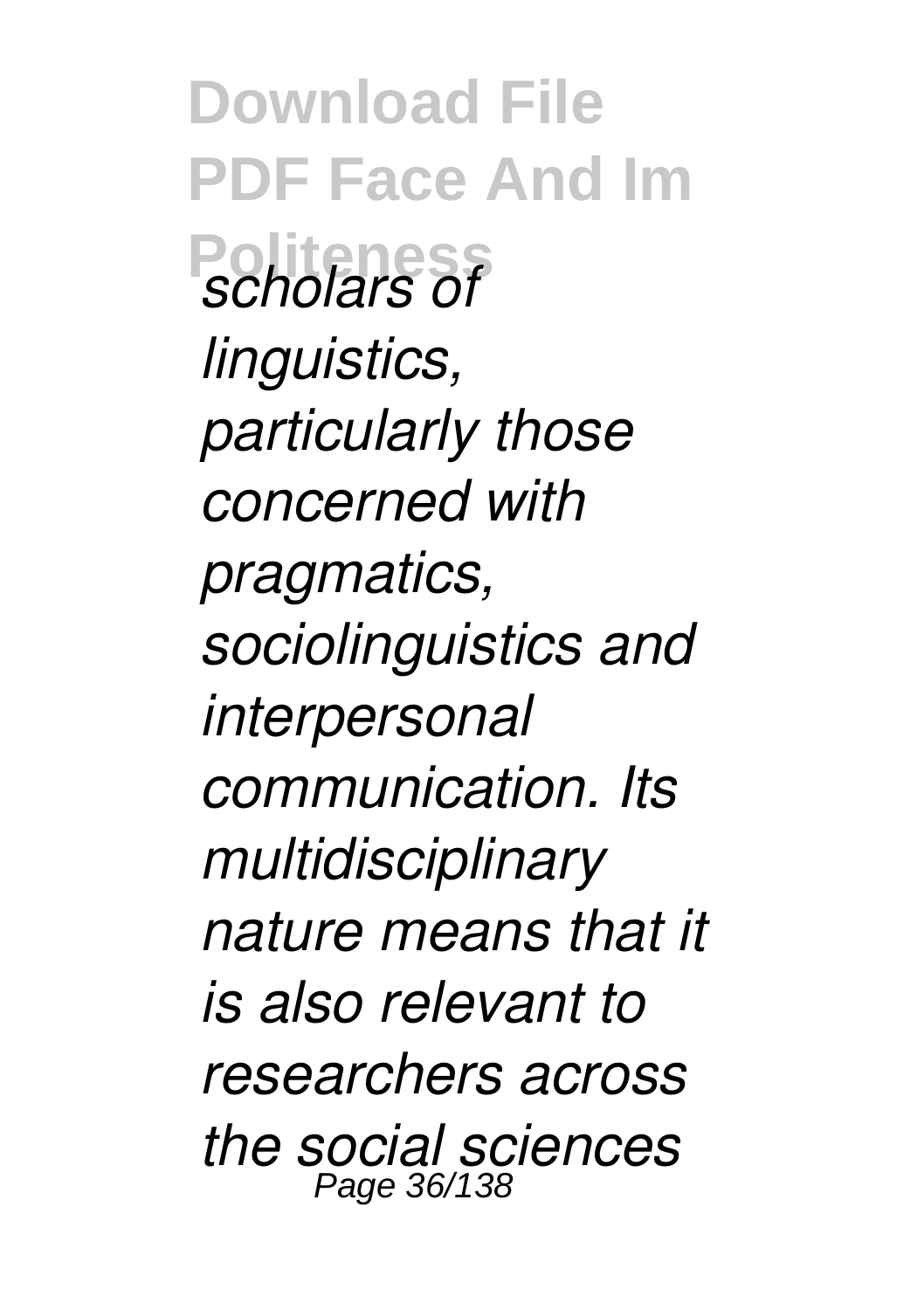*scholars of linguistics, particularly those concerned with pragmatics, sociolinguistics and interpersonal communication. Its multidisciplinary nature means that it is also relevant to researchers across the social sciences*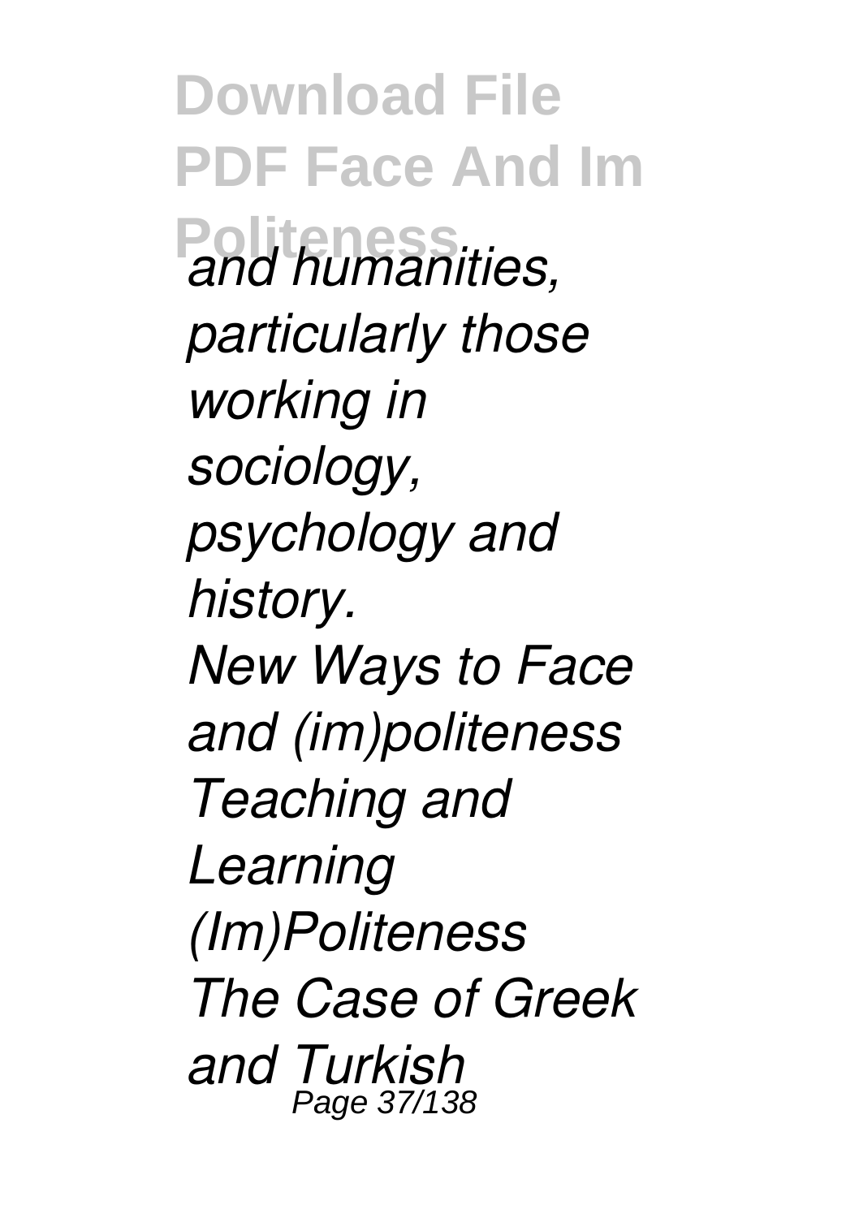*and humanities, particularly those working in sociology, psychology and history.*

*New Ways to Face and (im)politeness*

*Teaching and Learning (Im)Politeness*

*The Case of Greek and Turkish*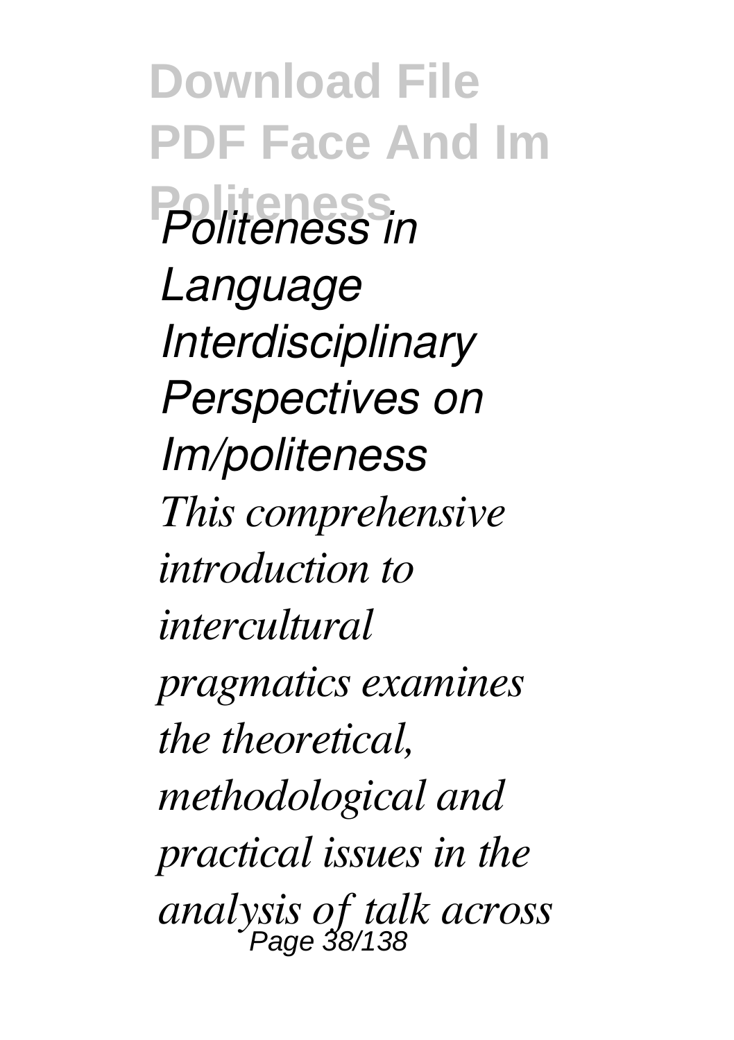*Politeness in Language Interdisciplinary Perspectives on Im/politeness*

*This comprehensive introduction to intercultural pragmatics examines the theoretical, methodological and practical issues in the analysis of talk across*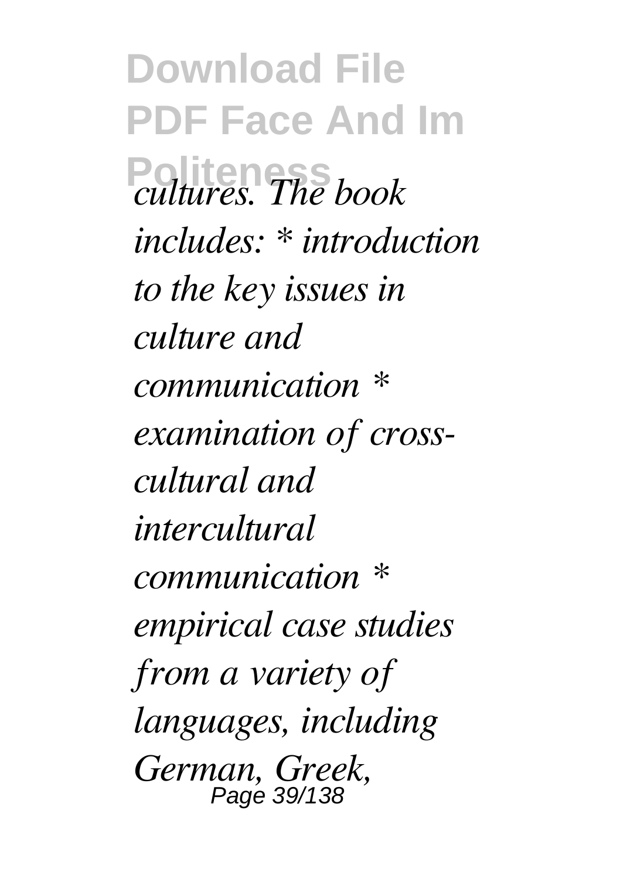*cultures. The book includes: * introduction to the key issues in culture and communication * examination of cross-cultural and intercultural communication * empirical case studies from a variety of languages, including German, Greek,*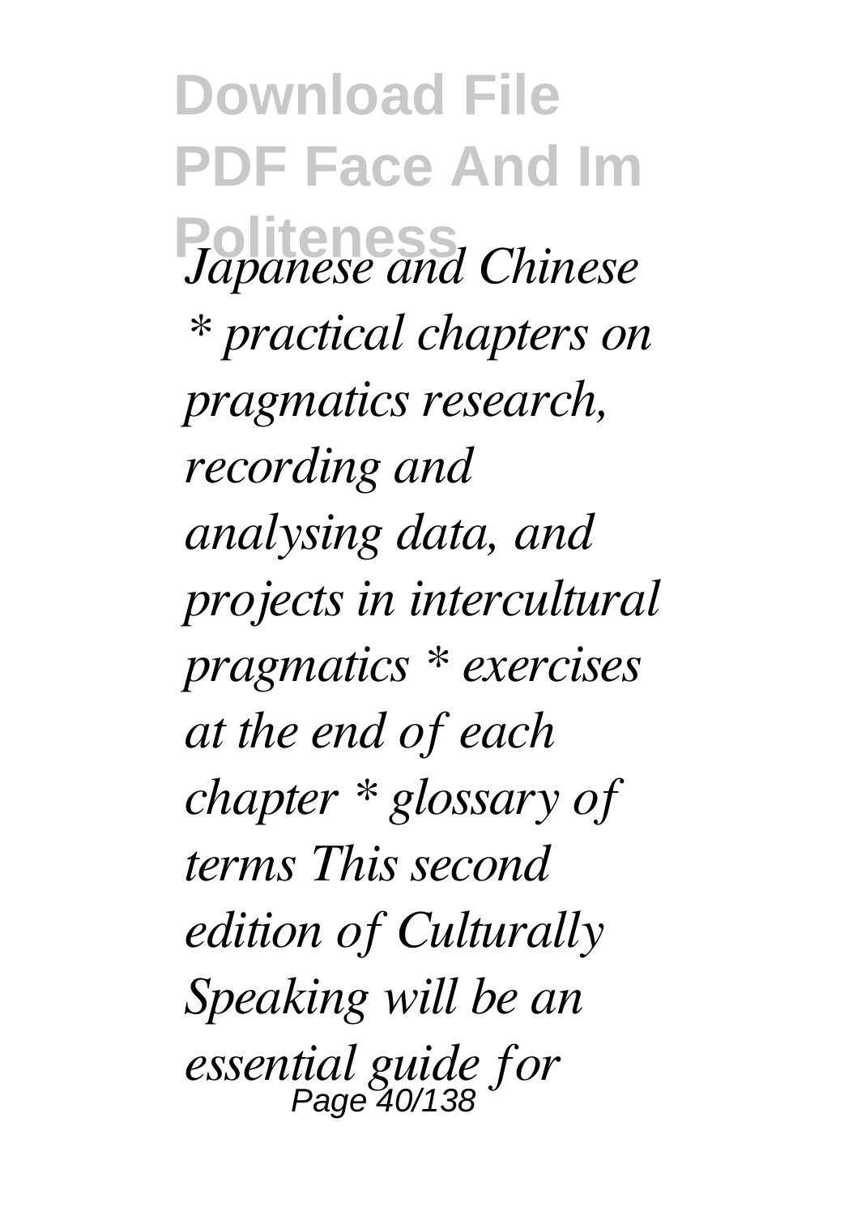*Japanese and Chinese * practical chapters on pragmatics research, recording and analysing data, and projects in intercultural pragmatics * exercises at the end of each chapter * glossary of terms This second edition of Culturally Speaking will be an essential guide for*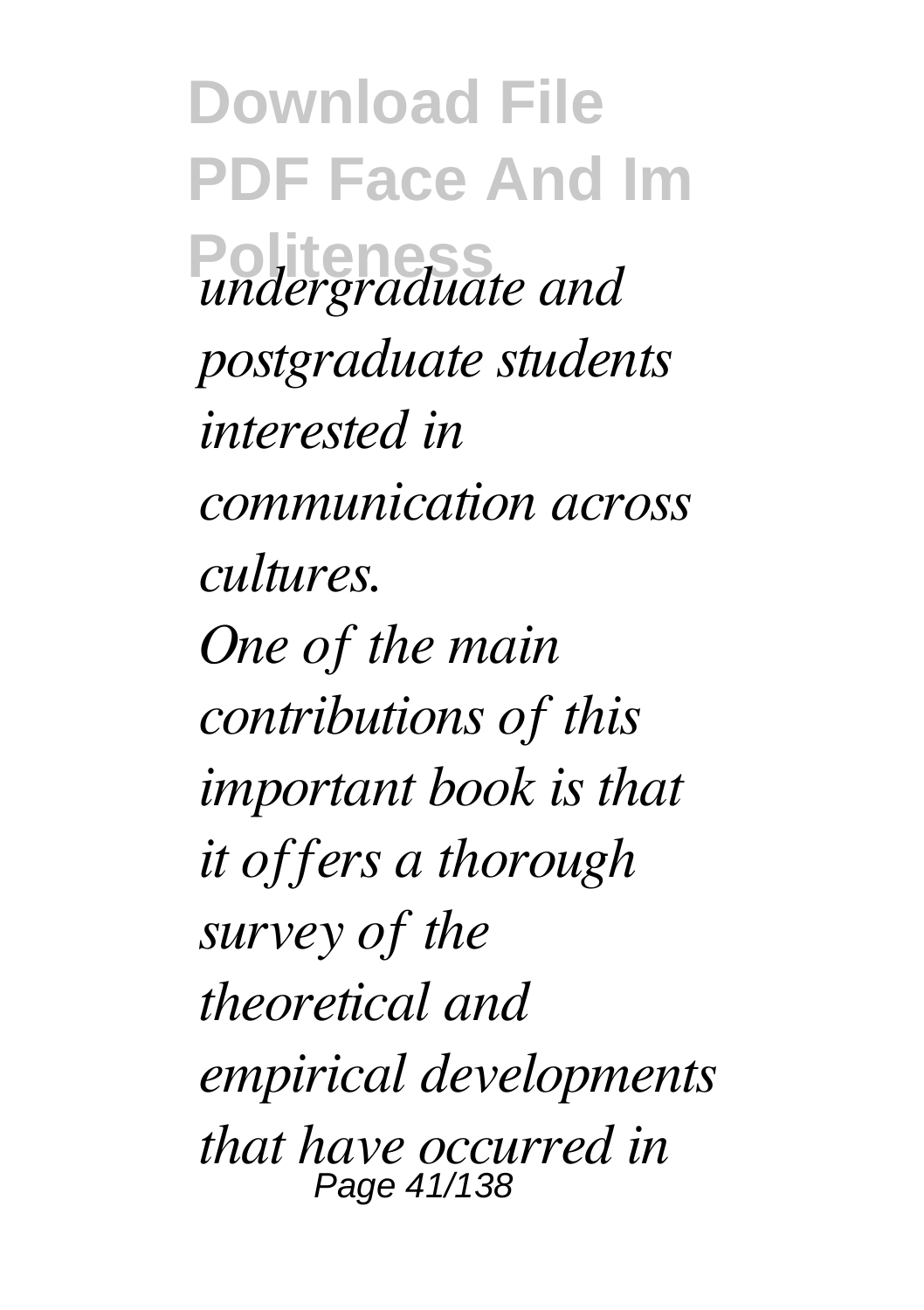*undergraduate and postgraduate students interested in communication across cultures.*

*One of the main contributions of this important book is that it offers a thorough survey of the theoretical and empirical developments that have occurred in*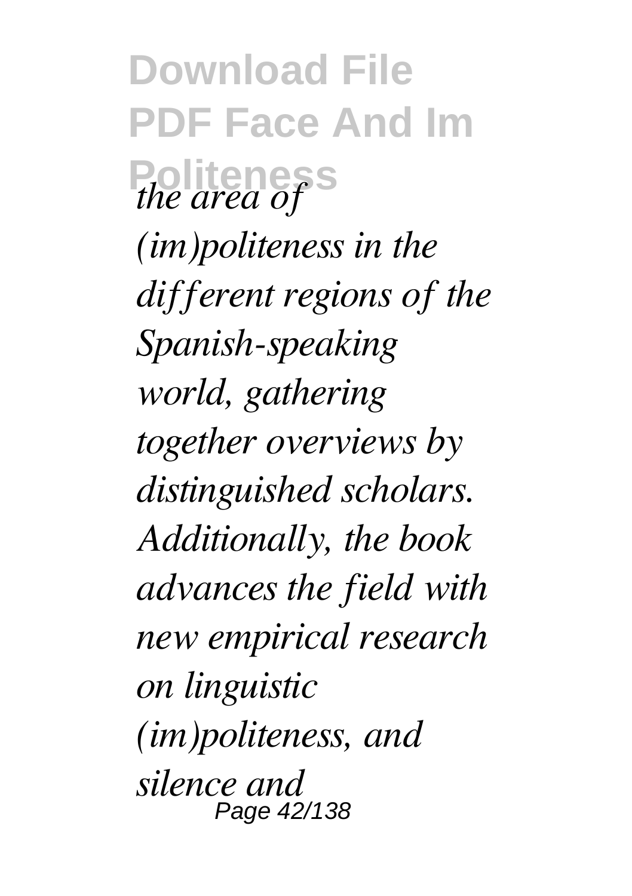*the area of (im)politeness in the different regions of the Spanish-speaking world, gathering together overviews by distinguished scholars. Additionally, the book advances the field with new empirical research on linguistic (im)politeness, and silence and*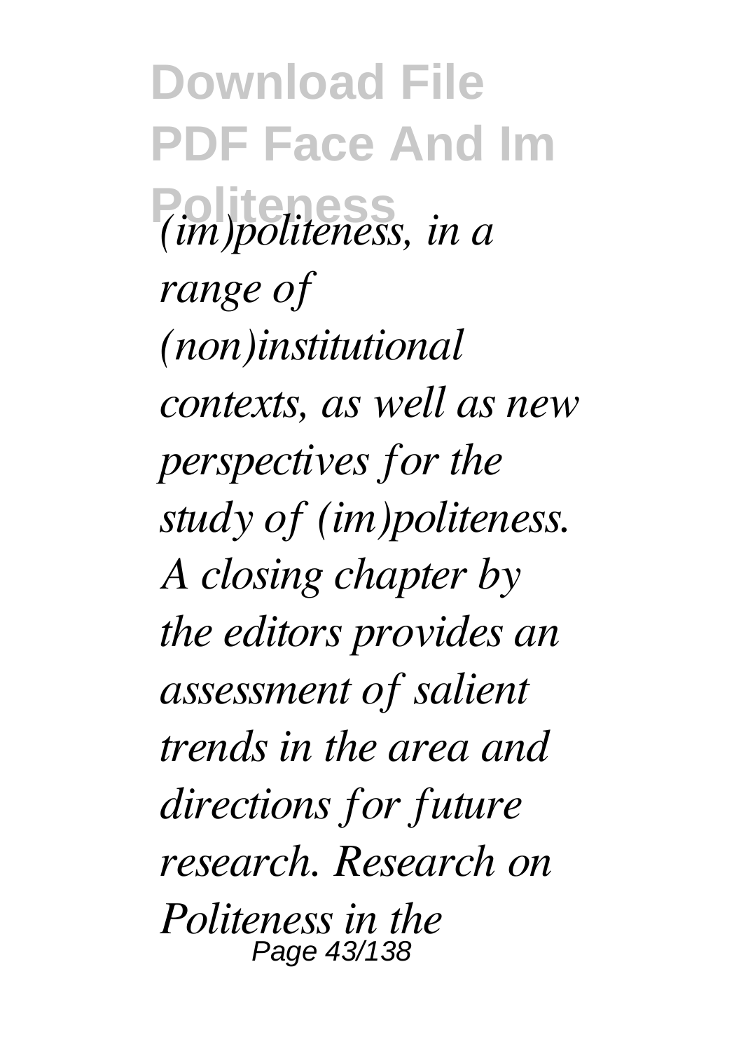*(im)politeness, in a range of (non)institutional contexts, as well as new perspectives for the study of (im)politeness. A closing chapter by the editors provides an assessment of salient trends in the area and directions for future research. Research on Politeness in the*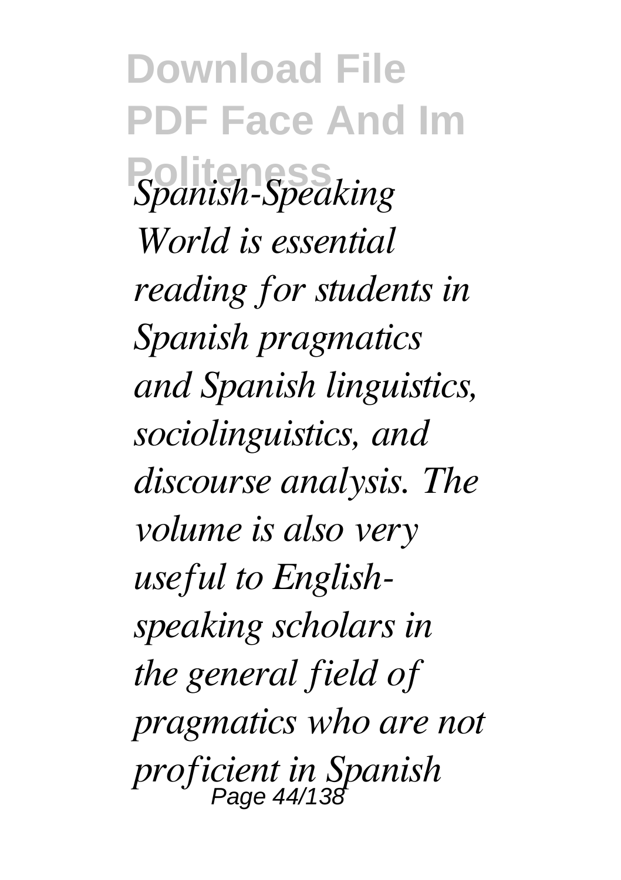*Spanish-Speaking World is essential reading for students in Spanish pragmatics and Spanish linguistics, sociolinguistics, and discourse analysis. The volume is also very useful to English-speaking scholars in the general field of pragmatics who are not proficient in Spanish*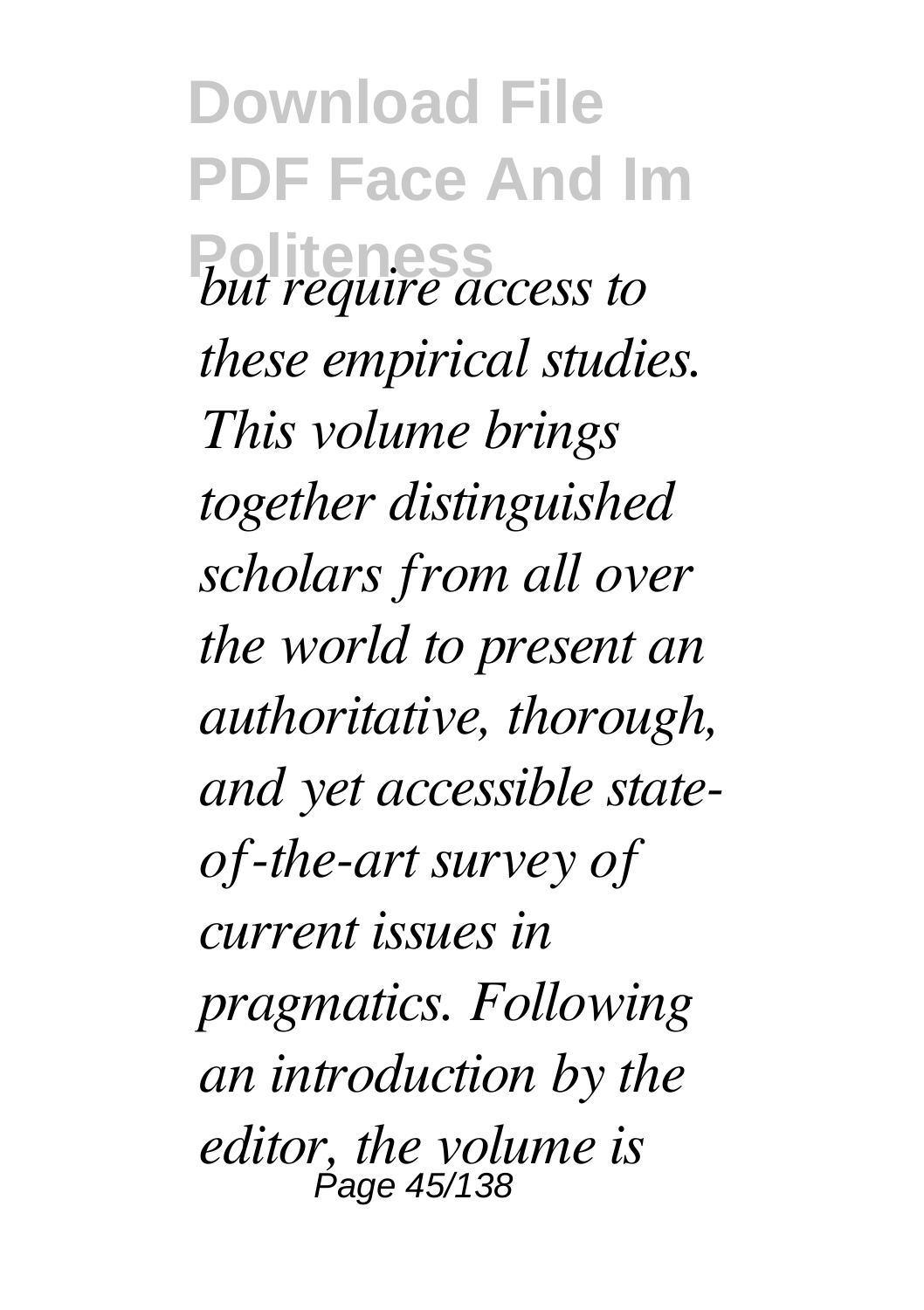*but require access to these empirical studies. This volume brings together distinguished scholars from all over the world to present an authoritative, thorough, and yet accessible state-of-the-art survey of current issues in pragmatics. Following an introduction by the editor, the volume is*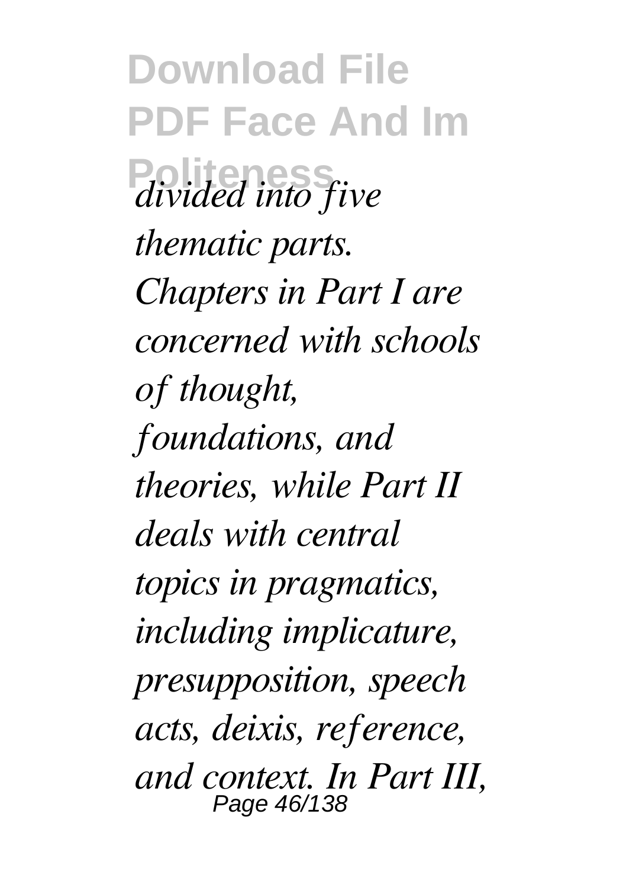*divided into five thematic parts. Chapters in Part I are concerned with schools of thought, foundations, and theories, while Part II deals with central topics in pragmatics, including implicature, presupposition, speech acts, deixis, reference, and context. In Part III,*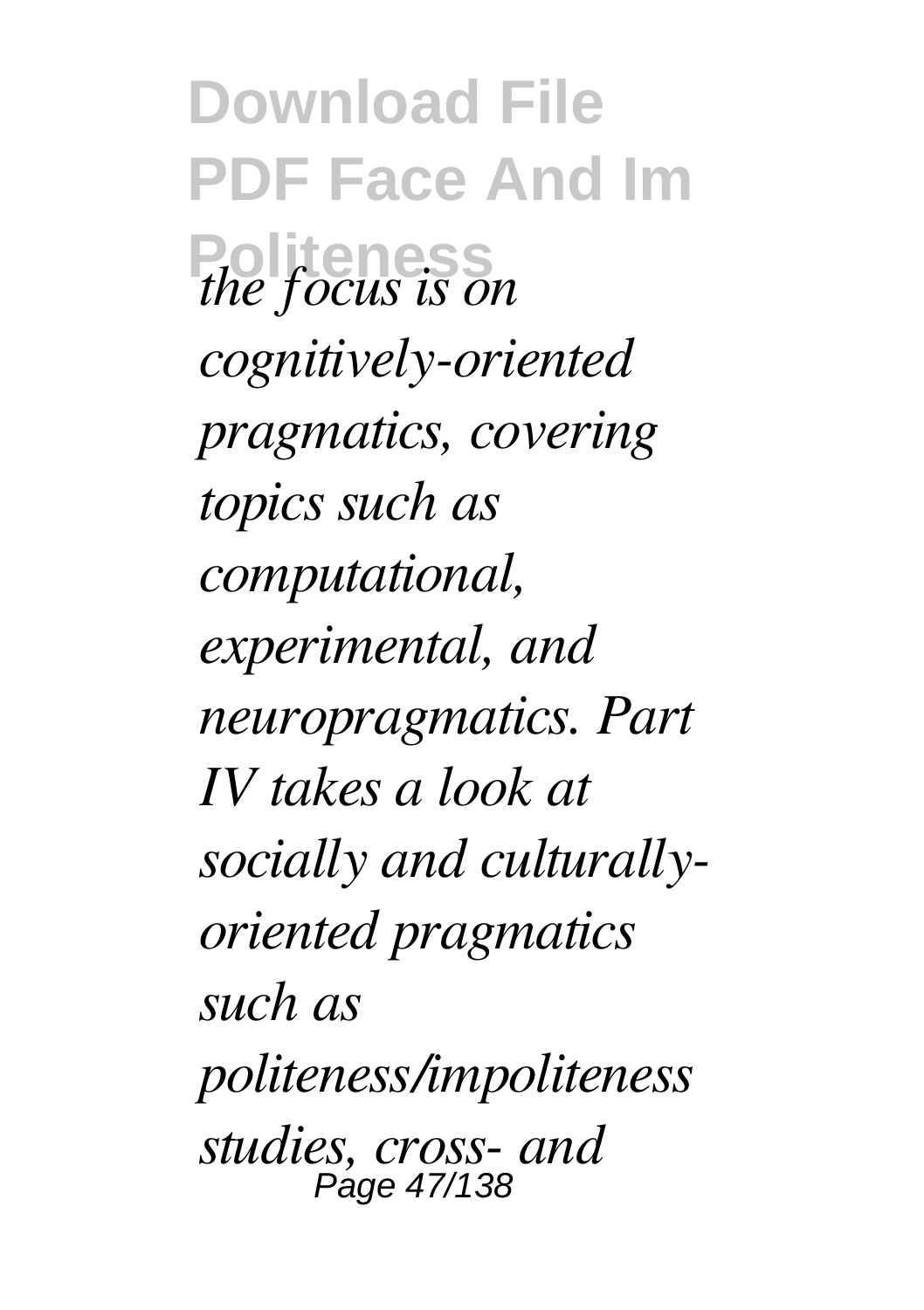*the focus is on cognitively-oriented pragmatics, covering topics such as computational, experimental, and neuropragmatics. Part IV takes a look at socially and culturally-oriented pragmatics such as politeness/impoliteness studies, cross- and*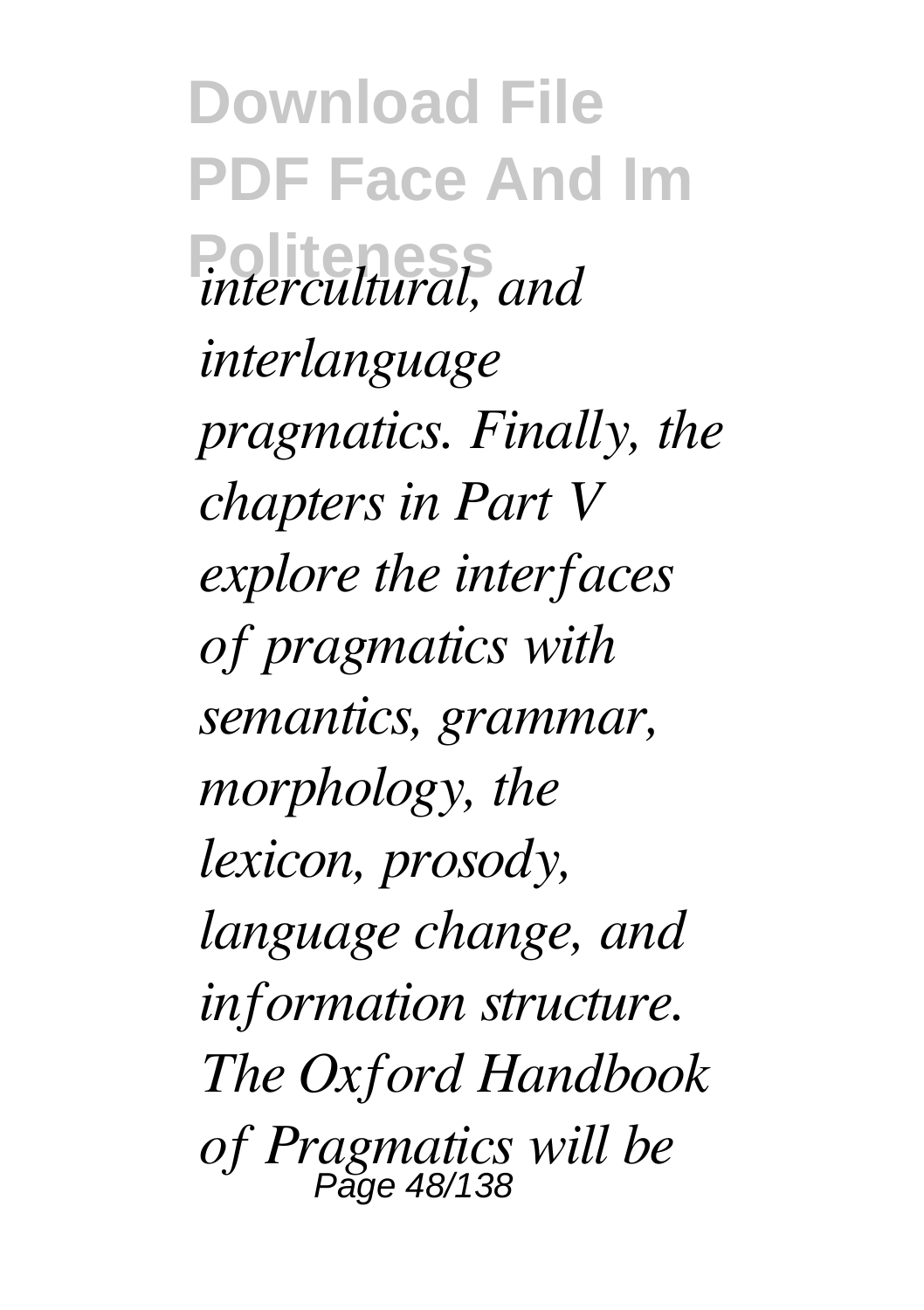*intercultural, and interlanguage pragmatics. Finally, the chapters in Part V explore the interfaces of pragmatics with semantics, grammar, morphology, the lexicon, prosody, language change, and information structure. The Oxford Handbook of Pragmatics will be*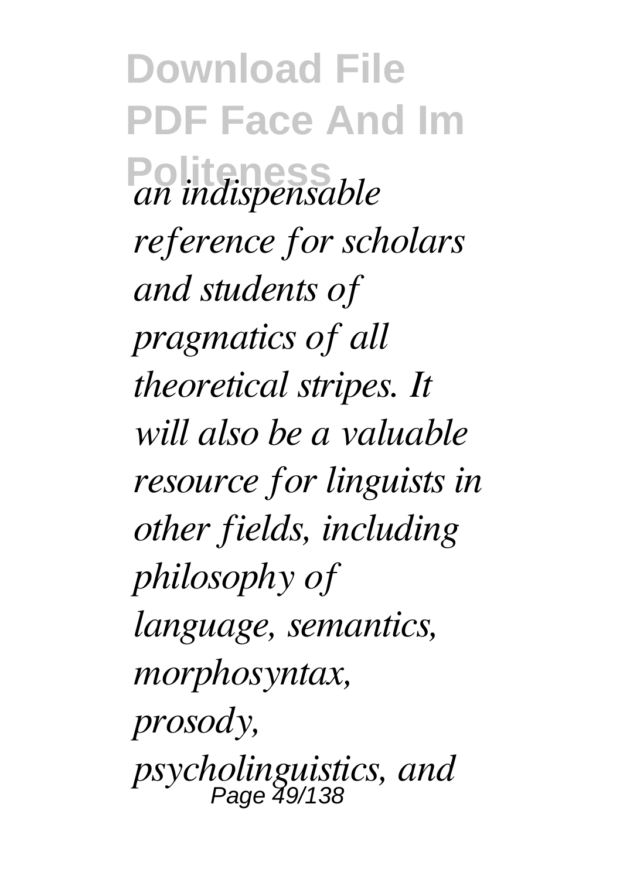*an indispensable reference for scholars and students of pragmatics of all theoretical stripes. It will also be a valuable resource for linguists in other fields, including philosophy of language, semantics, morphosyntax, prosody, psycholinguistics, and*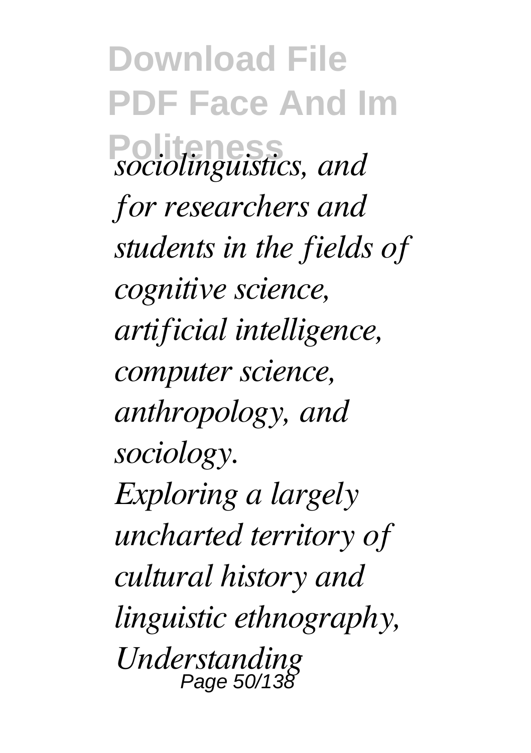*sociolinguistics, and for researchers and students in the fields of cognitive science, artificial intelligence, computer science, anthropology, and sociology.*

*Exploring a largely uncharted territory of cultural history and linguistic ethnography, Understanding*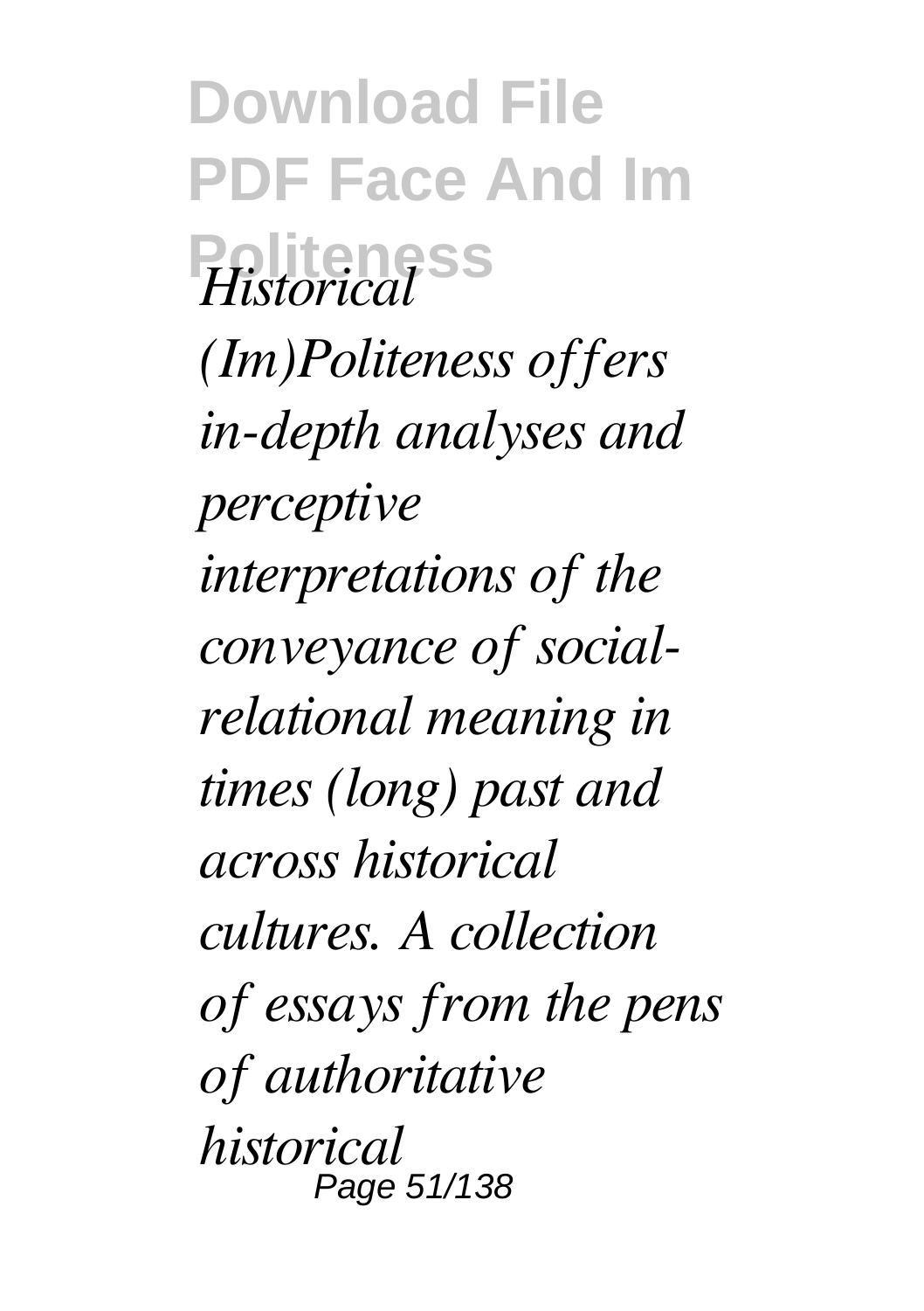*Historical (Im)Politeness offers in-depth analyses and perceptive interpretations of the conveyance of social-relational meaning in times (long) past and across historical cultures. A collection of essays from the pens of authoritative historical*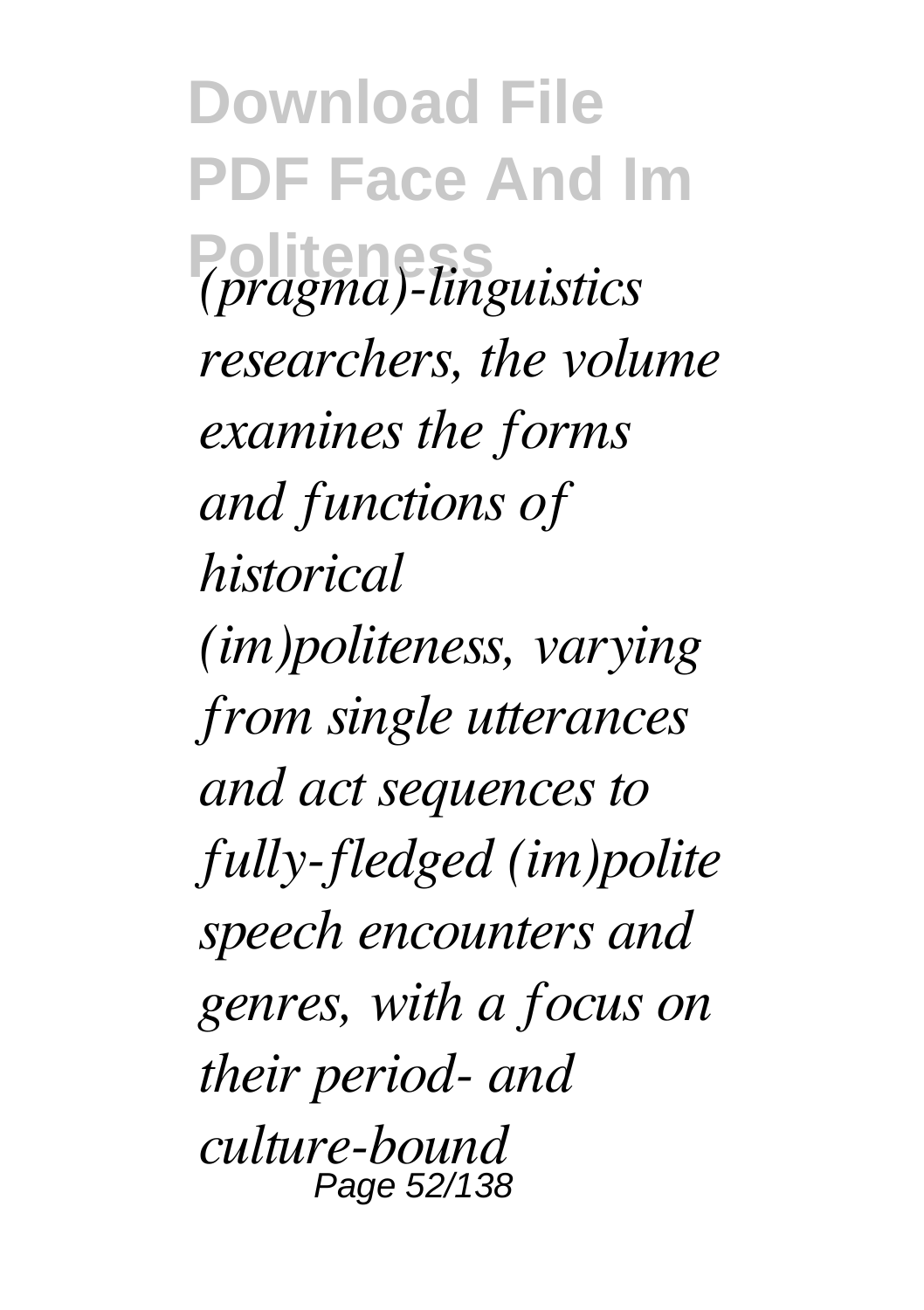*(pragma)-linguistics researchers, the volume examines the forms and functions of historical (im)politeness, varying from single utterances and act sequences to fully-fledged (im)polite speech encounters and genres, with a focus on their period- and culture-bound*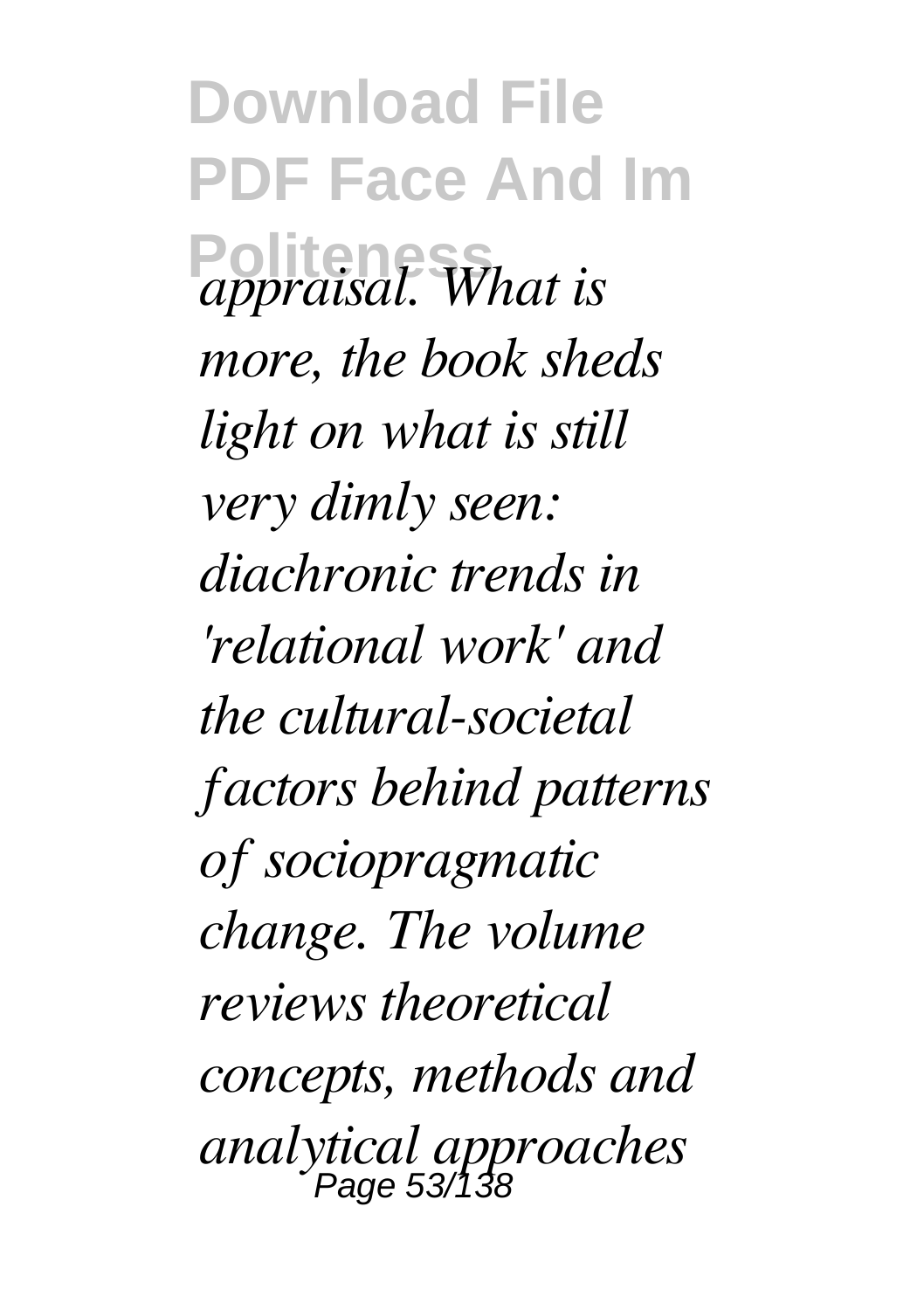*appraisal. What is more, the book sheds light on what is still very dimly seen: diachronic trends in 'relational work' and the cultural-societal factors behind patterns of sociopragmatic change. The volume reviews theoretical concepts, methods and analytical approaches*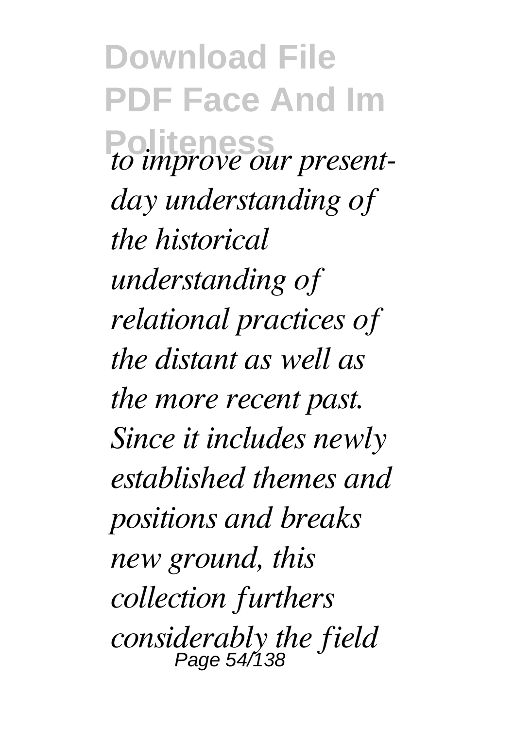*to improve our present-day understanding of the historical understanding of relational practices of the distant as well as the more recent past. Since it includes newly established themes and positions and breaks new ground, this collection furthers considerably the field*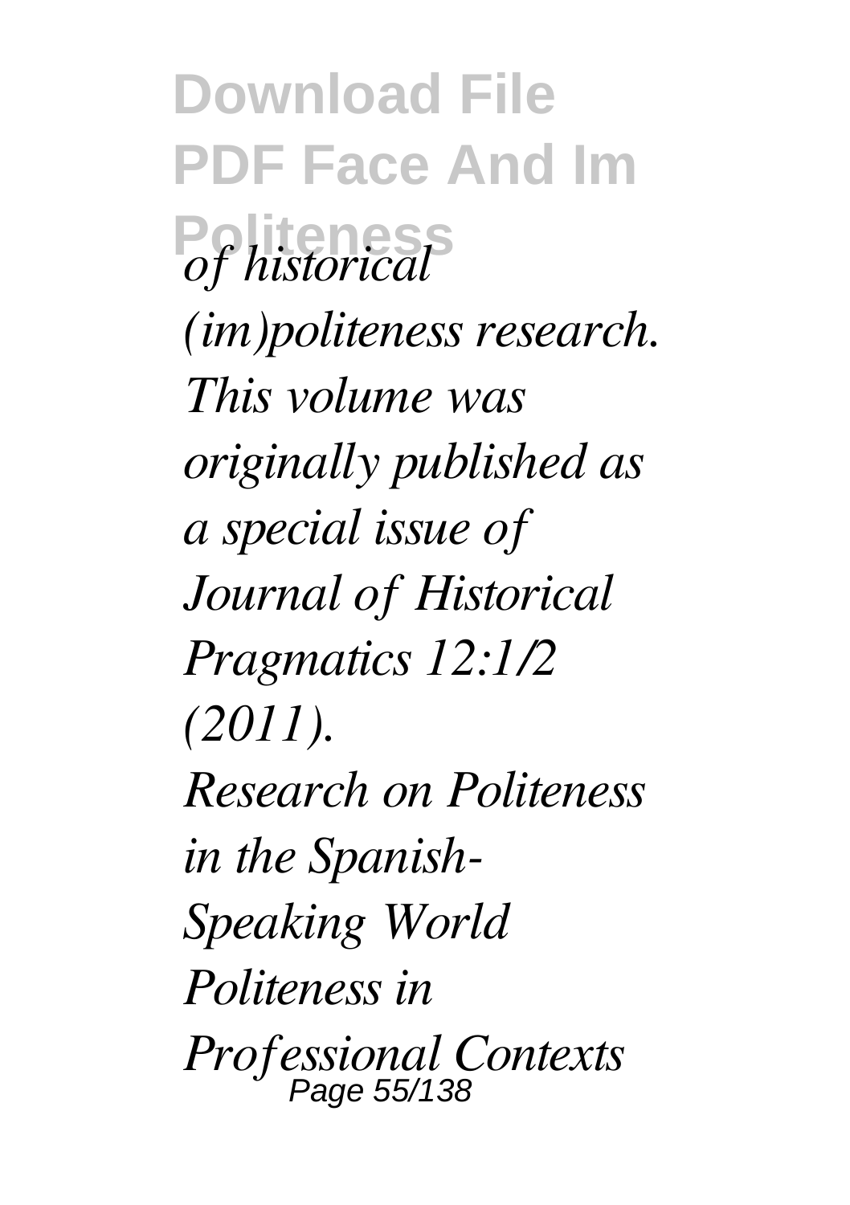*of historical (im)politeness research. This volume was originally published as a special issue of Journal of Historical Pragmatics 12:1/2 (2011).*

*Research on Politeness in the Spanish-Speaking World*

*Politeness in Professional Contexts*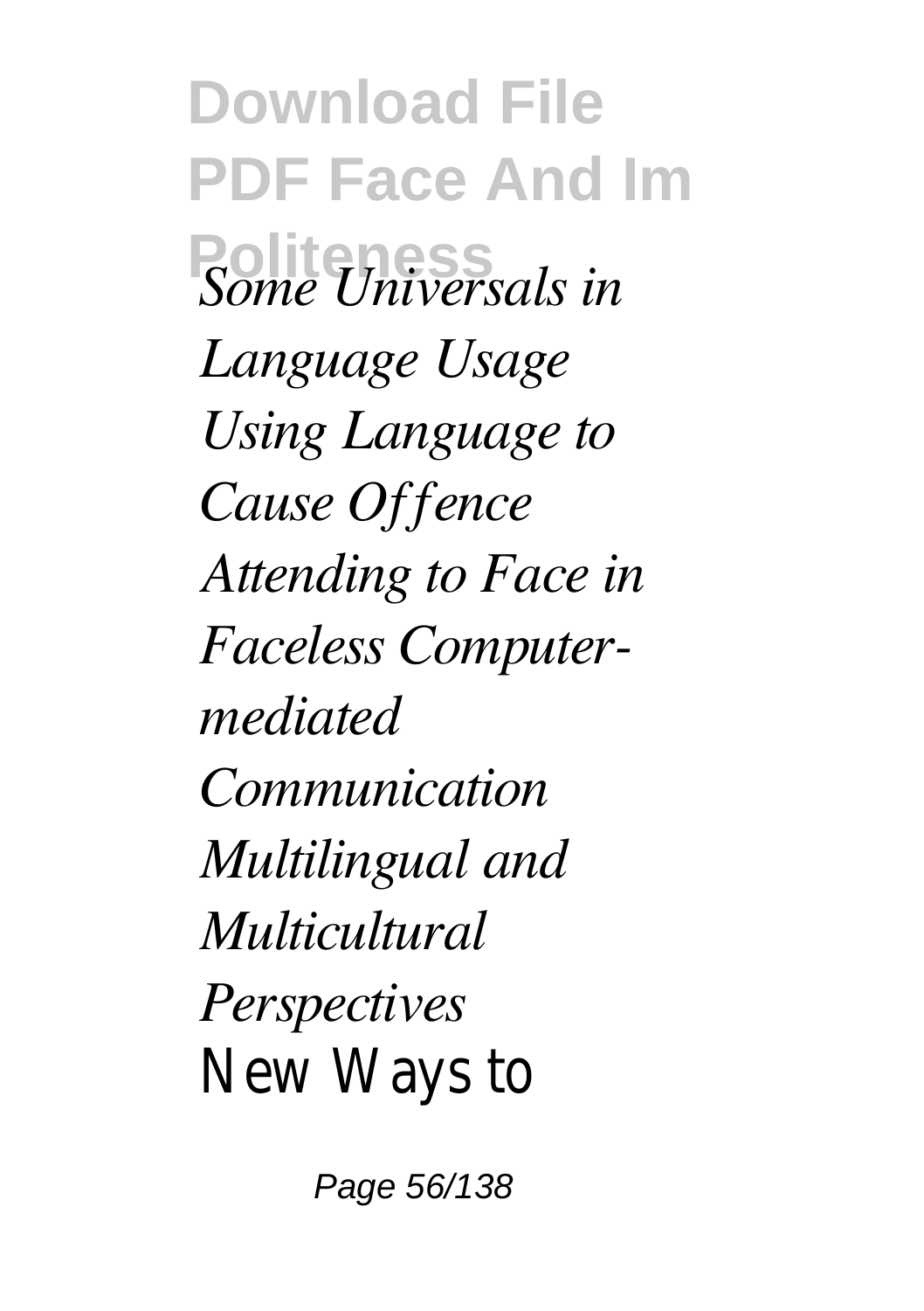*Some Universals in Language Usage*
*Using Language to Cause Offence*
*Attending to Face in Faceless Computer-mediated Communication*
*Multilingual and Multicultural Perspectives*
New Ways to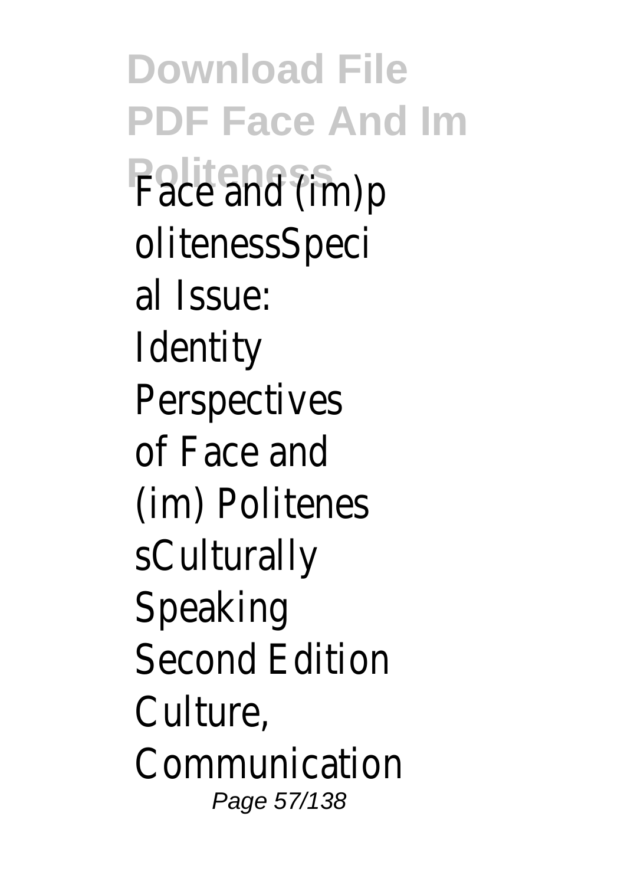Face and (im)politenessSpecial Issue: Identity Perspectives of Face and (im) PolitenessCulturally Speaking Second Edition Culture, Communication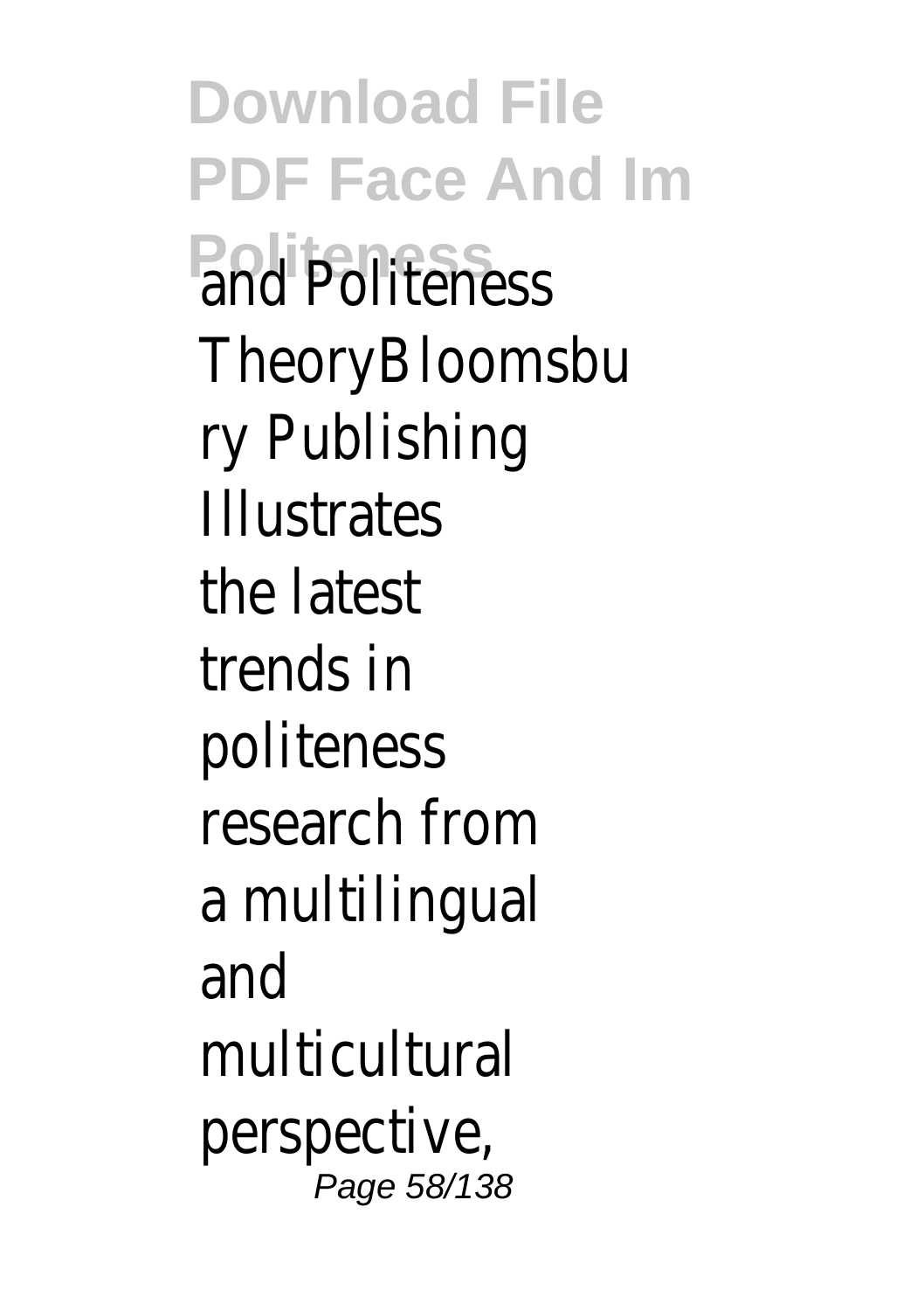and Politeness TheoryBloomsbury Publishing Illustrates the latest trends in politeness research from a multilingual and multicultural perspective,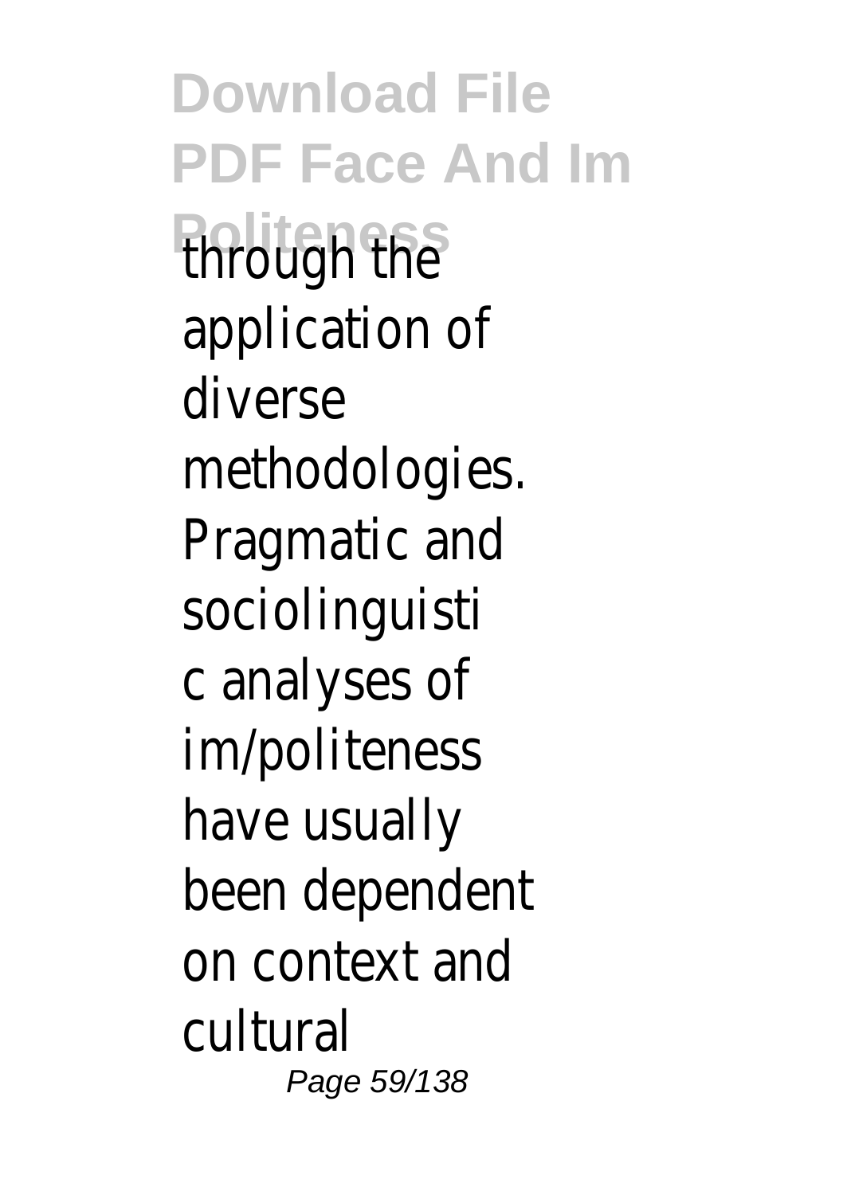through the application of diverse methodologies. Pragmatic and sociolinguistic analyses of im/politeness have usually been dependent on context and cultural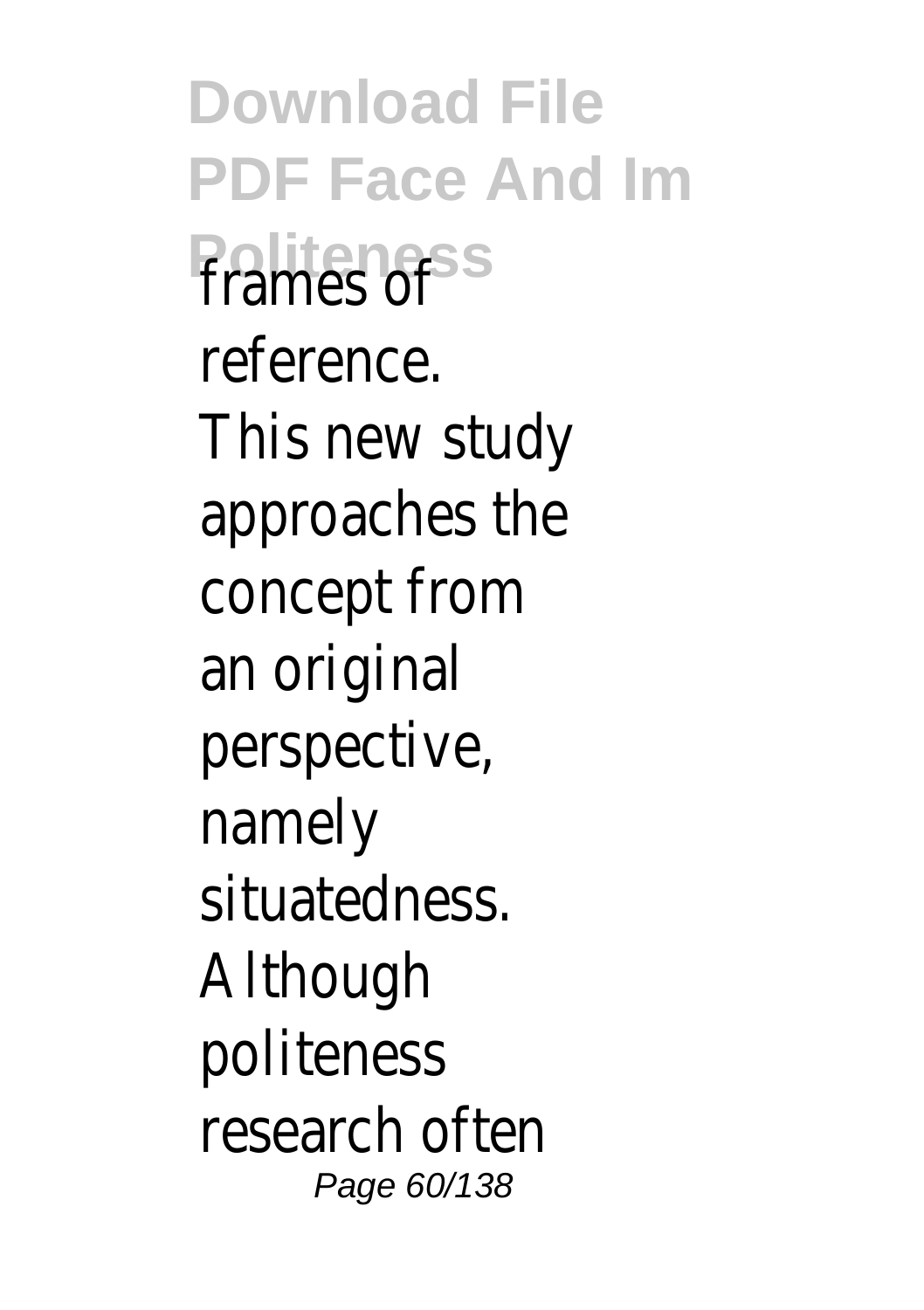frames of reference. This new study approaches the concept from an original perspective, namely situatedness. Although politeness research often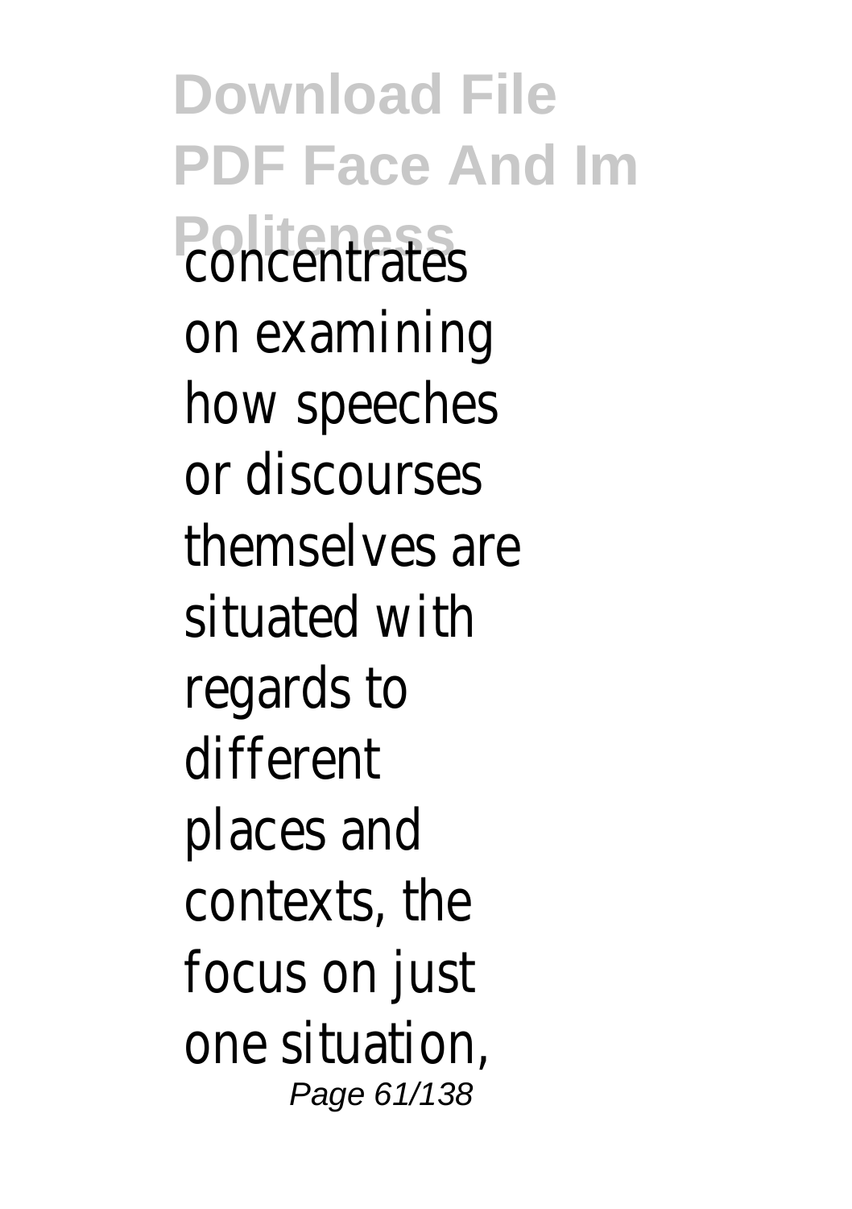concentrates on examining how speeches or discourses themselves are situated with regards to different places and contexts, the focus on just one situation,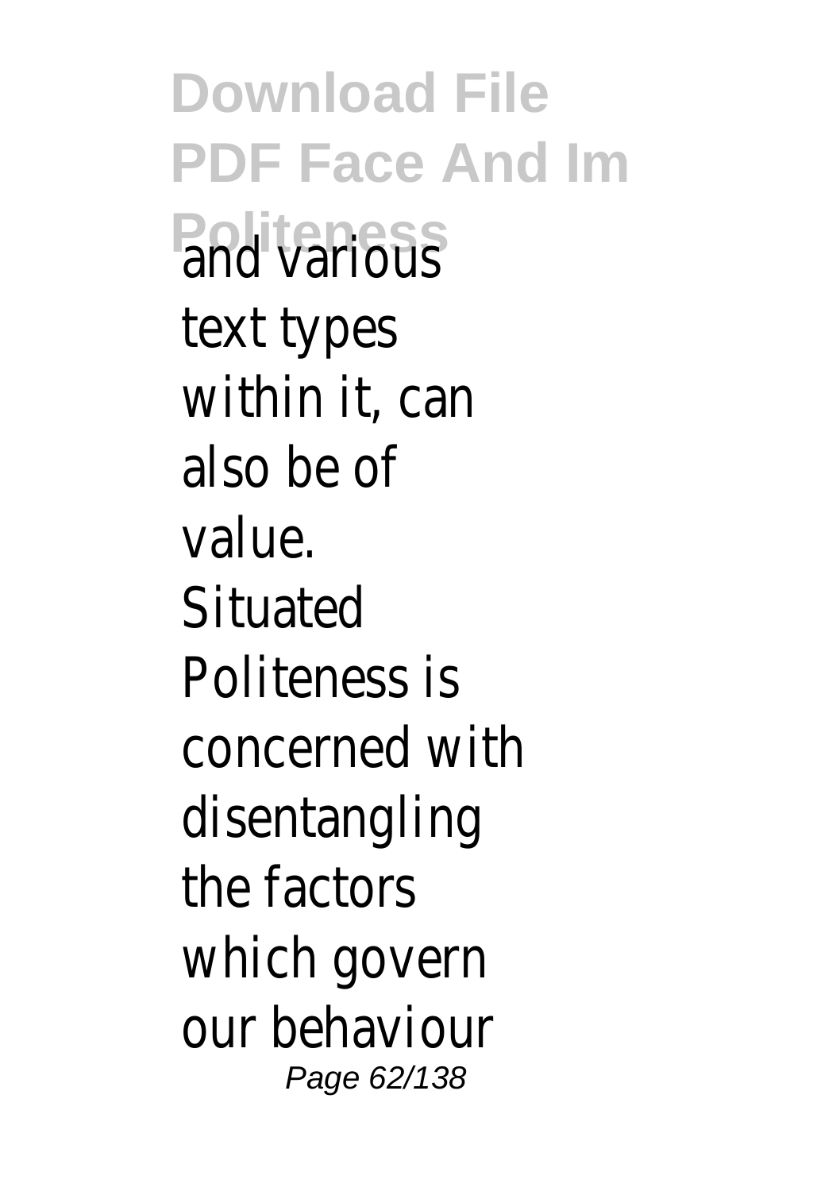and various text types within it, can also be of value. Situated Politeness is concerned with disentangling the factors which govern our behaviour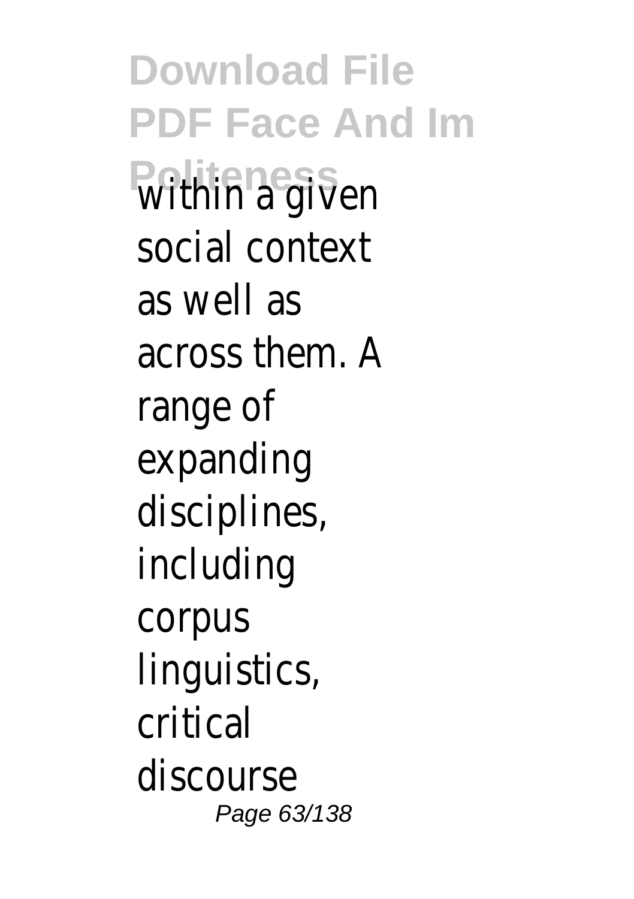within a given social context as well as across them. A range of expanding disciplines, including corpus linguistics, critical discourse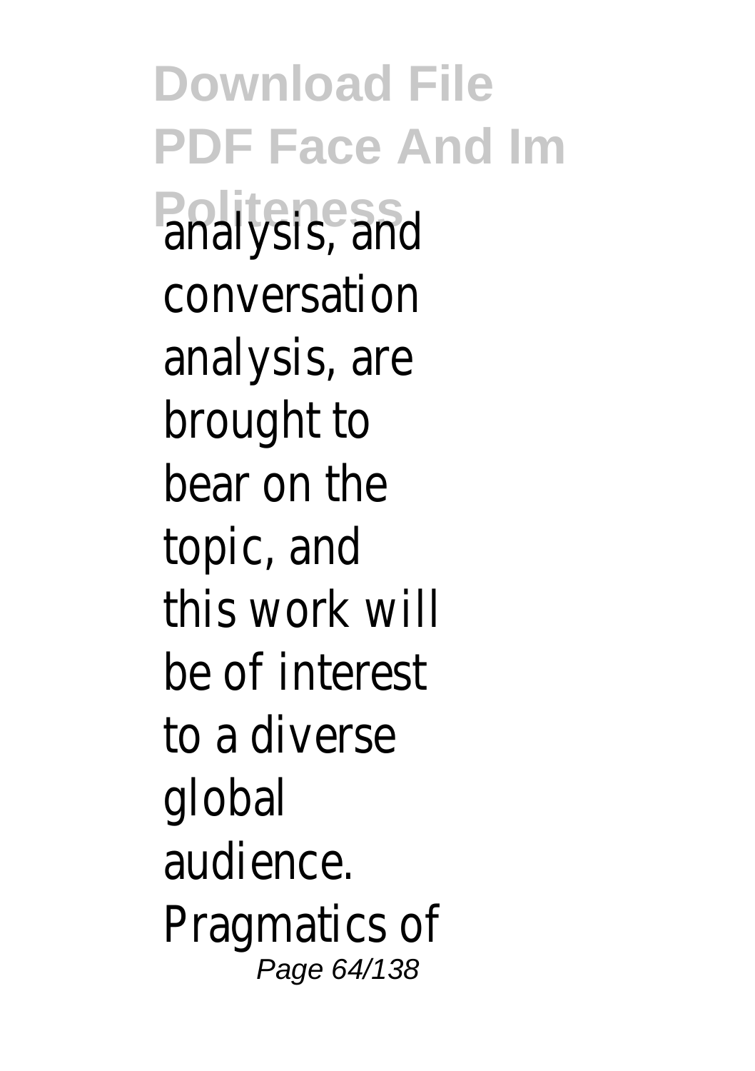analysis, and conversation analysis, are brought to bear on the topic, and this work will be of interest to a diverse global audience. Pragmatics of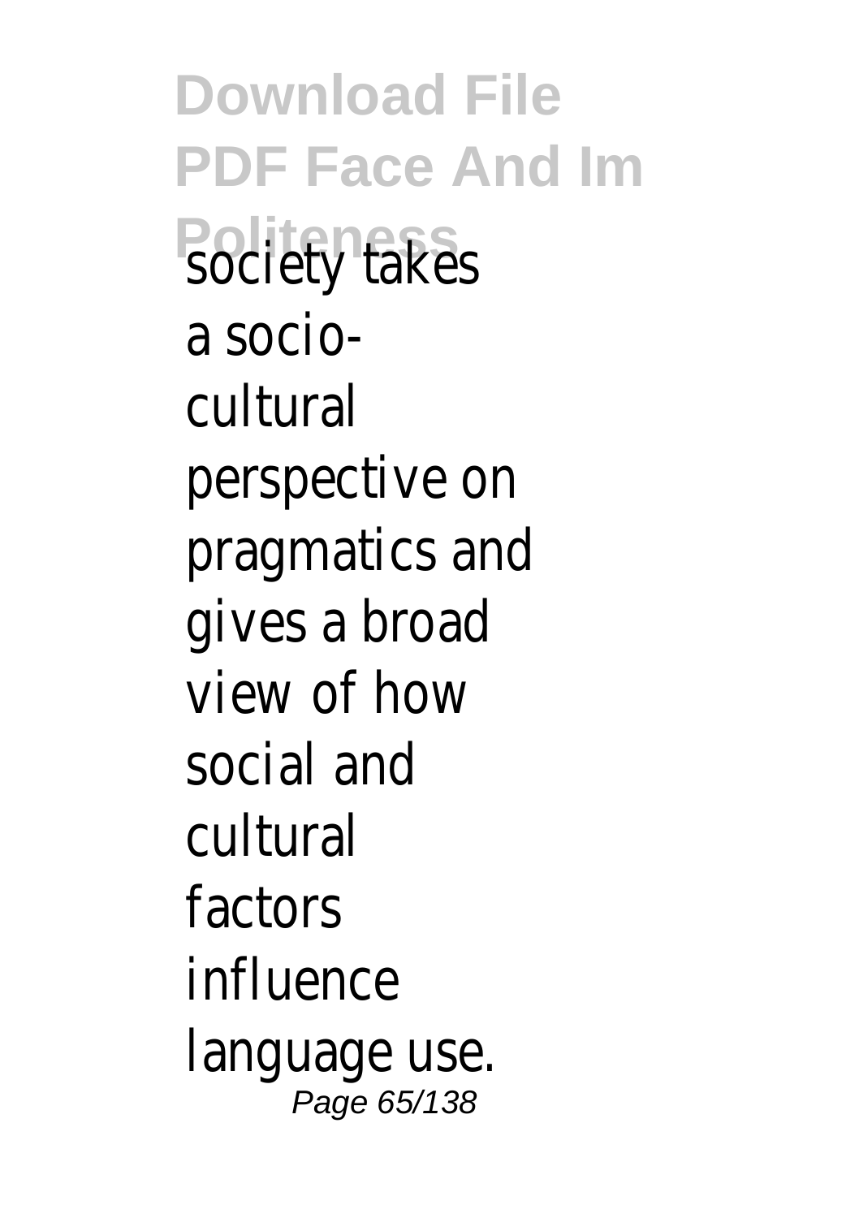society takes a socio-cultural perspective on pragmatics and gives a broad view of how social and cultural factors influence language use.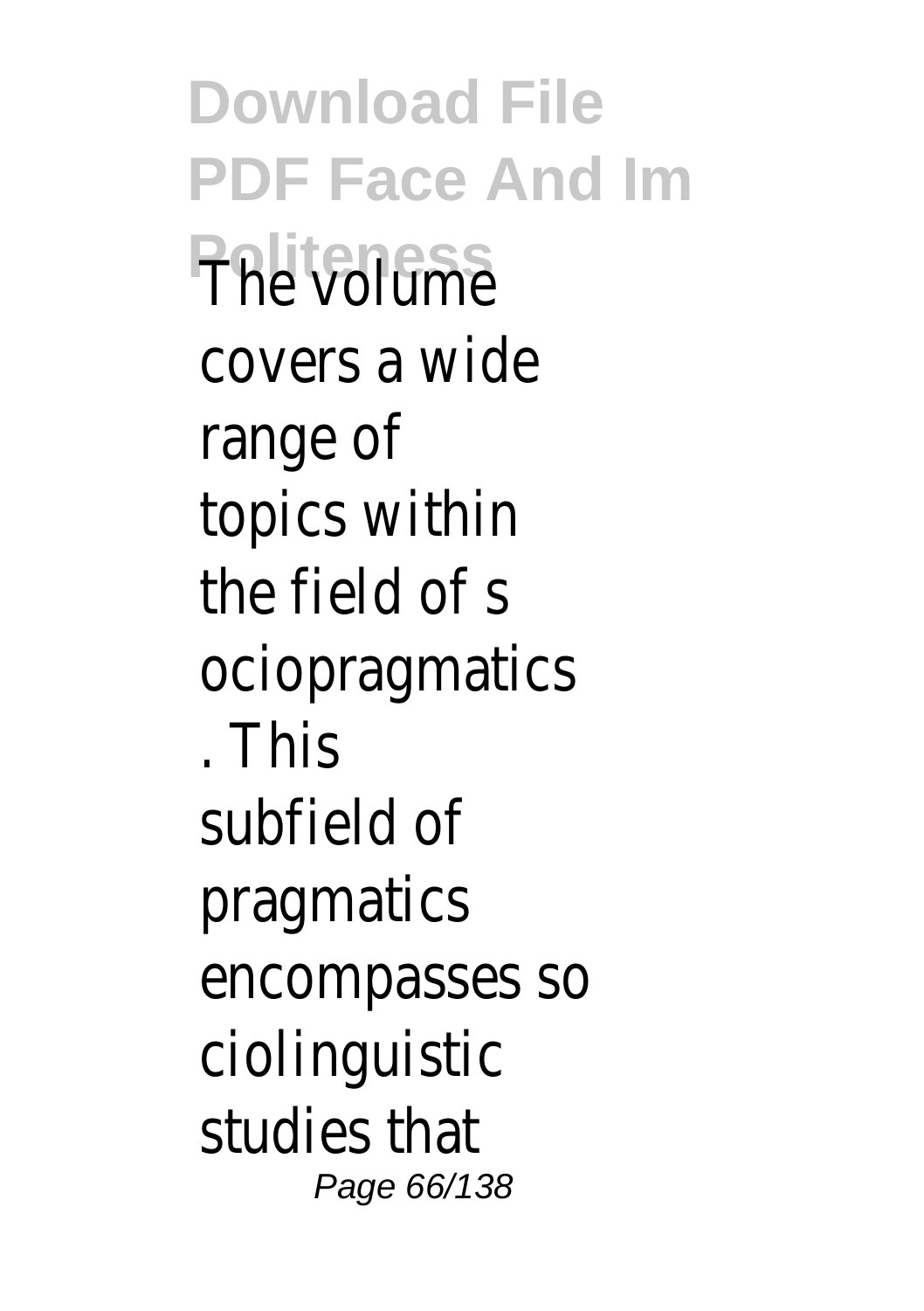The volume covers a wide range of topics within the field of sociopragmatics. This subfield of pragmatics encompasses sociolinguistic studies that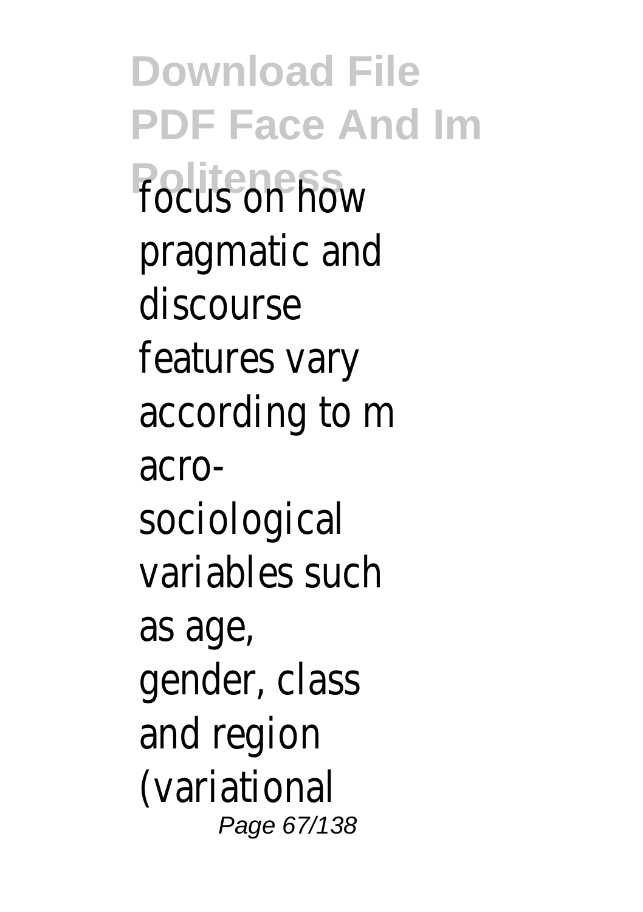focus on how pragmatic and discourse features vary according to m acro-sociological variables such as age, gender, class and region (variational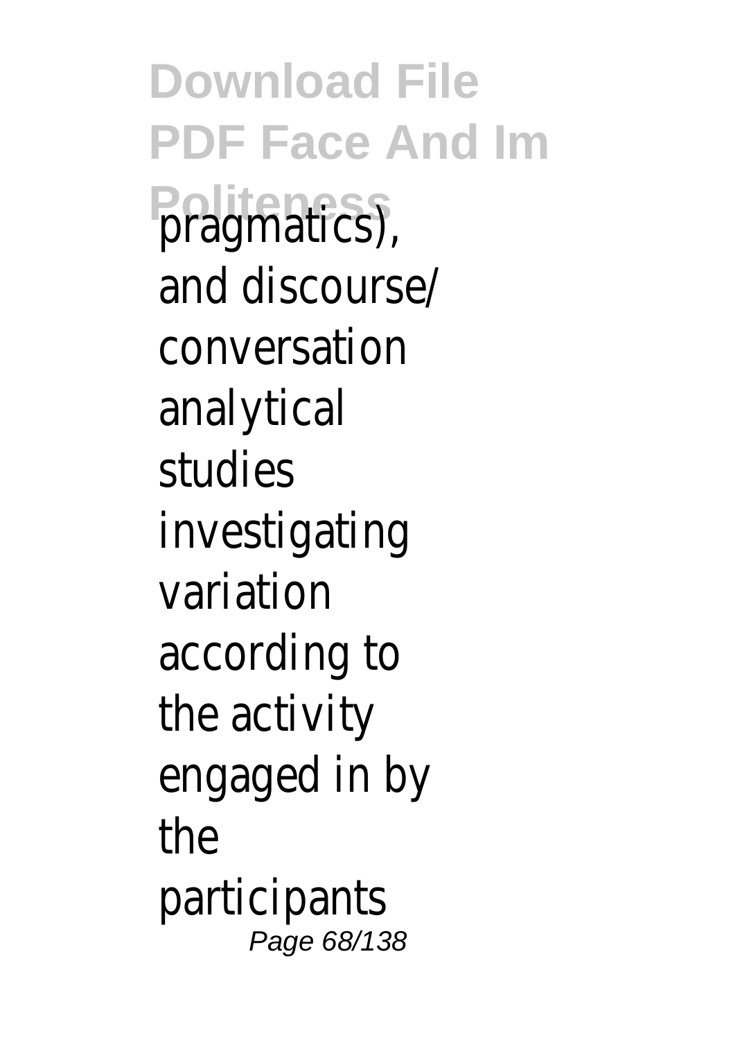pragmatics), and discourse/ conversation analytical studies investigating variation according to the activity engaged in by the participants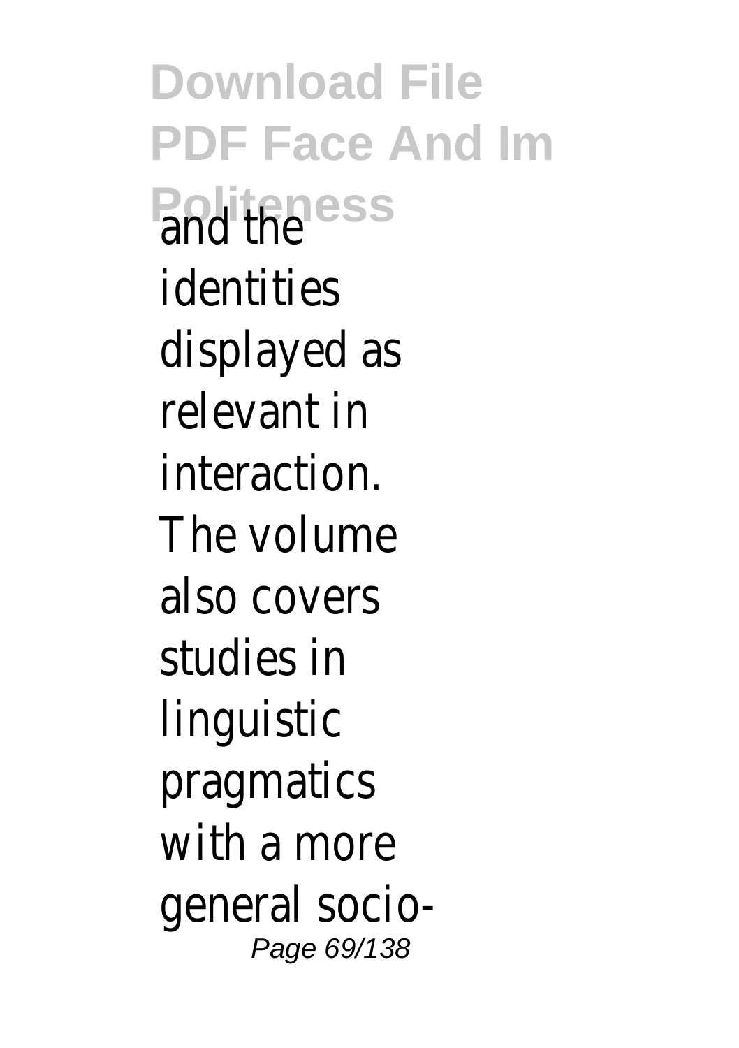and the identities displayed as relevant in interaction. The volume also covers studies in linguistic pragmatics with a more general socio-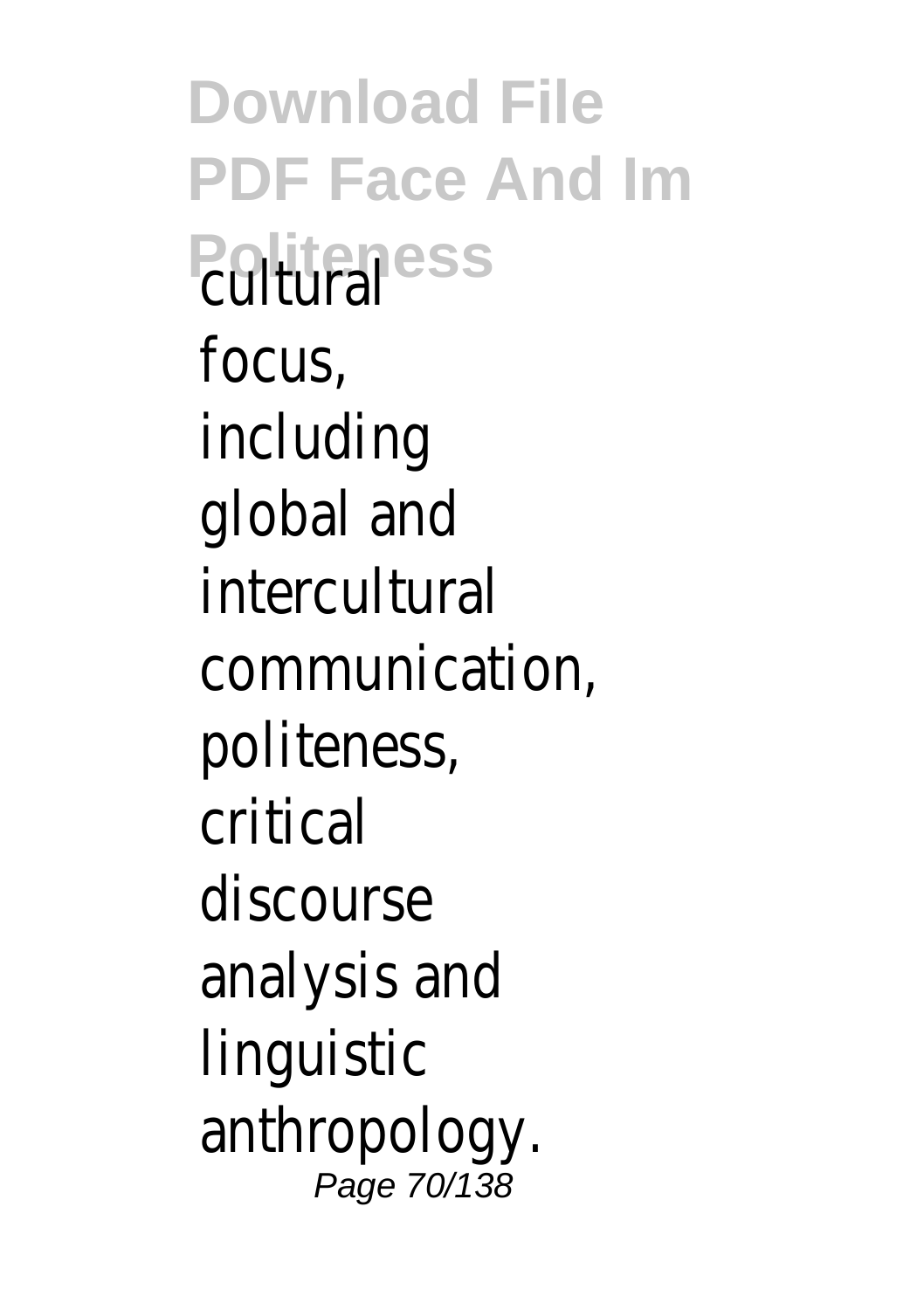cultural focus, including global and intercultural communication, politeness, critical discourse analysis and linguistic anthropology.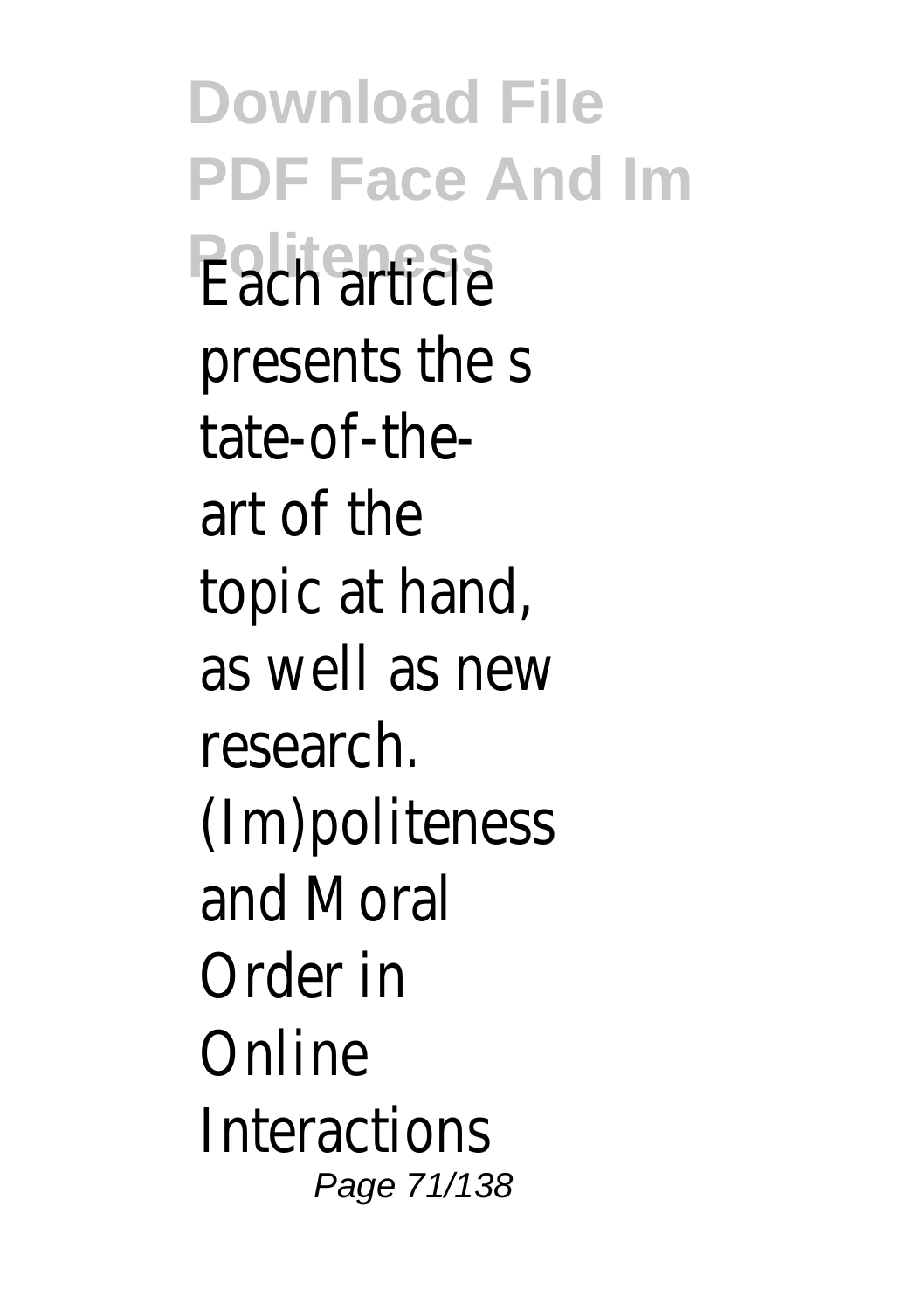Each article presents the state-of-the-art of the topic at hand, as well as new research. (Im)politeness and Moral Order in Online Interactions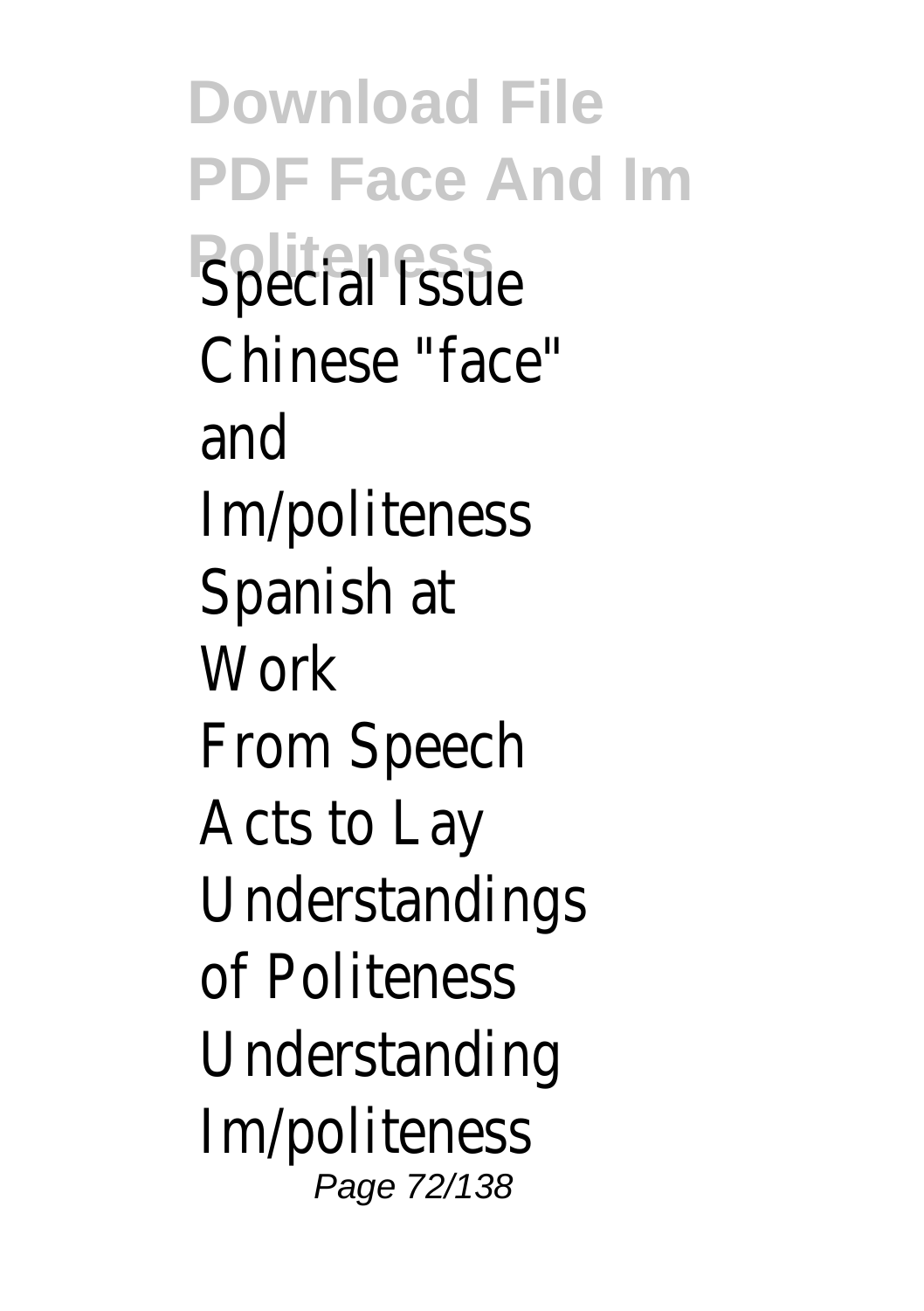Special Issue

Chinese "face" and Im/politeness

Spanish at Work

From Speech Acts to Lay Understandings of Politeness

Understanding Im/politeness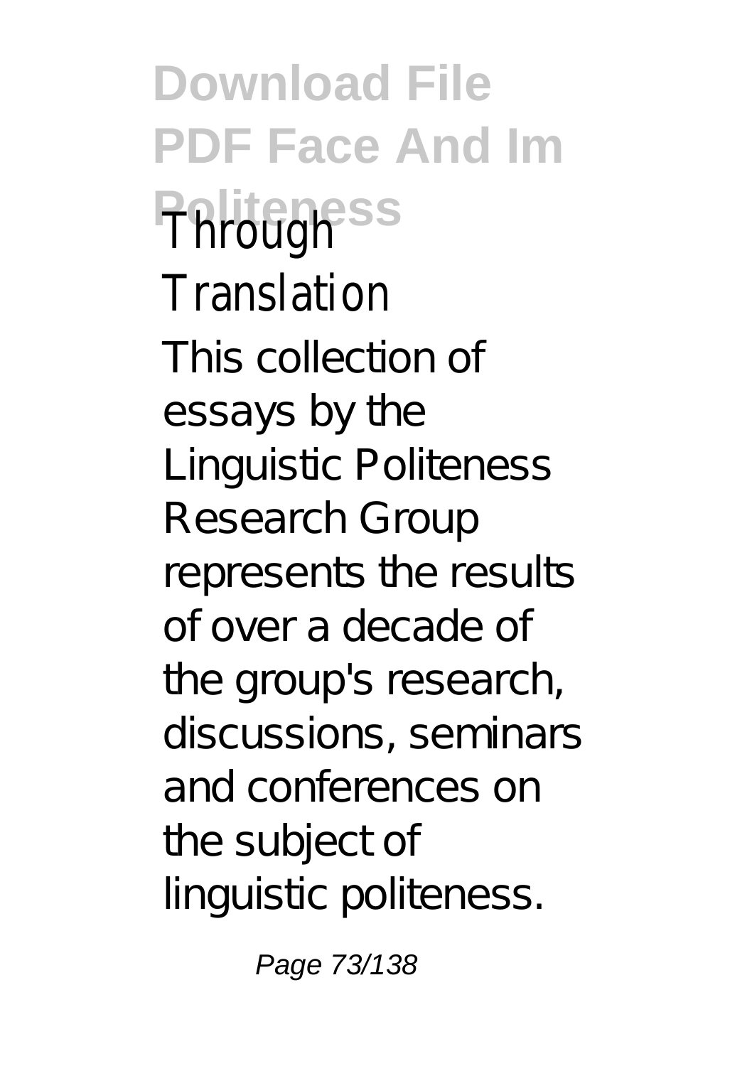Through Translation

This collection of essays by the Linguistic Politeness Research Group represents the results of over a decade of the group's research, discussions, seminars and conferences on the subject of linguistic politeness.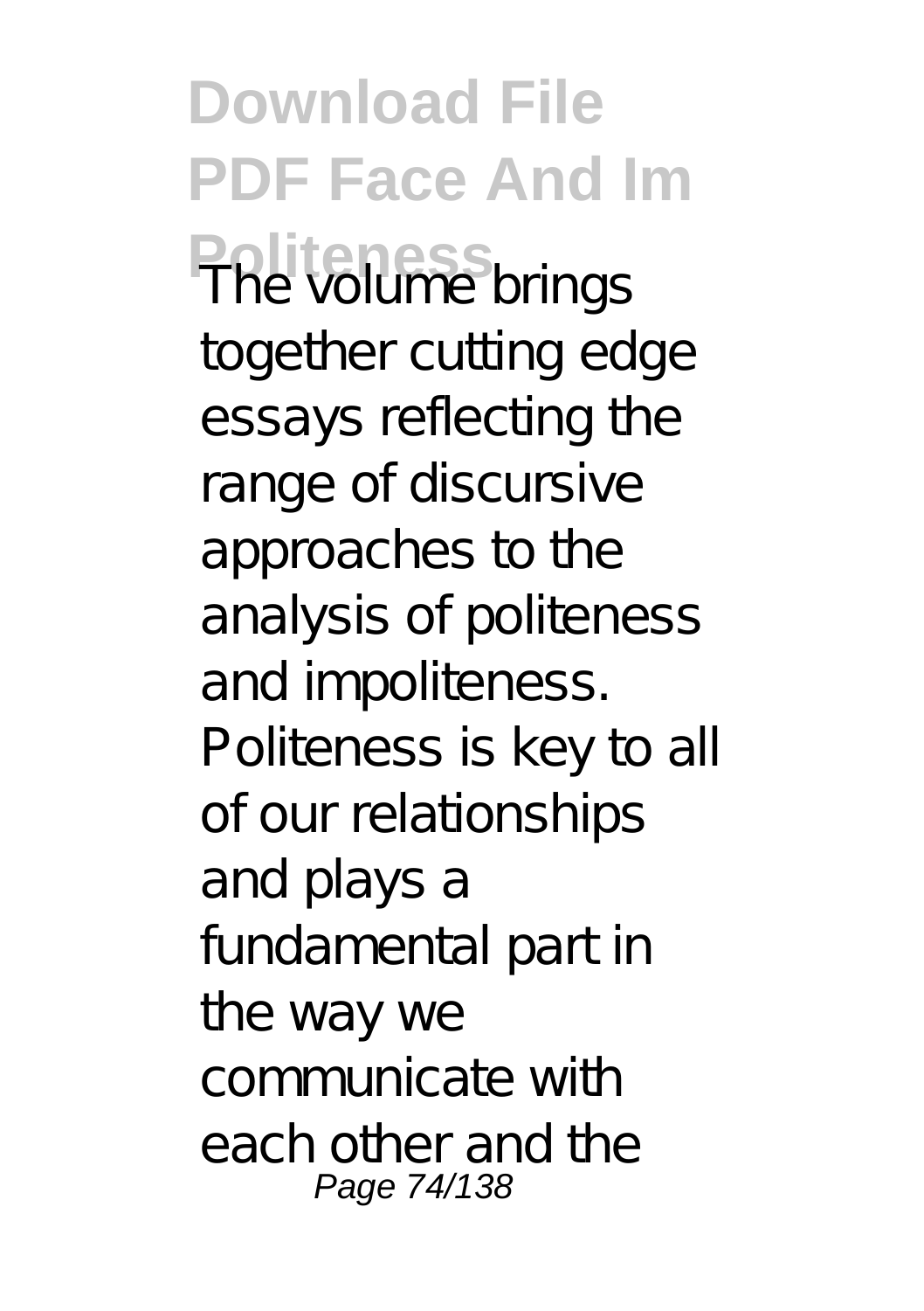The volume brings together cutting edge essays reflecting the range of discursive approaches to the analysis of politeness and impoliteness. Politeness is key to all of our relationships and plays a fundamental part in the way we communicate with each other and the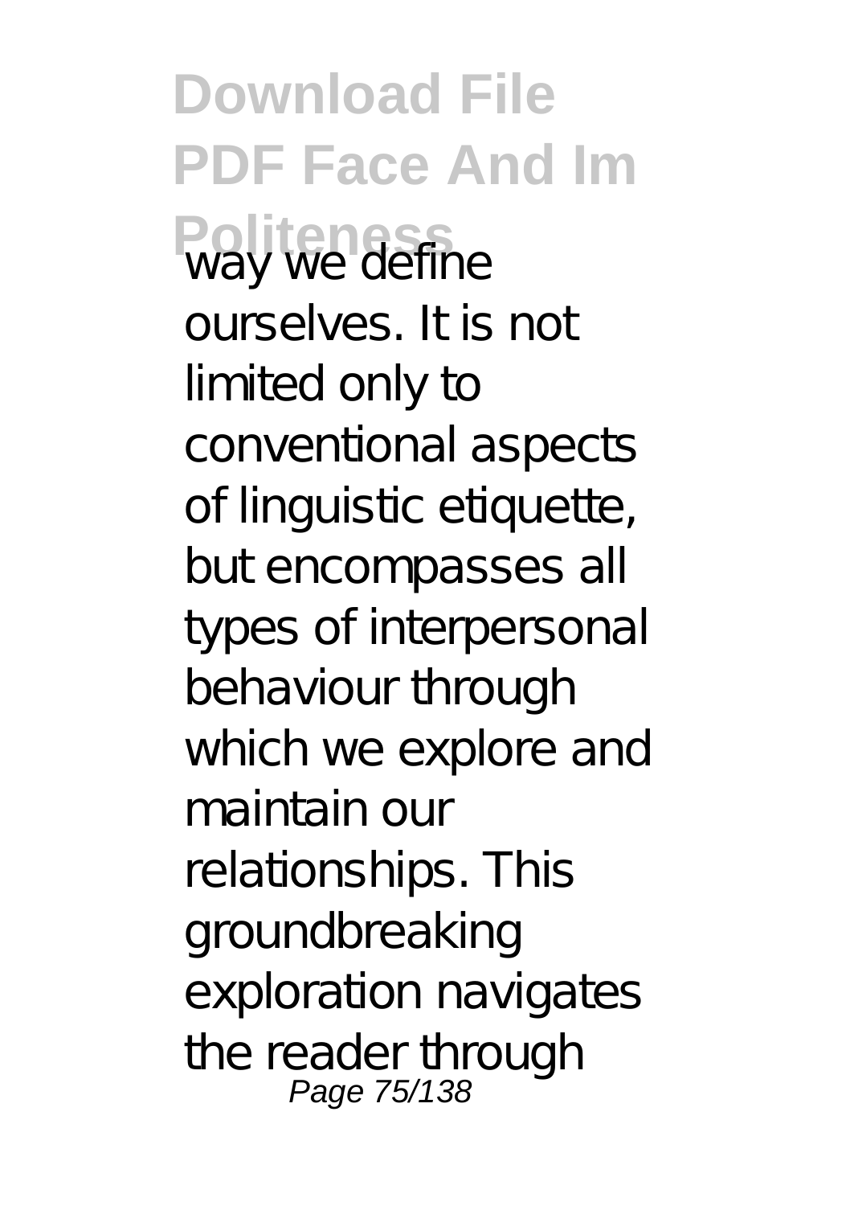way we define ourselves. It is not limited only to conventional aspects of linguistic etiquette, but encompasses all types of interpersonal behaviour through which we explore and maintain our relationships. This groundbreaking exploration navigates the reader through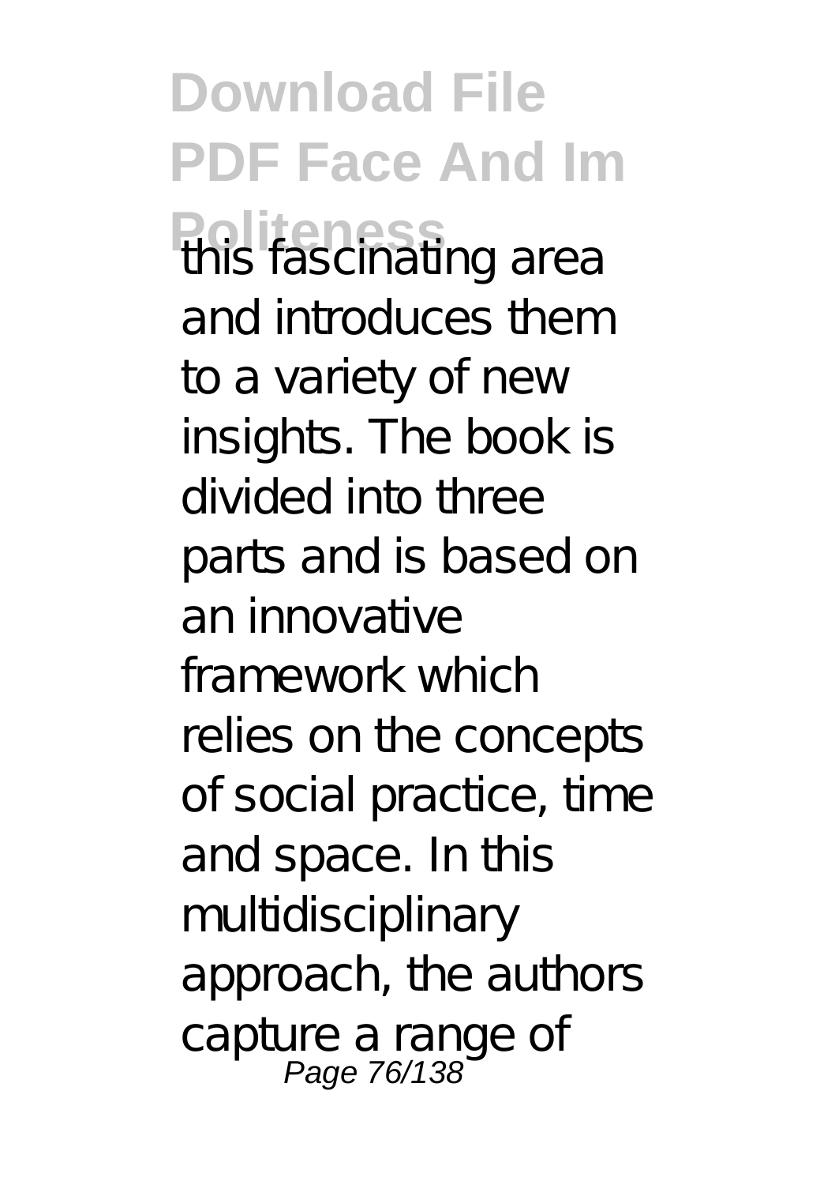this fascinating area and introduces them to a variety of new insights. The book is divided into three parts and is based on an innovative framework which relies on the concepts of social practice, time and space. In this multidisciplinary approach, the authors capture a range of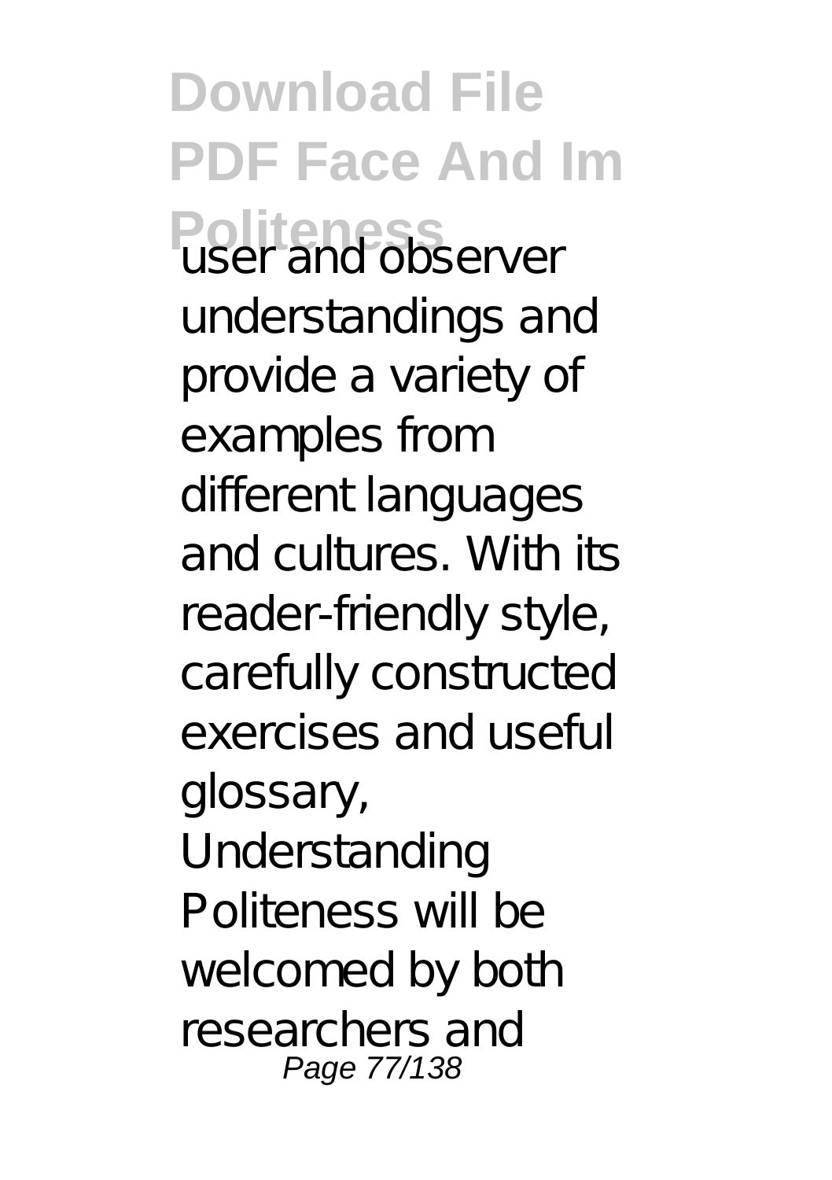user and observer understandings and provide a variety of examples from different languages and cultures. With its reader-friendly style, carefully constructed exercises and useful glossary, Understanding Politeness will be welcomed by both researchers and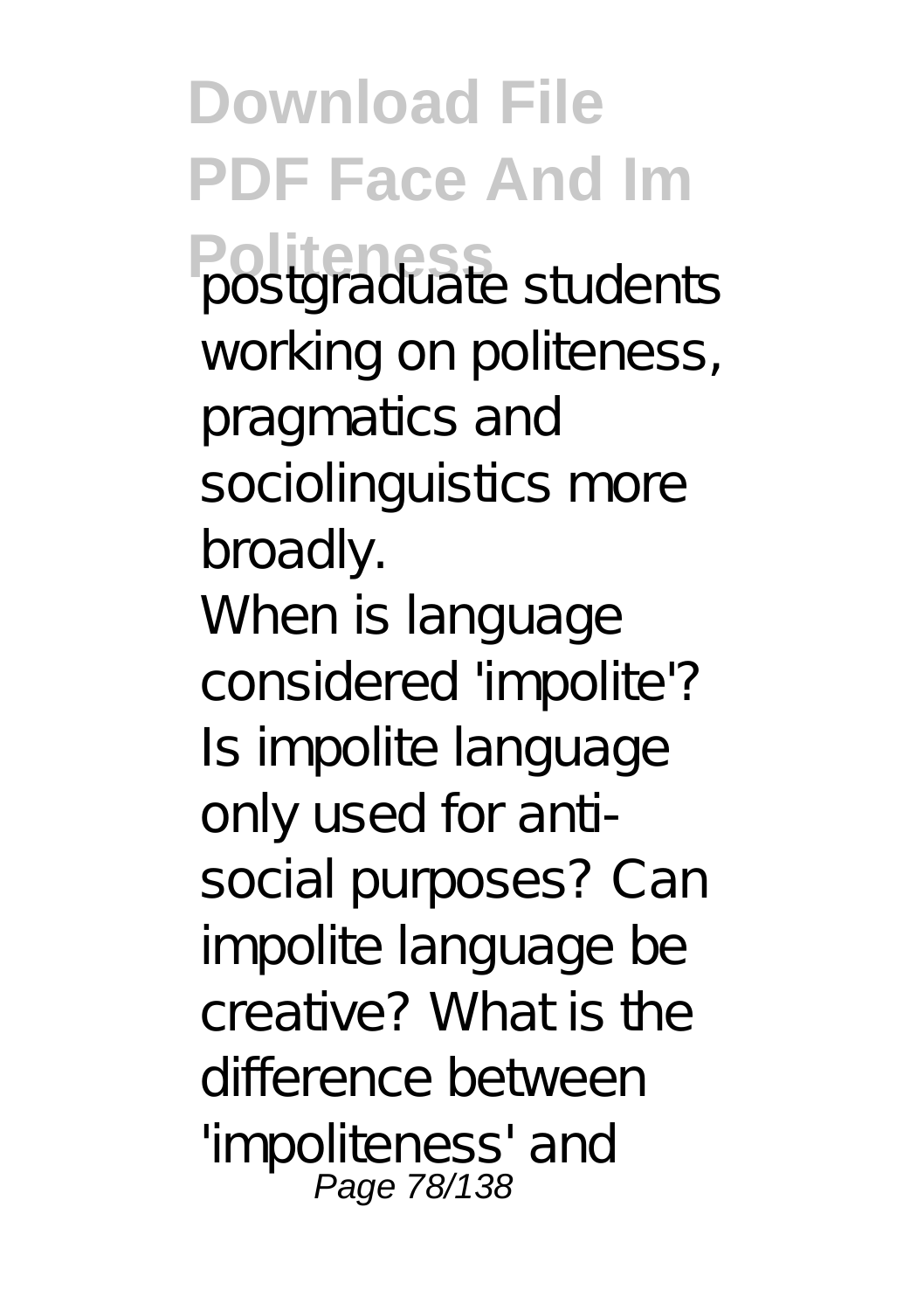postgraduate students working on politeness, pragmatics and sociolinguistics more broadly.

When is language considered 'impolite'? Is impolite language only used for anti-social purposes? Can impolite language be creative? What is the difference between 'impoliteness' and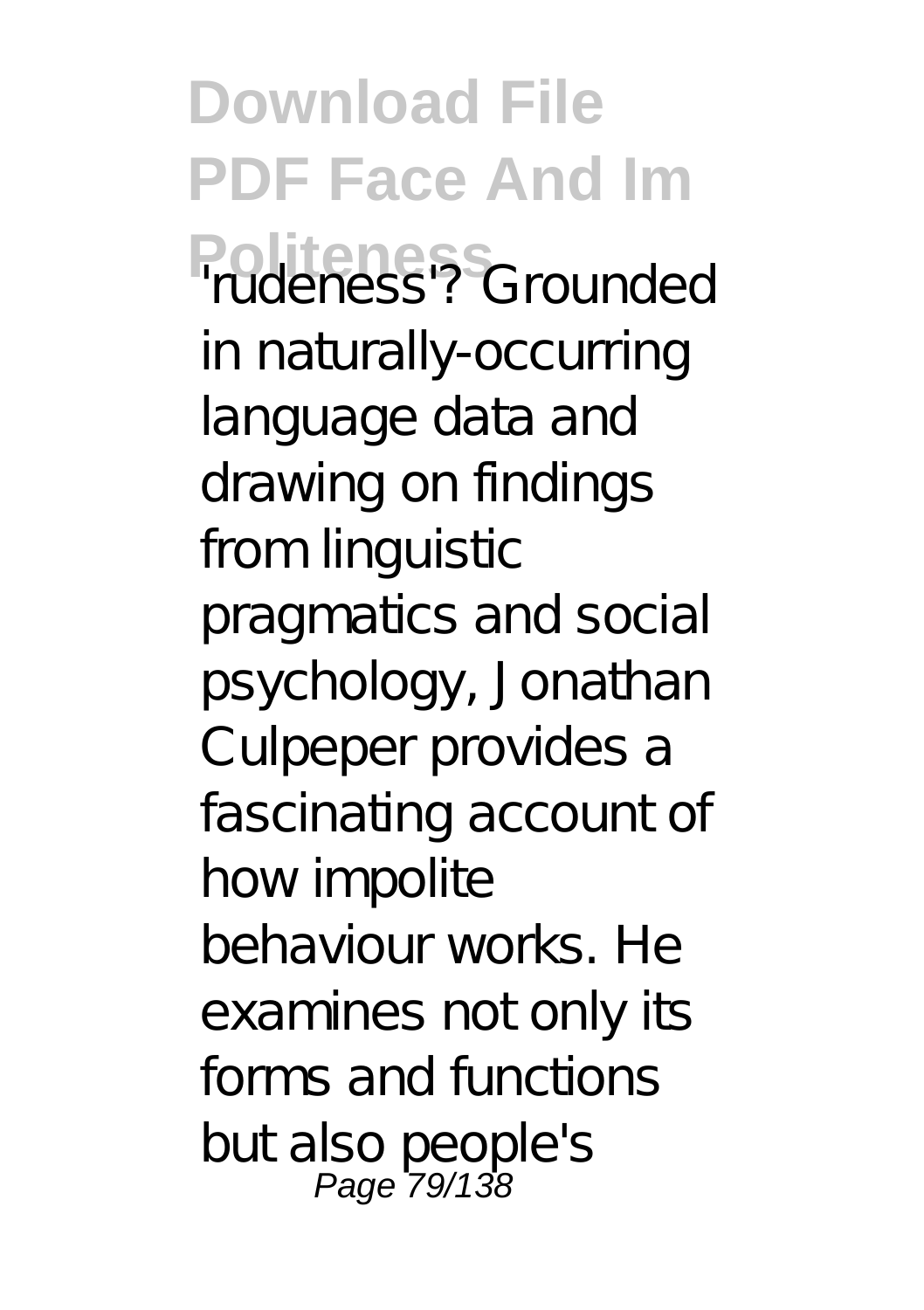'rudeness'? Grounded in naturally-occurring language data and drawing on findings from linguistic pragmatics and social psychology, Jonathan Culpeper provides a fascinating account of how impolite behaviour works. He examines not only its forms and functions but also people's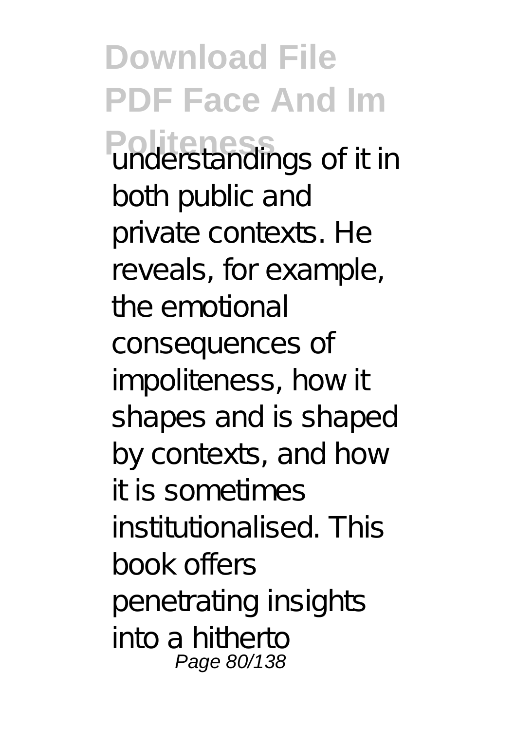understandings of it in both public and private contexts. He reveals, for example, the emotional consequences of impoliteness, how it shapes and is shaped by contexts, and how it is sometimes institutionalised. This book offers penetrating insights into a hitherto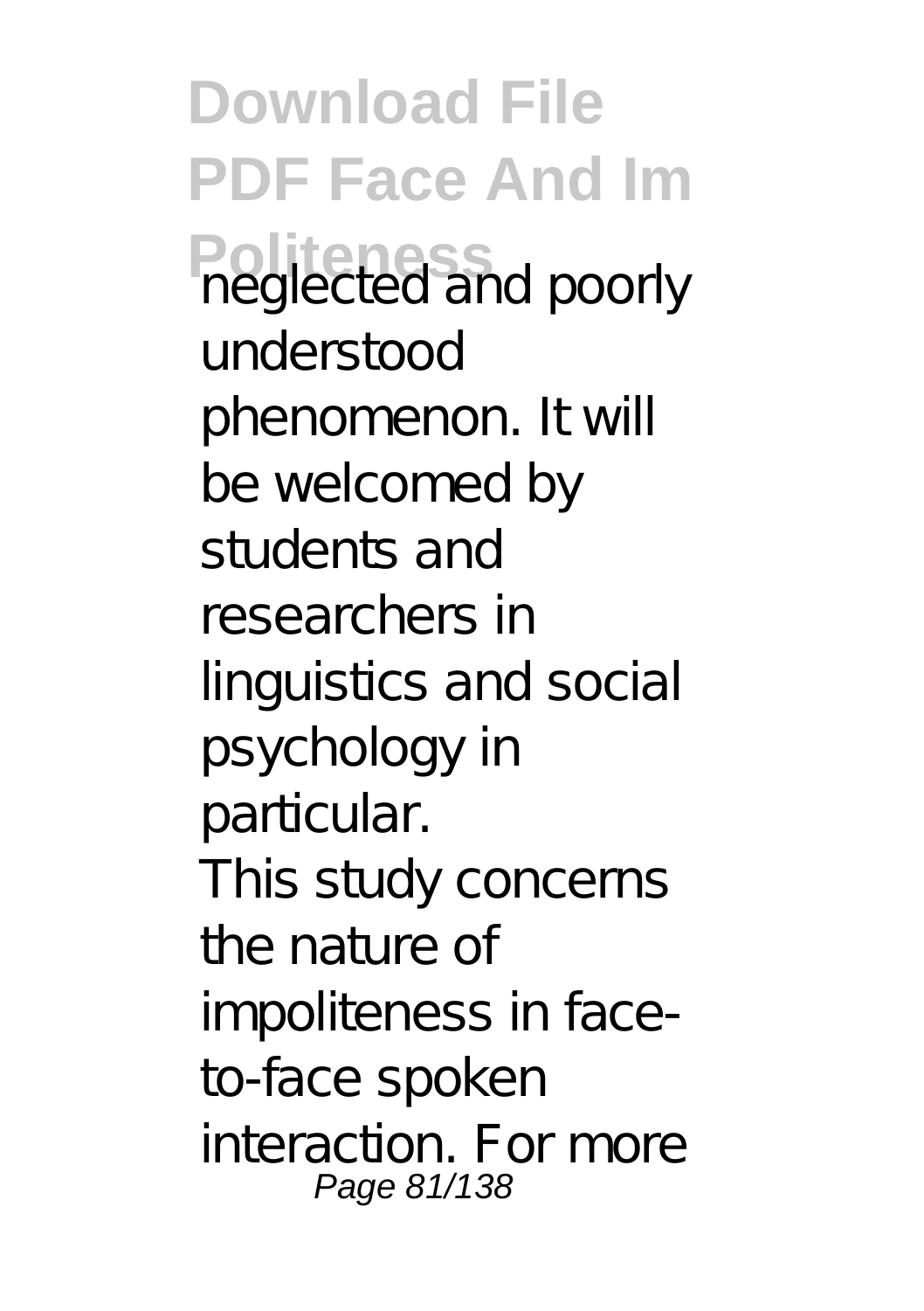neglected and poorly understood phenomenon. It will be welcomed by students and researchers in linguistics and social psychology in particular.

This study concerns the nature of impoliteness in face-to-face spoken interaction. For more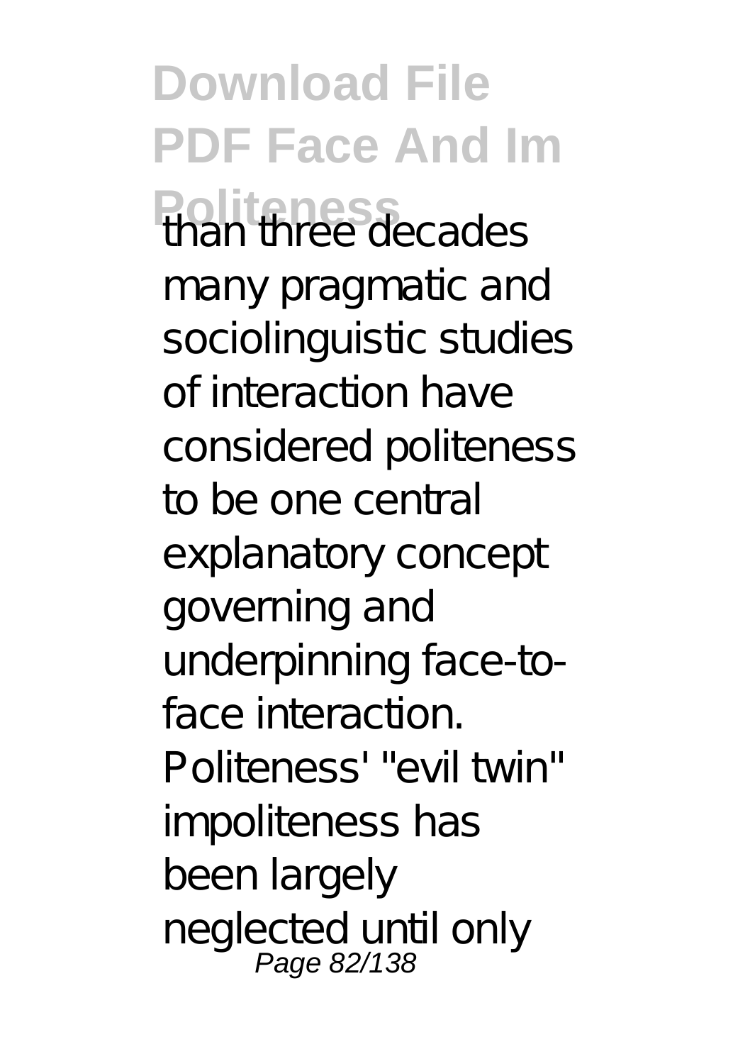than three decades many pragmatic and sociolinguistic studies of interaction have considered politeness to be one central explanatory concept governing and underpinning face-to-face interaction. Politeness' "evil twin" impoliteness has been largely neglected until only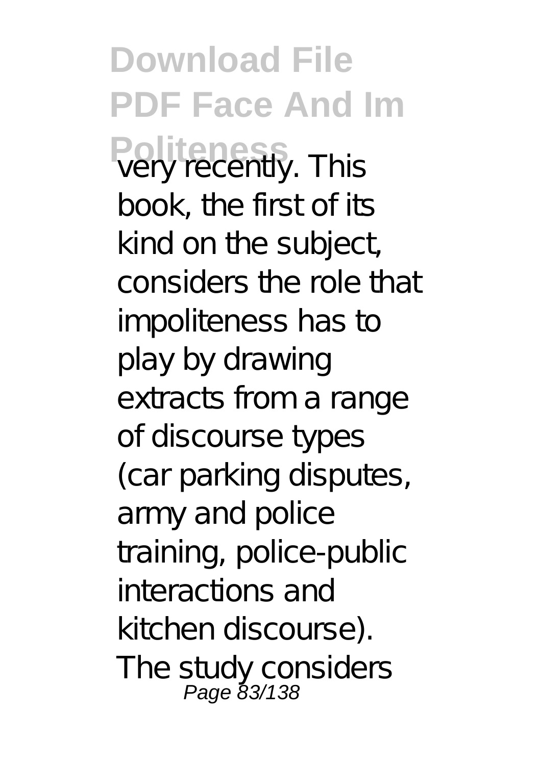very recently. This book, the first of its kind on the subject, considers the role that impoliteness has to play by drawing extracts from a range of discourse types (car parking disputes, army and police training, police-public interactions and kitchen discourse). The study considers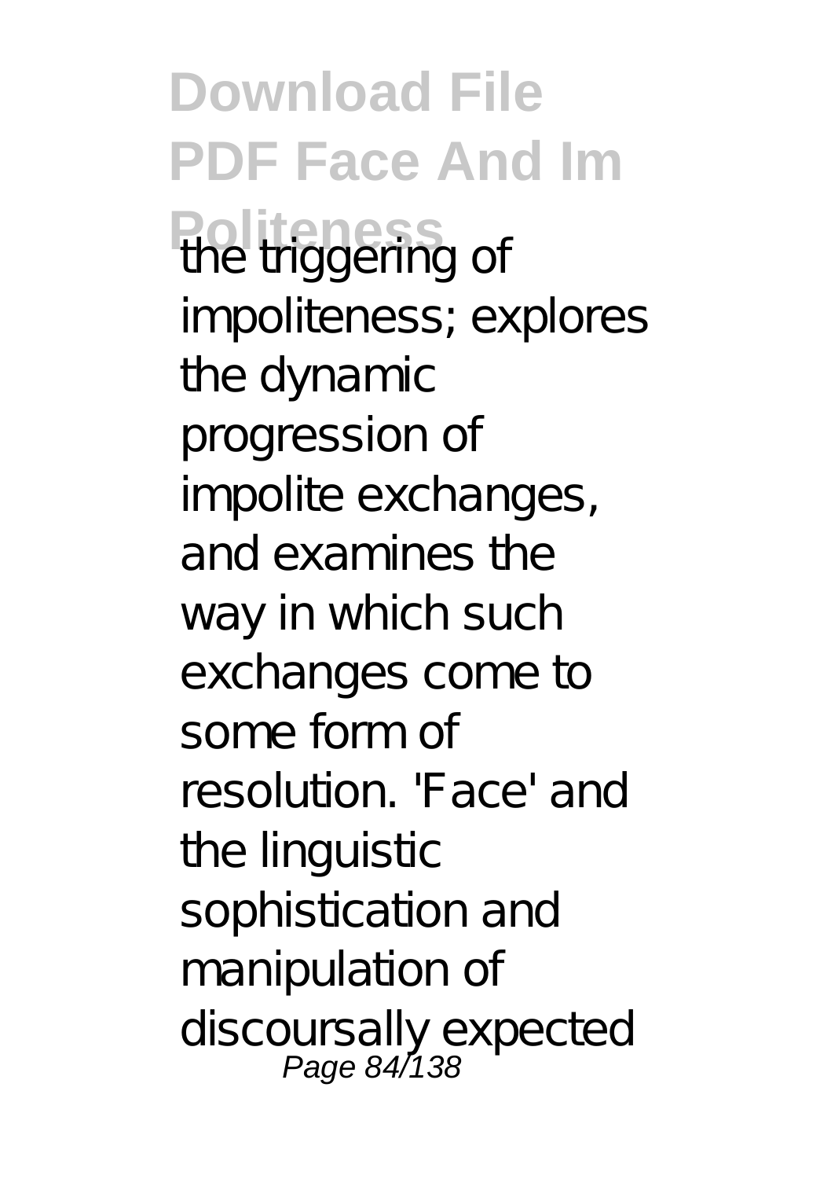the triggering of impoliteness; explores the dynamic progression of impolite exchanges, and examines the way in which such exchanges come to some form of resolution. 'Face' and the linguistic sophistication and manipulation of discoursally expected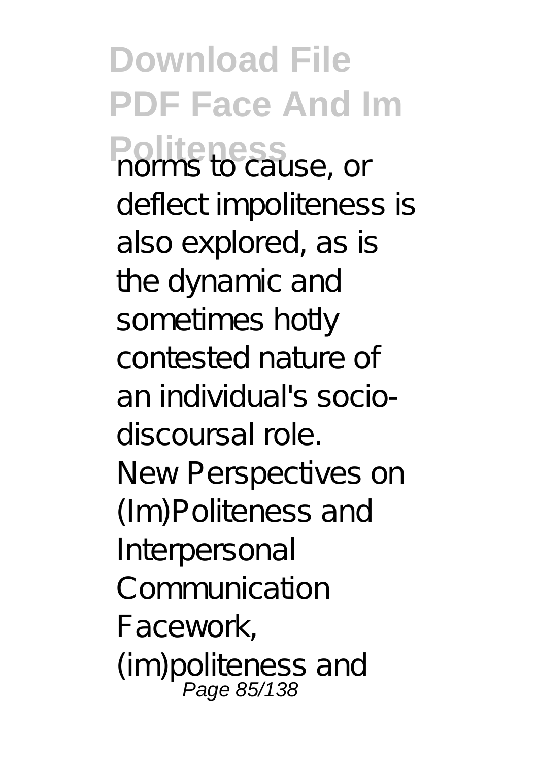norms to cause, or deflect impoliteness is also explored, as is the dynamic and sometimes hotly contested nature of an individual's socio-discoursal role.

New Perspectives on (Im)Politeness and Interpersonal Communication

Facework, (im)politeness and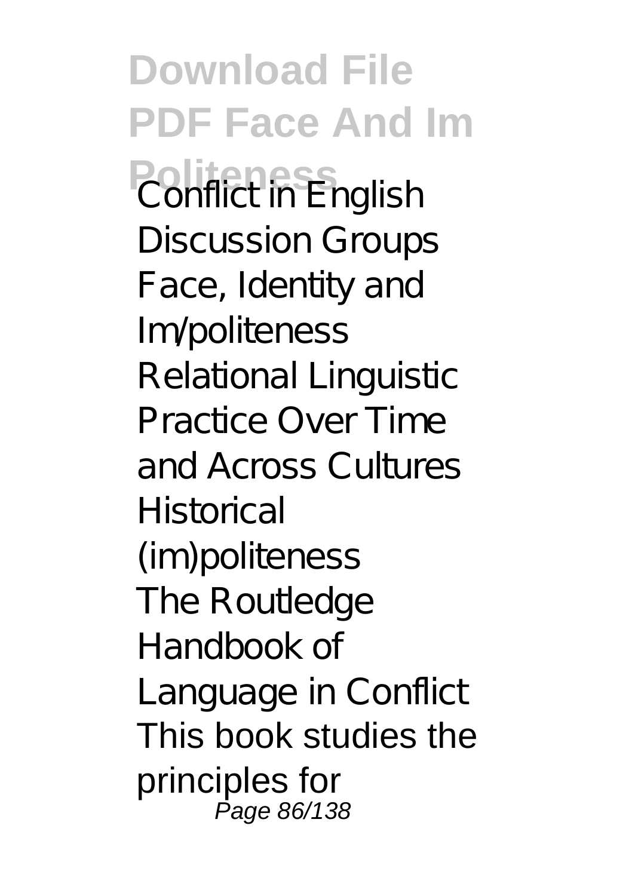Conflict in English Discussion Groups
Face, Identity and Im/politeness
Relational Linguistic Practice Over Time and Across Cultures
Historical (im)politeness
The Routledge Handbook of Language in Conflict
This book studies the principles for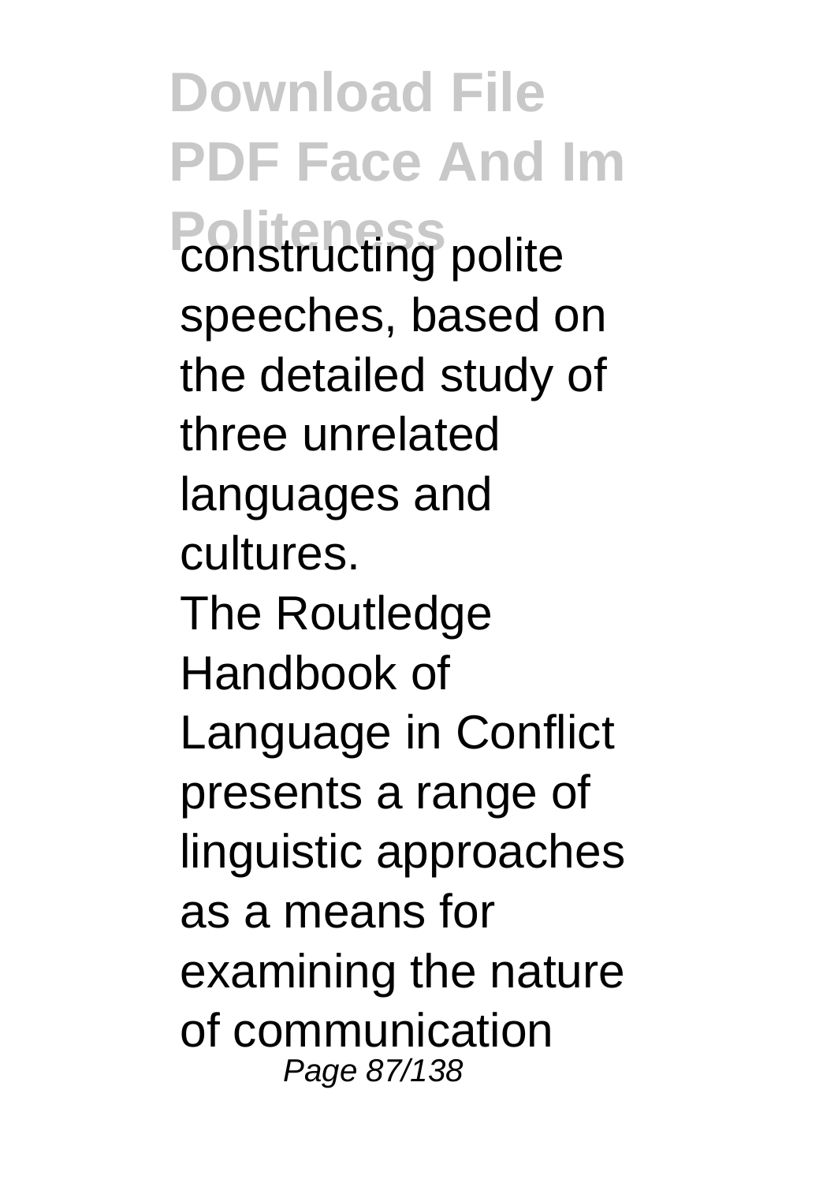constructing polite speeches, based on the detailed study of three unrelated languages and cultures.

The Routledge Handbook of Language in Conflict presents a range of linguistic approaches as a means for examining the nature of communication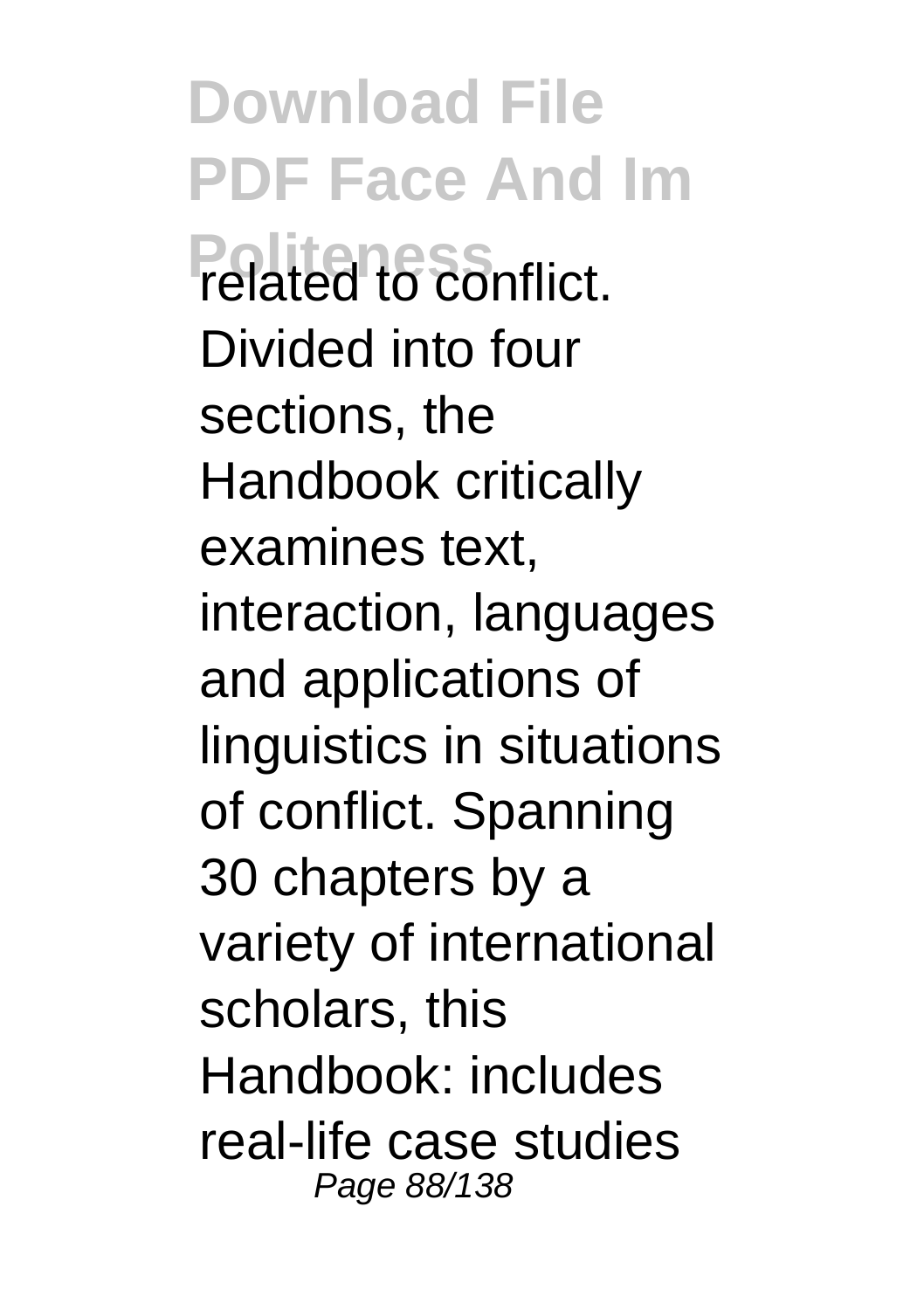related to conflict. Divided into four sections, the Handbook critically examines text, interaction, languages and applications of linguistics in situations of conflict. Spanning 30 chapters by a variety of international scholars, this Handbook: includes real-life case studies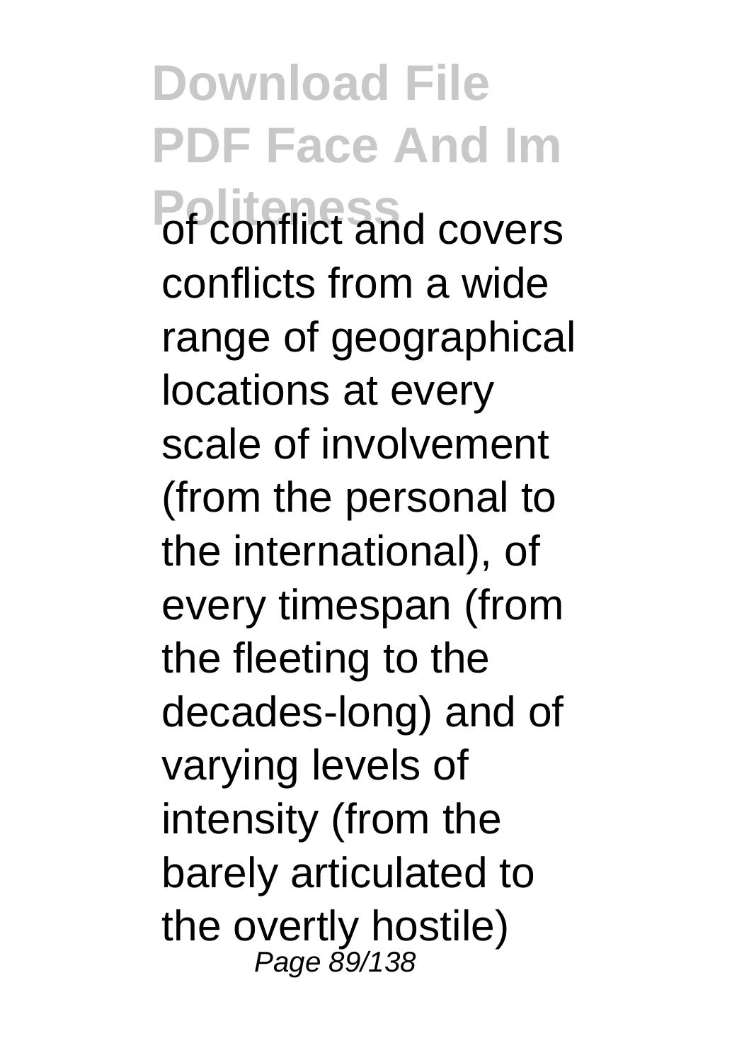of conflict and covers conflicts from a wide range of geographical locations at every scale of involvement (from the personal to the international), of every timespan (from the fleeting to the decades-long) and of varying levels of intensity (from the barely articulated to the overtly hostile)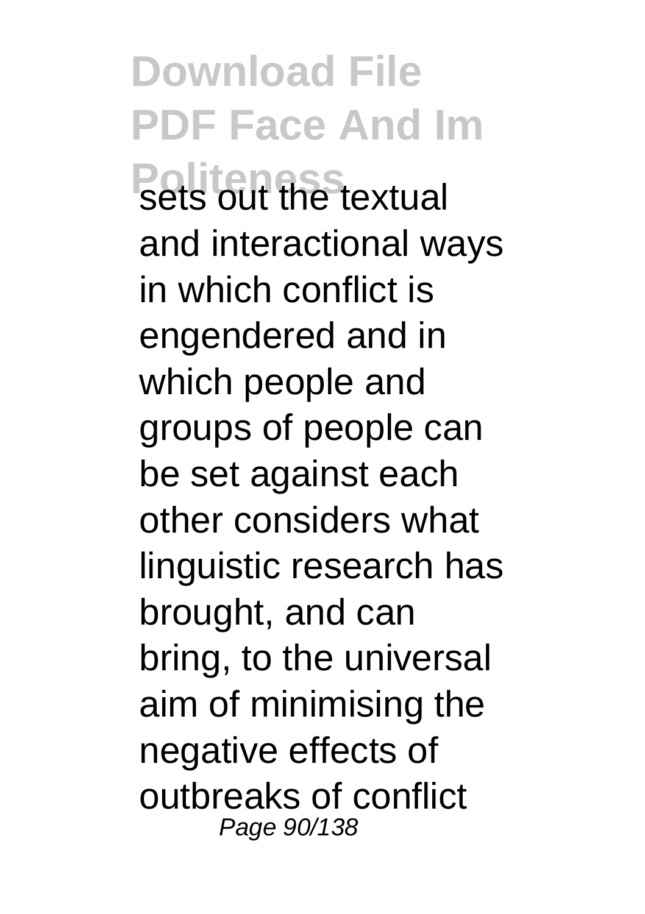sets out the textual and interactional ways in which conflict is engendered and in which people and groups of people can be set against each other considers what linguistic research has brought, and can bring, to the universal aim of minimising the negative effects of outbreaks of conflict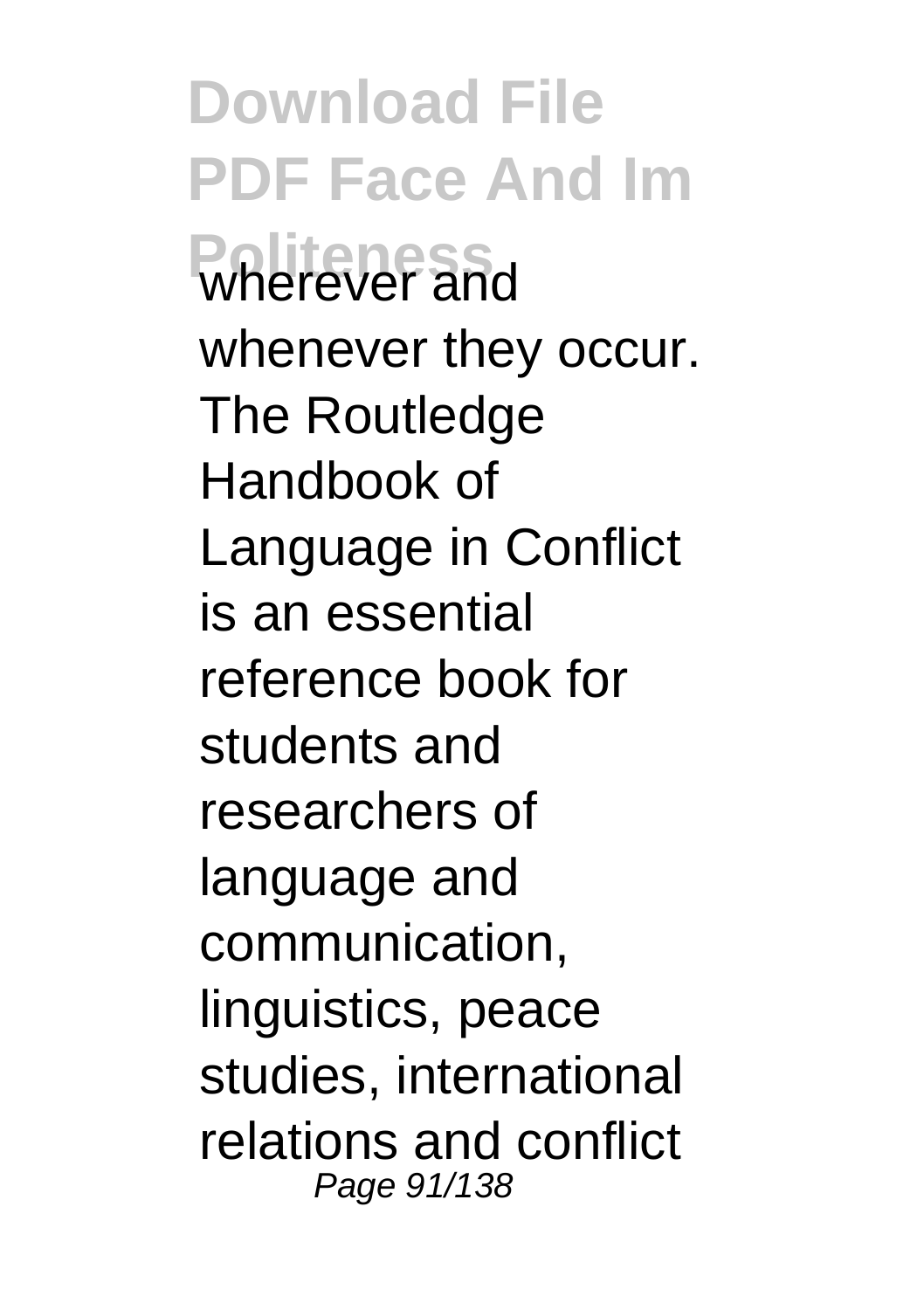wherever and whenever they occur. The Routledge Handbook of Language in Conflict is an essential reference book for students and researchers of language and communication, linguistics, peace studies, international relations and conflict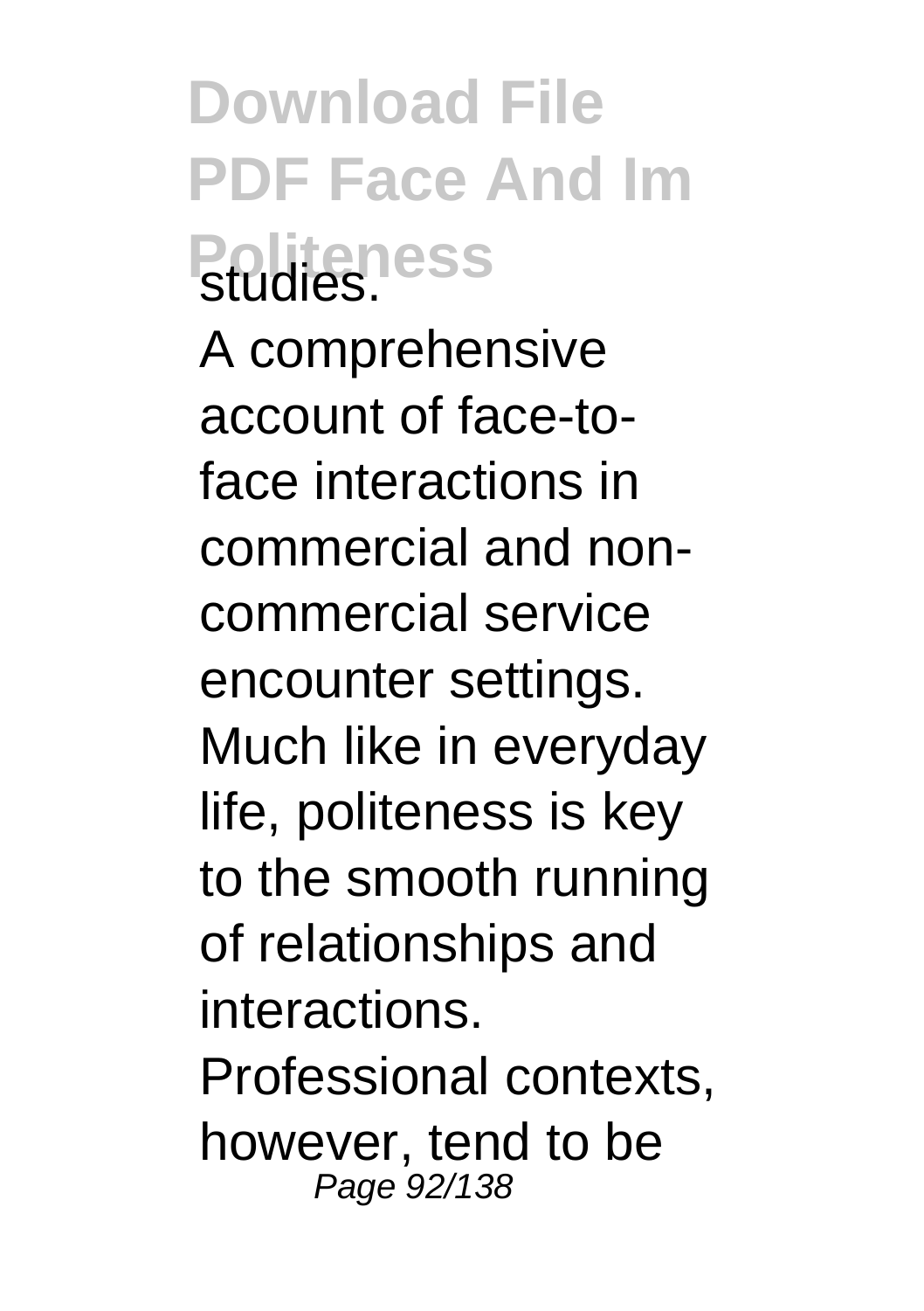studies.

A comprehensive account of face-to-face interactions in commercial and non-commercial service encounter settings. Much like in everyday life, politeness is key to the smooth running of relationships and interactions. Professional contexts, however, tend to be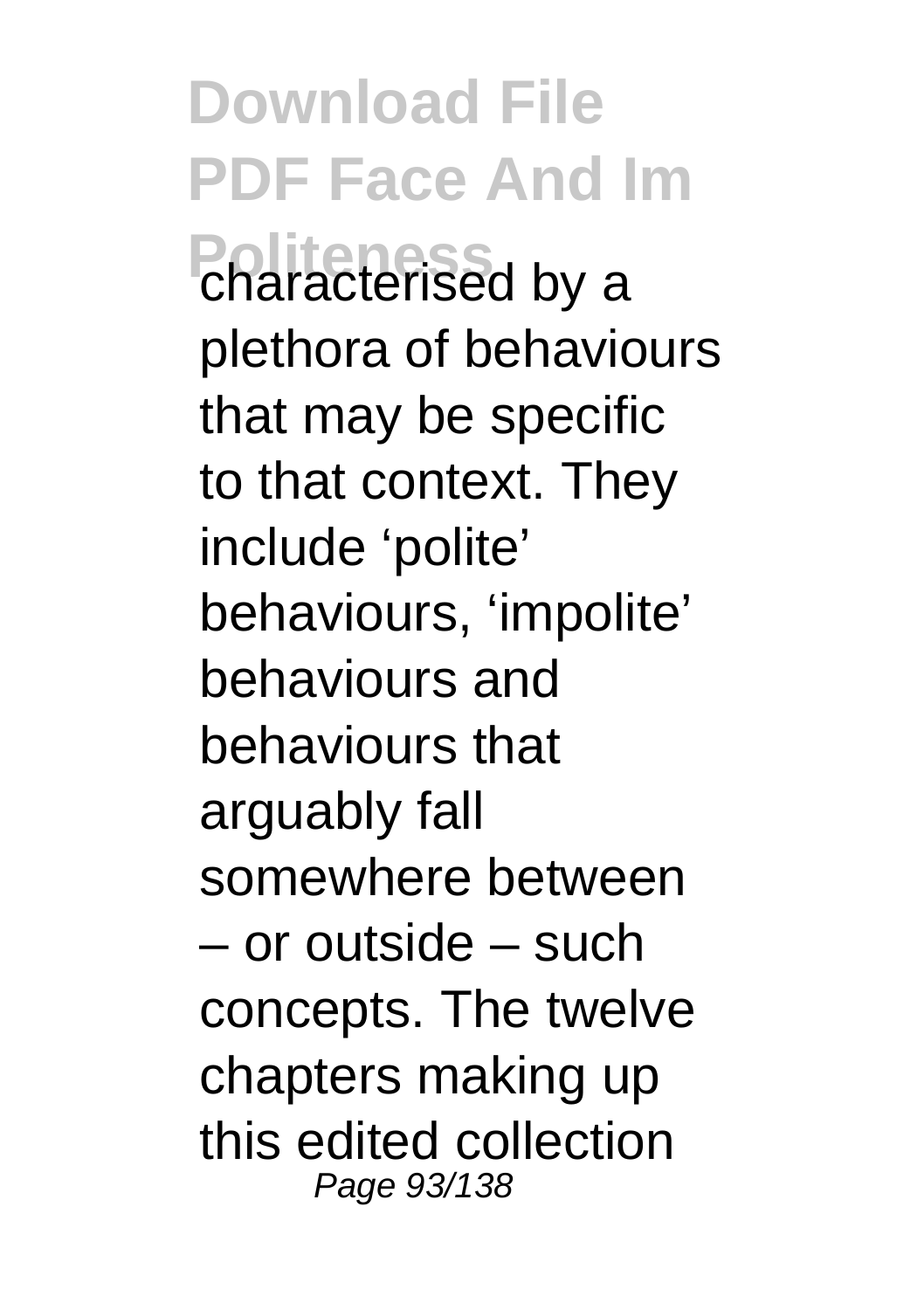characterised by a plethora of behaviours that may be specific to that context. They include ‘polite’ behaviours, ‘impolite’ behaviours and behaviours that arguably fall somewhere between – or outside – such concepts. The twelve chapters making up this edited collection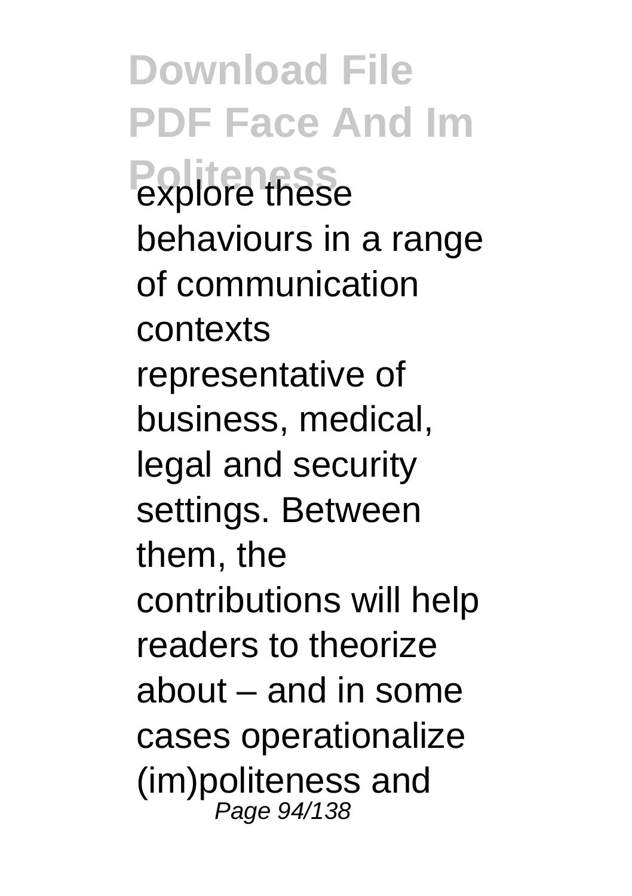explore these behaviours in a range of communication contexts representative of business, medical, legal and security settings. Between them, the contributions will help readers to theorize about – and in some cases operationalize (im)politeness and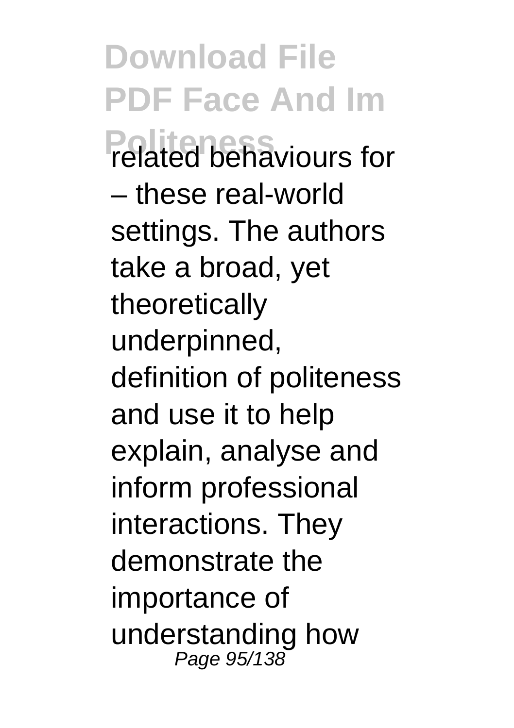related behaviours for – these real-world settings. The authors take a broad, yet theoretically underpinned, definition of politeness and use it to help explain, analyse and inform professional interactions. They demonstrate the importance of understanding how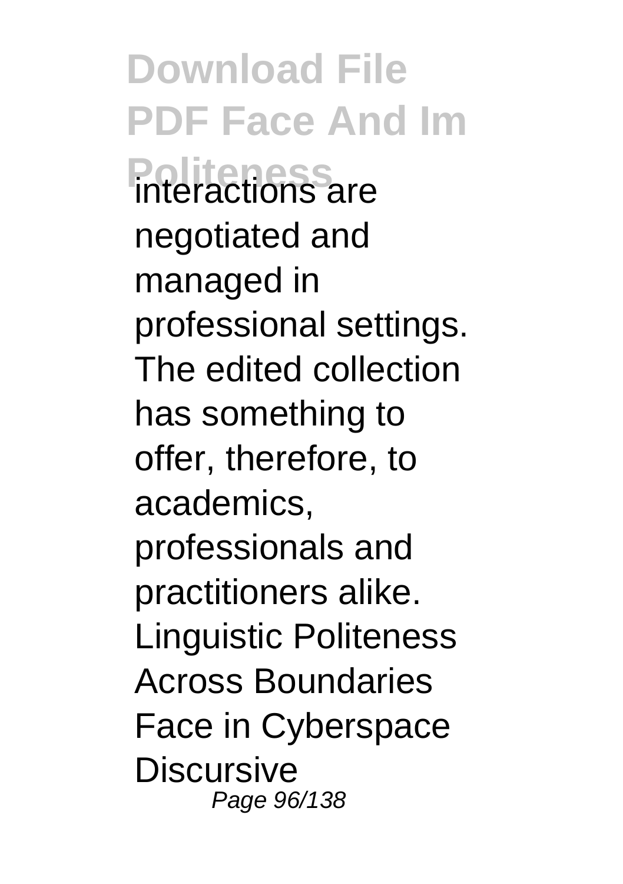interactions are negotiated and managed in professional settings. The edited collection has something to offer, therefore, to academics, professionals and practitioners alike.

Linguistic Politeness Across Boundaries
Face in Cyberspace
Discursive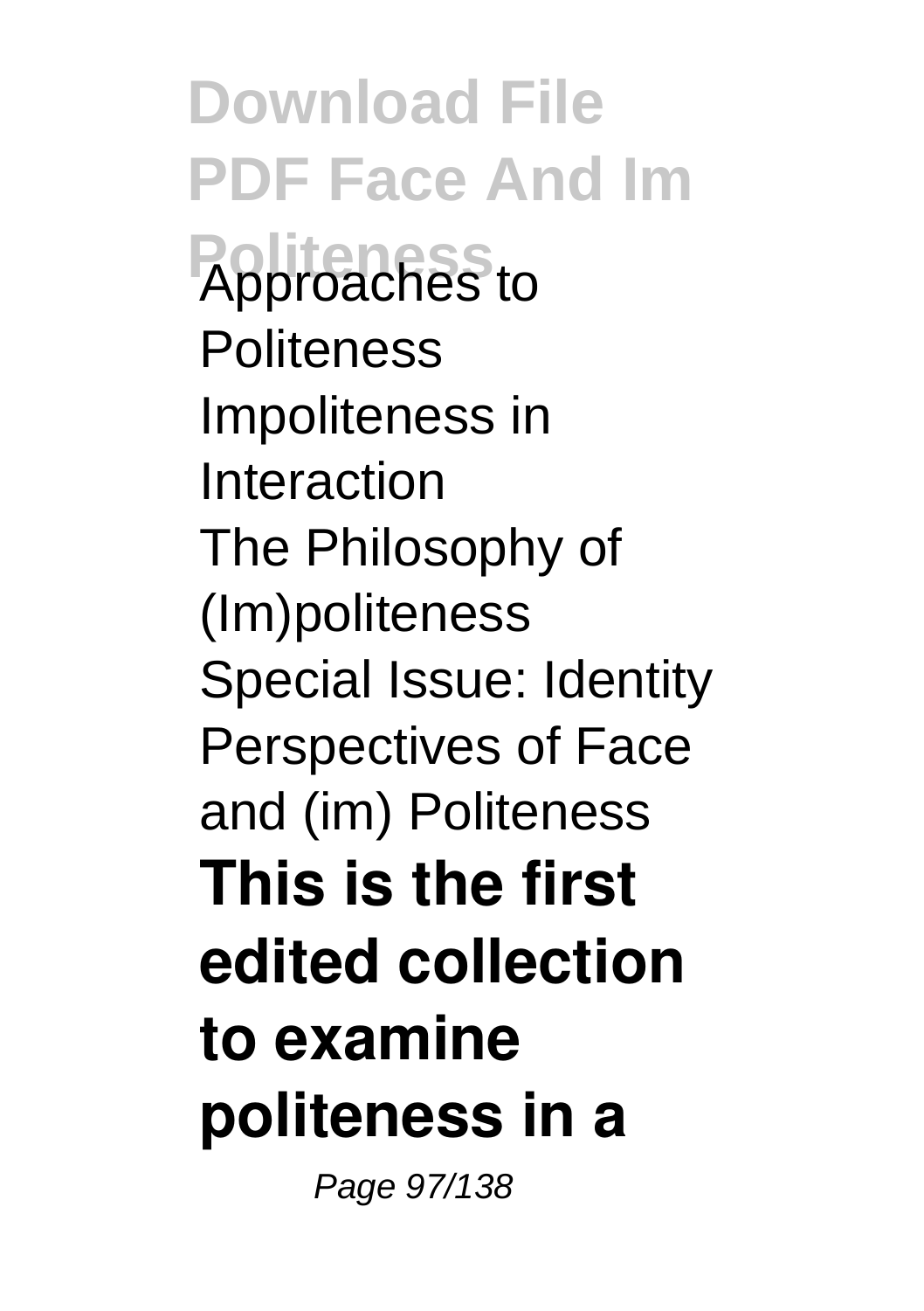Approaches to Politeness
Impoliteness in Interaction
The Philosophy of (Im)politeness
Special Issue: Identity Perspectives of Face and (im) Politeness

**This is the first edited collection to examine politeness in a**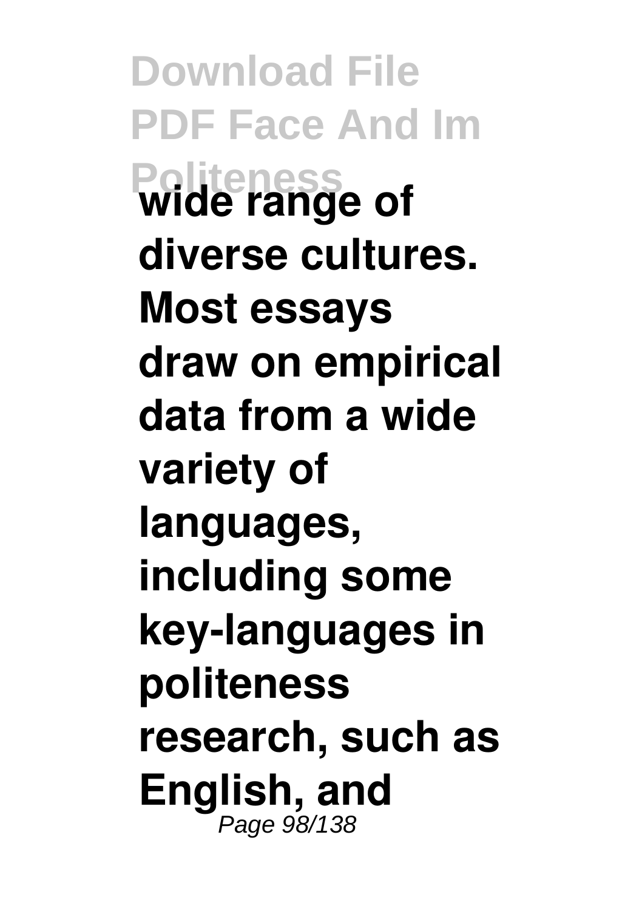wide range of diverse cultures. Most essays draw on empirical data from a wide variety of languages, including some key-languages in politeness research, such as English, and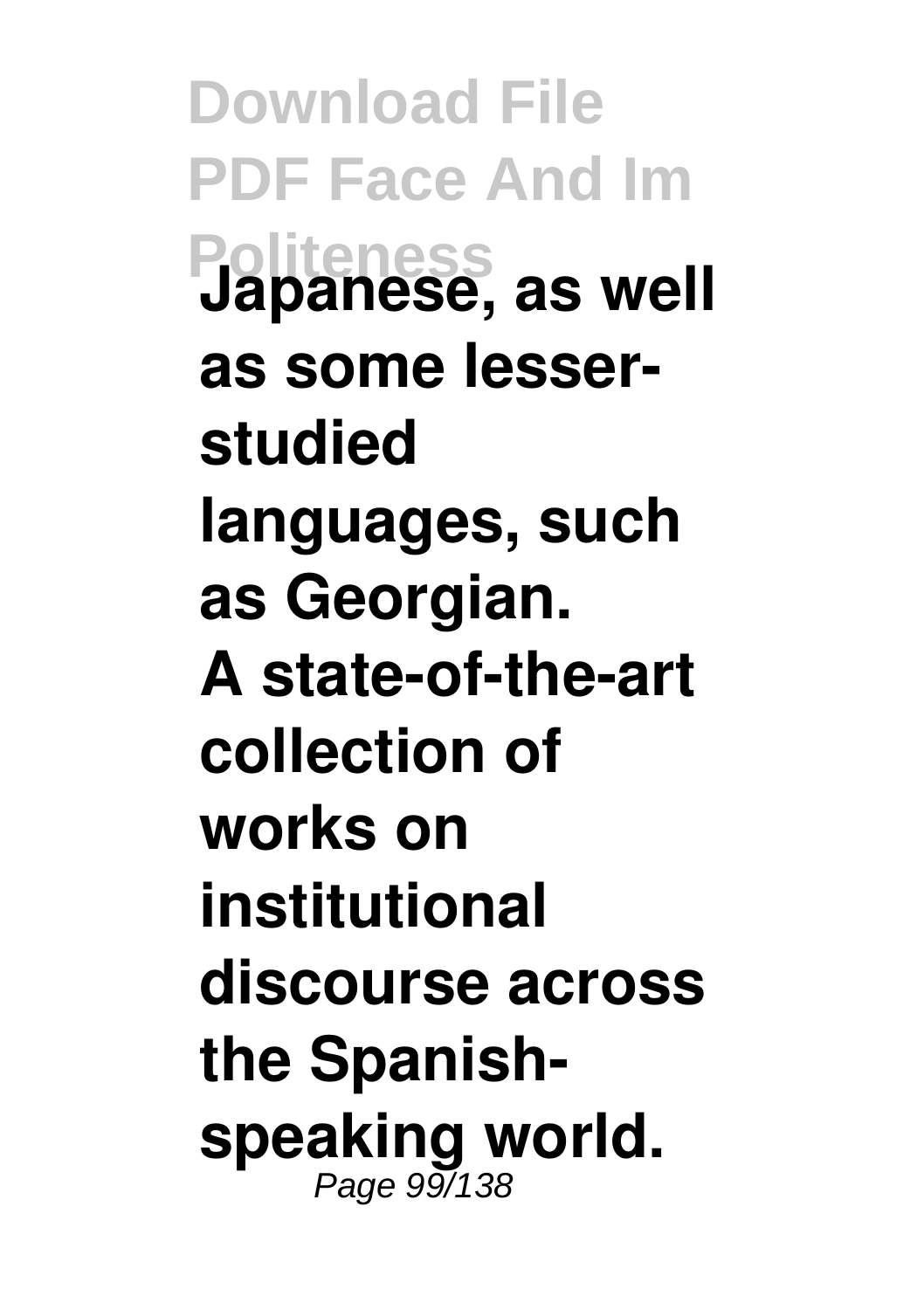Japanese, as well as some lesser-studied languages, such as Georgian.

A state-of-the-art collection of works on institutional discourse across the Spanish-speaking world.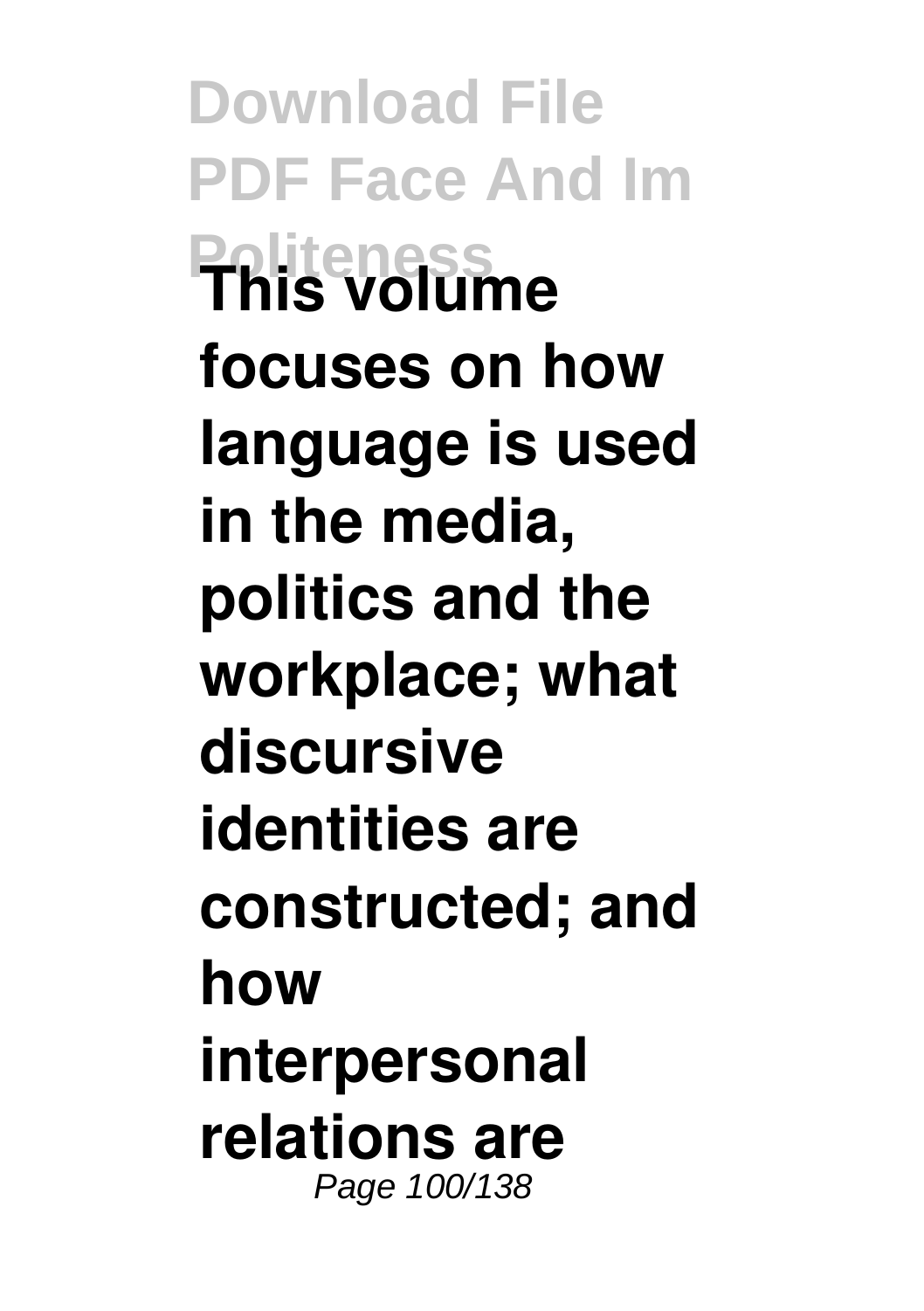This volume focuses on how language is used in the media, politics and the workplace; what discursive identities are constructed; and how interpersonal relations are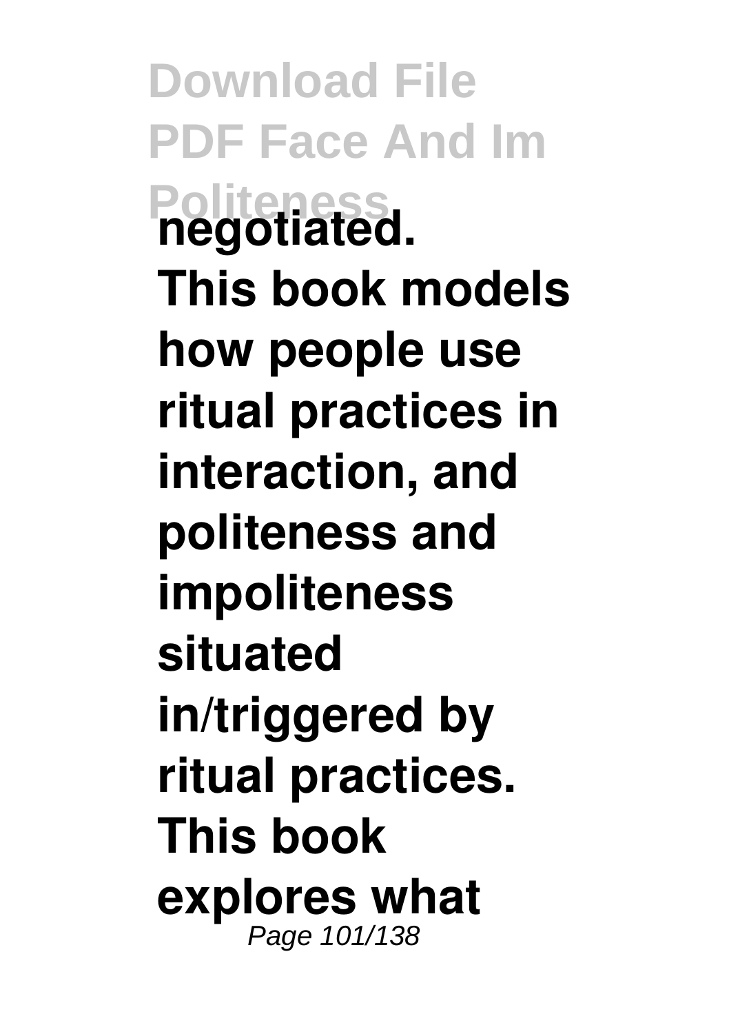negotiated.
This book models how people use ritual practices in interaction, and politeness and impoliteness situated in/triggered by ritual practices. This book explores what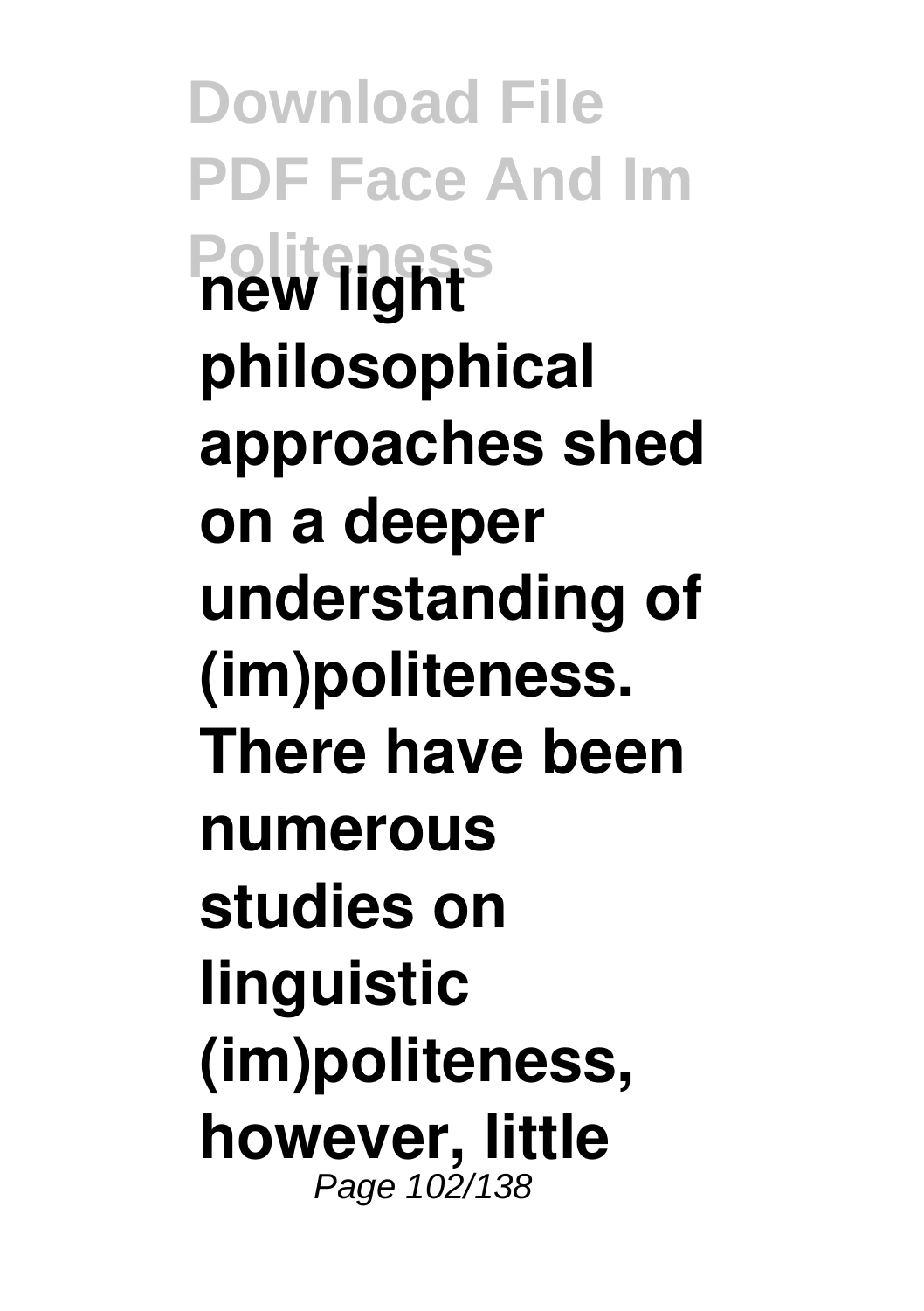**new light philosophical approaches shed on a deeper understanding of (im)politeness. There have been numerous studies on linguistic (im)politeness, however, little**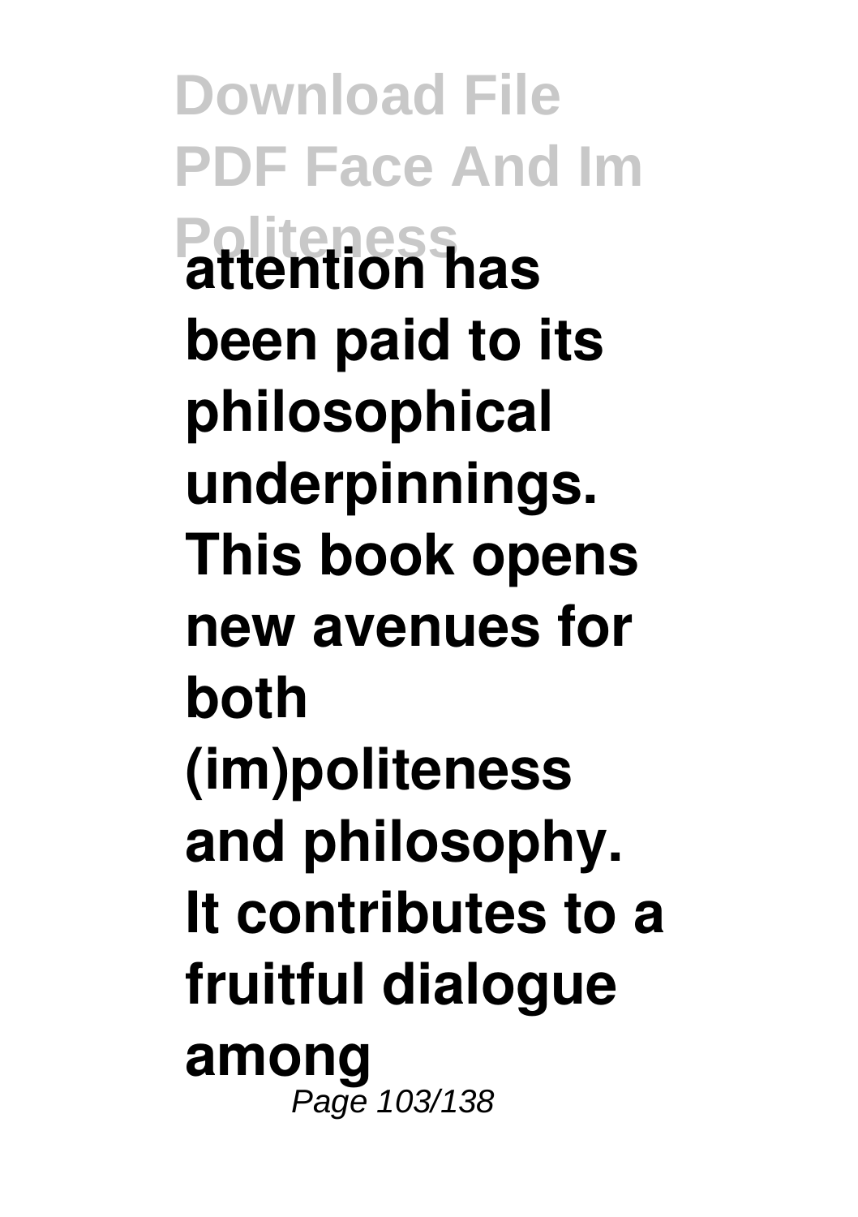**attention has been paid to its philosophical underpinnings. This book opens new avenues for both (im)politeness and philosophy. It contributes to a fruitful dialogue among**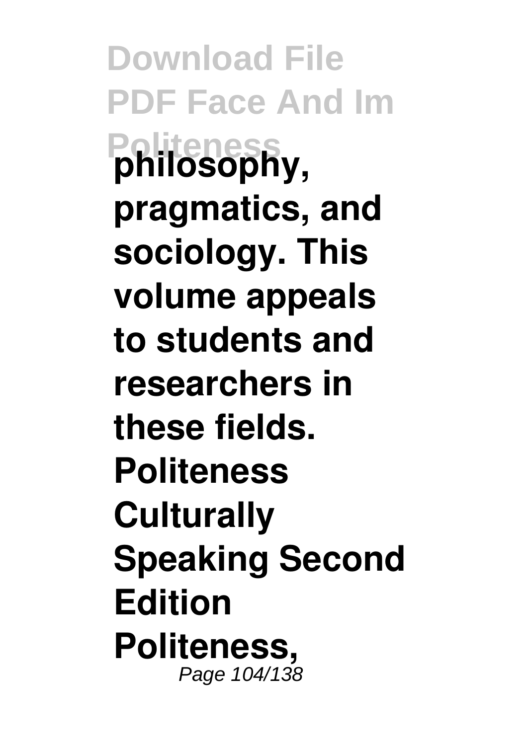**philosophy, pragmatics, and sociology. This volume appeals to students and researchers in these fields. Politeness Culturally Speaking Second Edition Politeness,**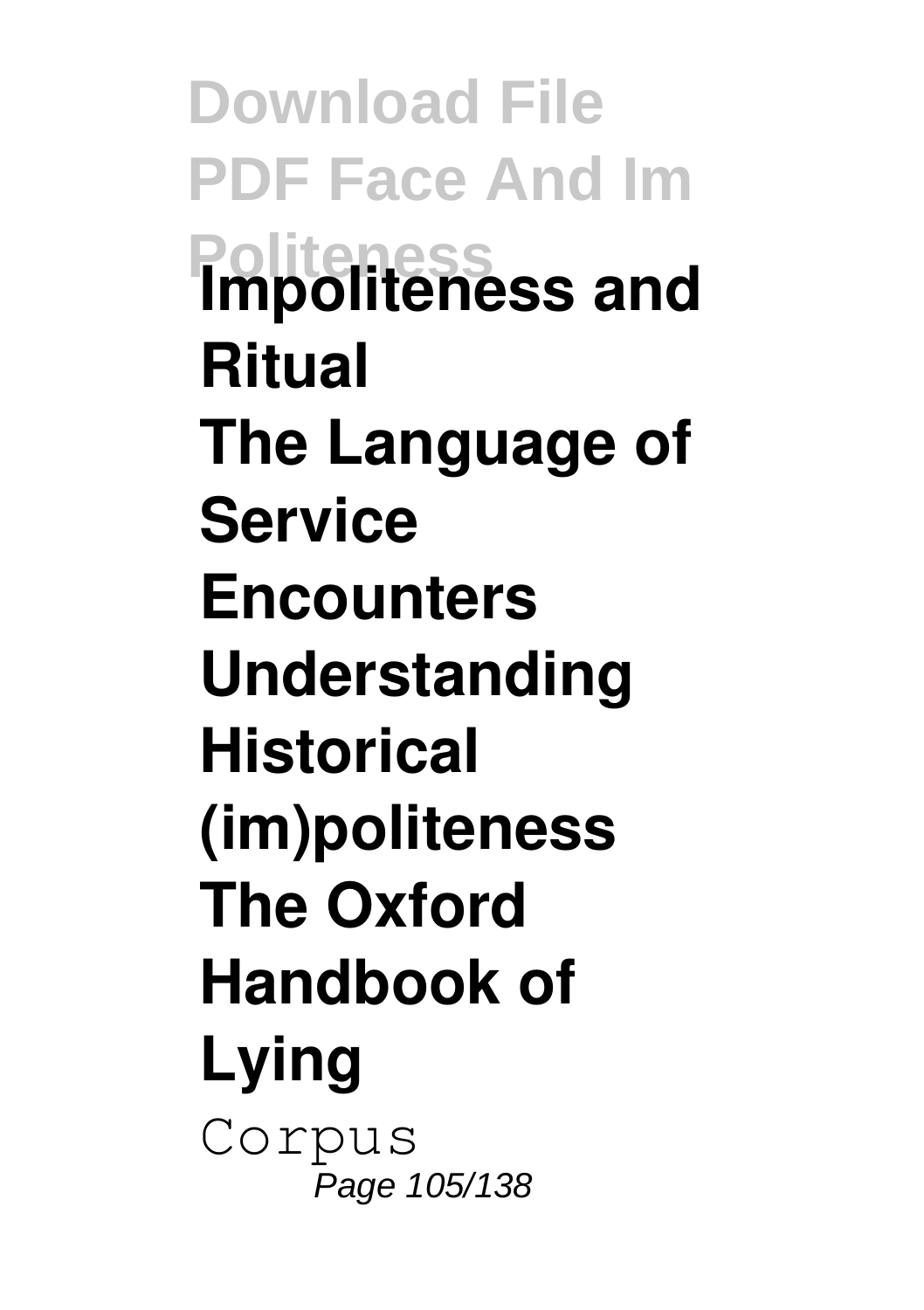**Impoliteness and Ritual**

**The Language of Service Encounters**

**Understanding Historical (im)politeness**

**The Oxford Handbook of Lying**

Corpus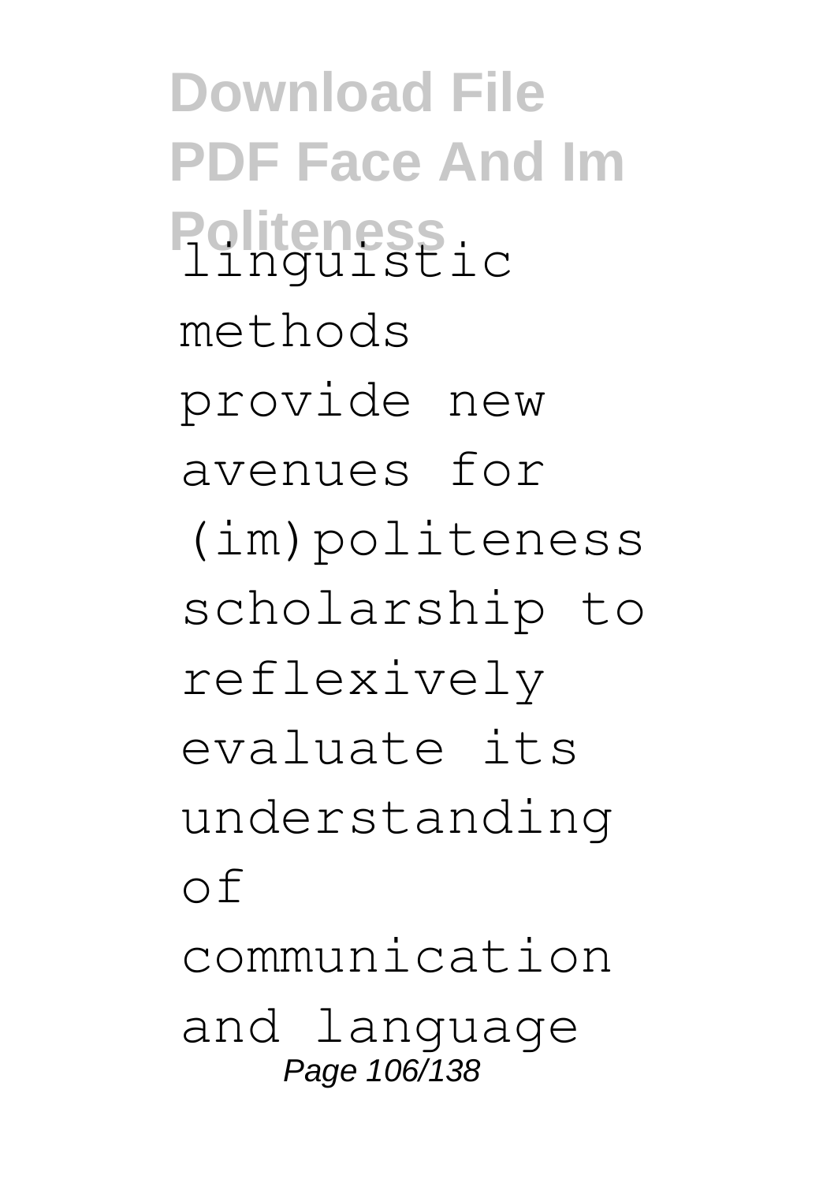linguistic methods provide new avenues for (im)politeness scholarship to reflexively evaluate its understanding of communication and language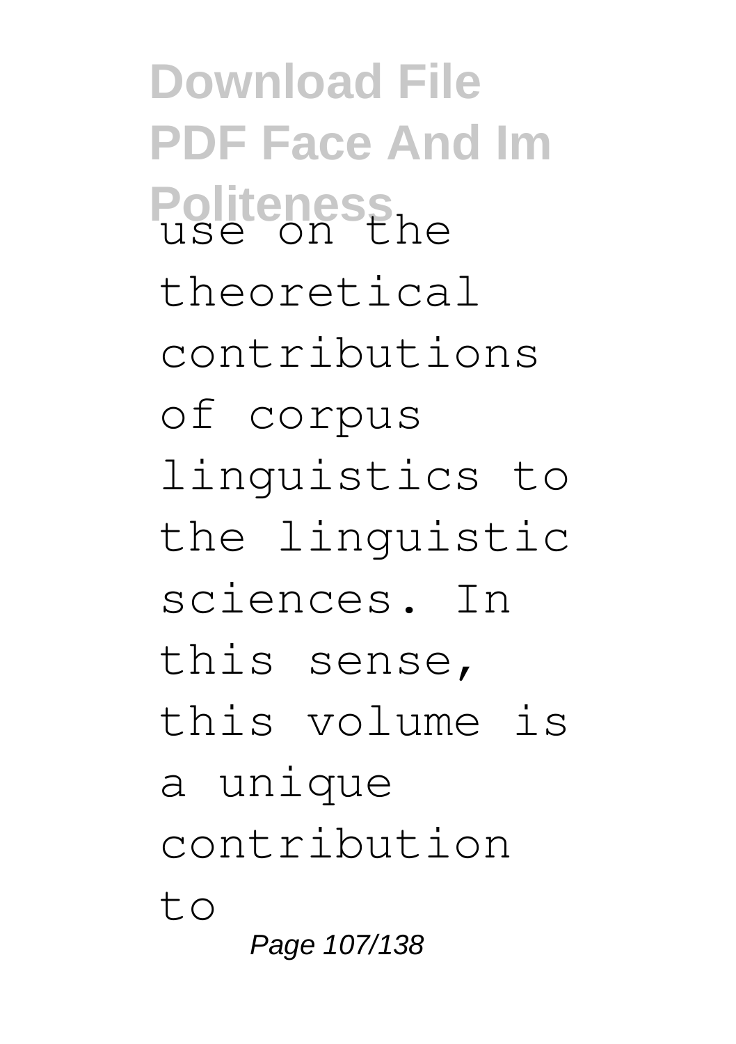use on the theoretical contributions of corpus linguistics to the linguistic sciences. In this sense, this volume is a unique contribution to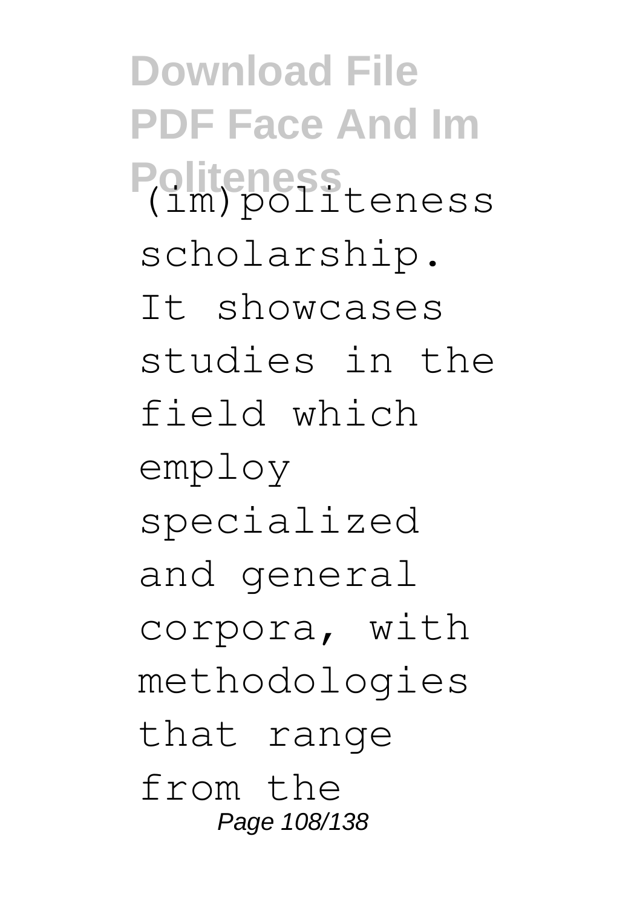(im)politeness scholarship. It showcases studies in the field which employ specialized and general corpora, with methodologies that range from the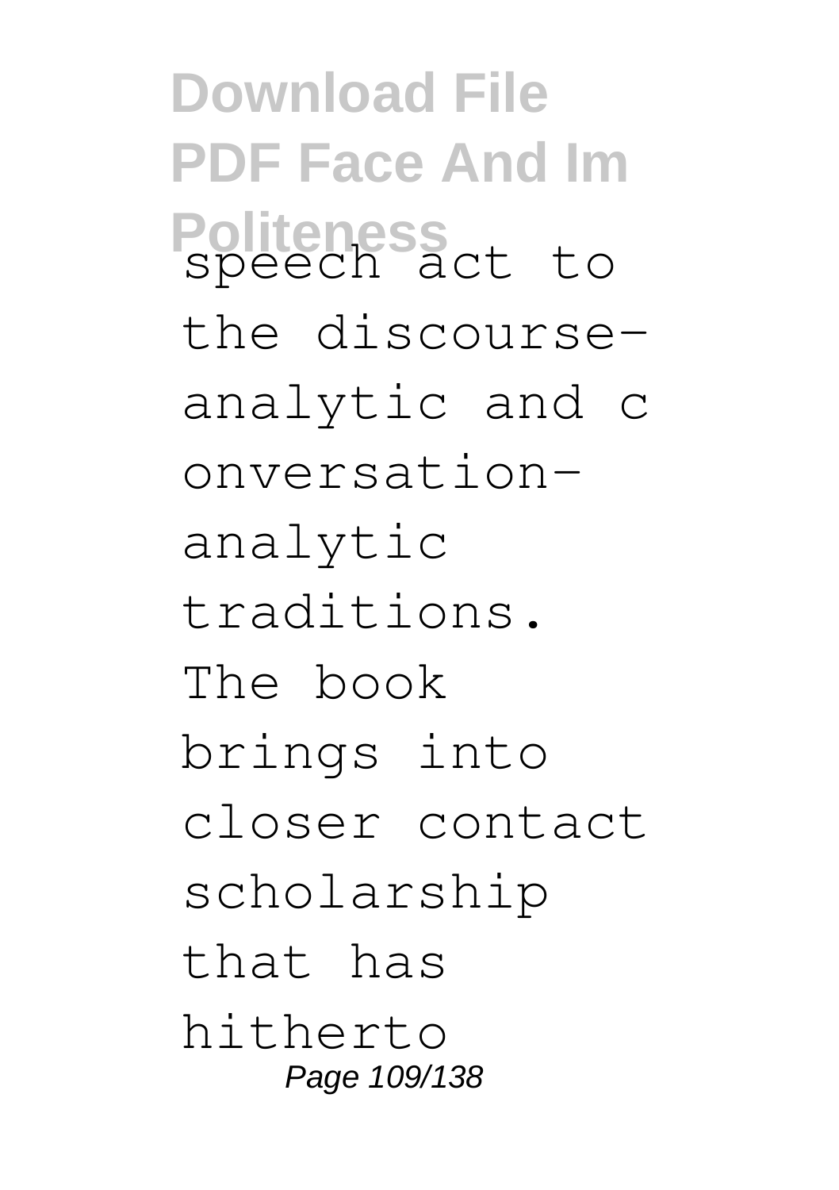speech act to the discourse-analytic and conversation-analytic traditions. The book brings into closer contact scholarship that has hitherto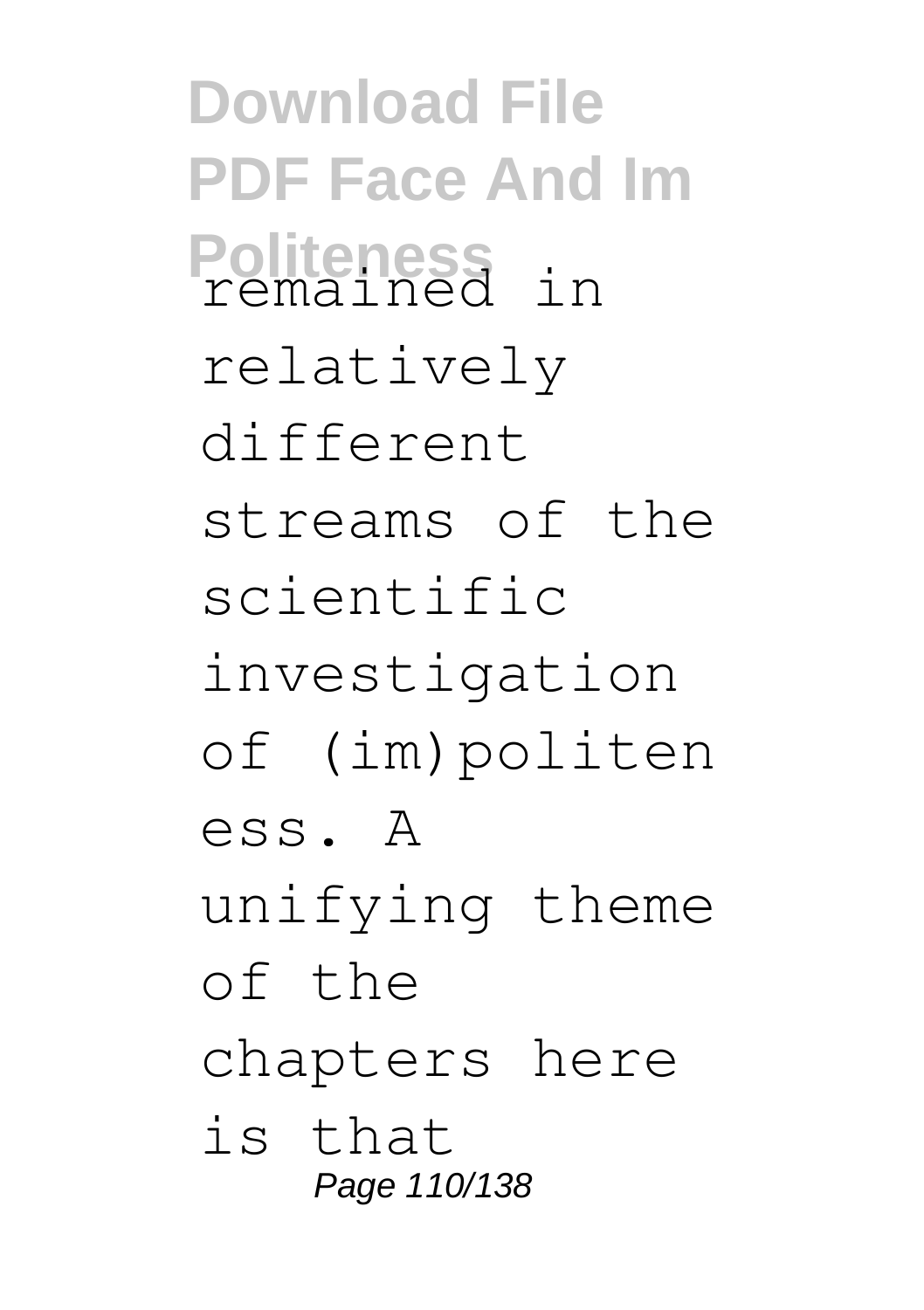remained in relatively different streams of the scientific investigation of (im)politeness. A unifying theme of the chapters here is that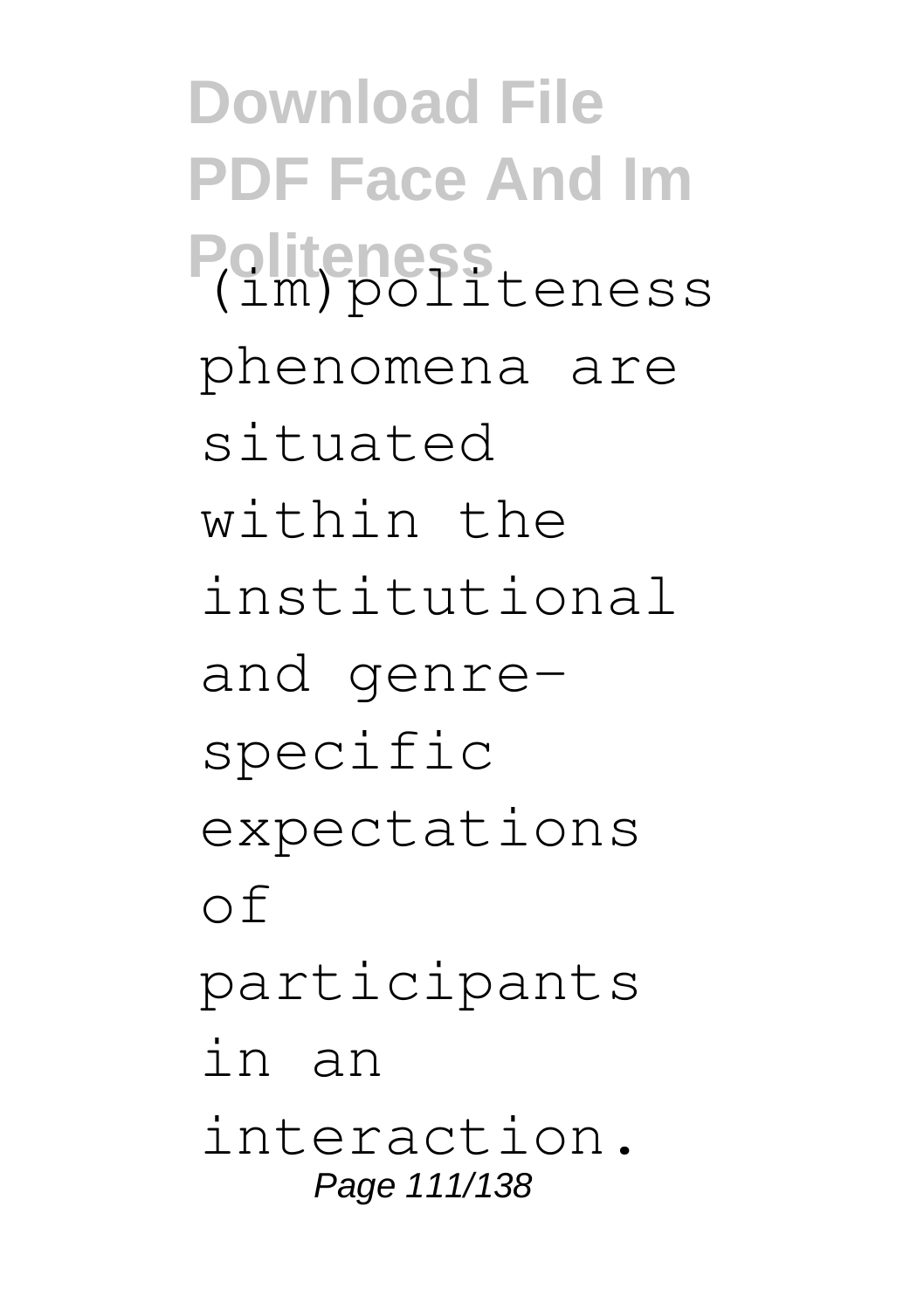(im)politeness phenomena are situated within the institutional and genre-specific expectations of participants in an interaction.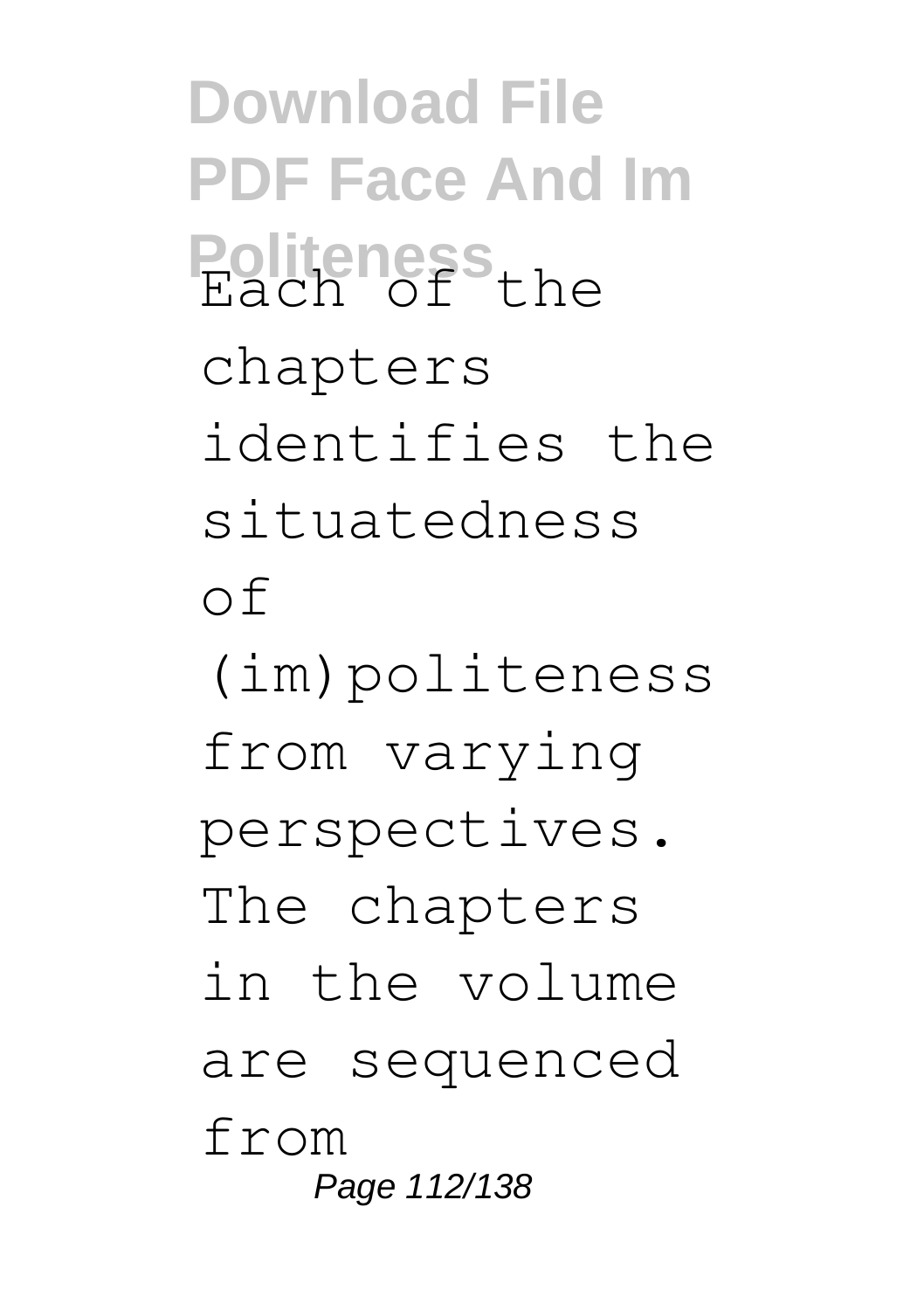Each of the chapters identifies the situatedness of (im)politeness from varying perspectives. The chapters in the volume are sequenced from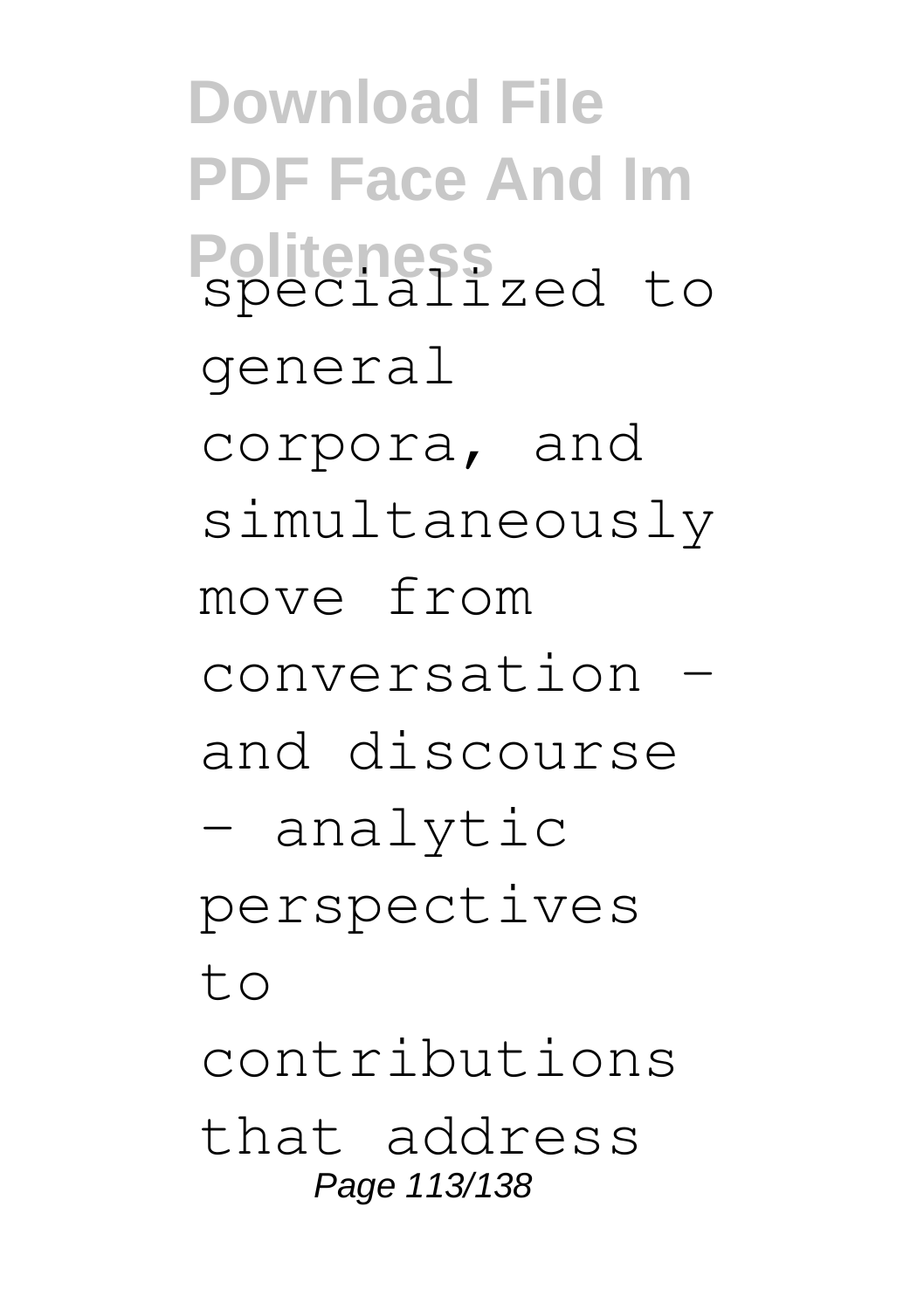specialized to general corpora, and simultaneously move from conversation - and discourse - analytic perspectives to contributions that address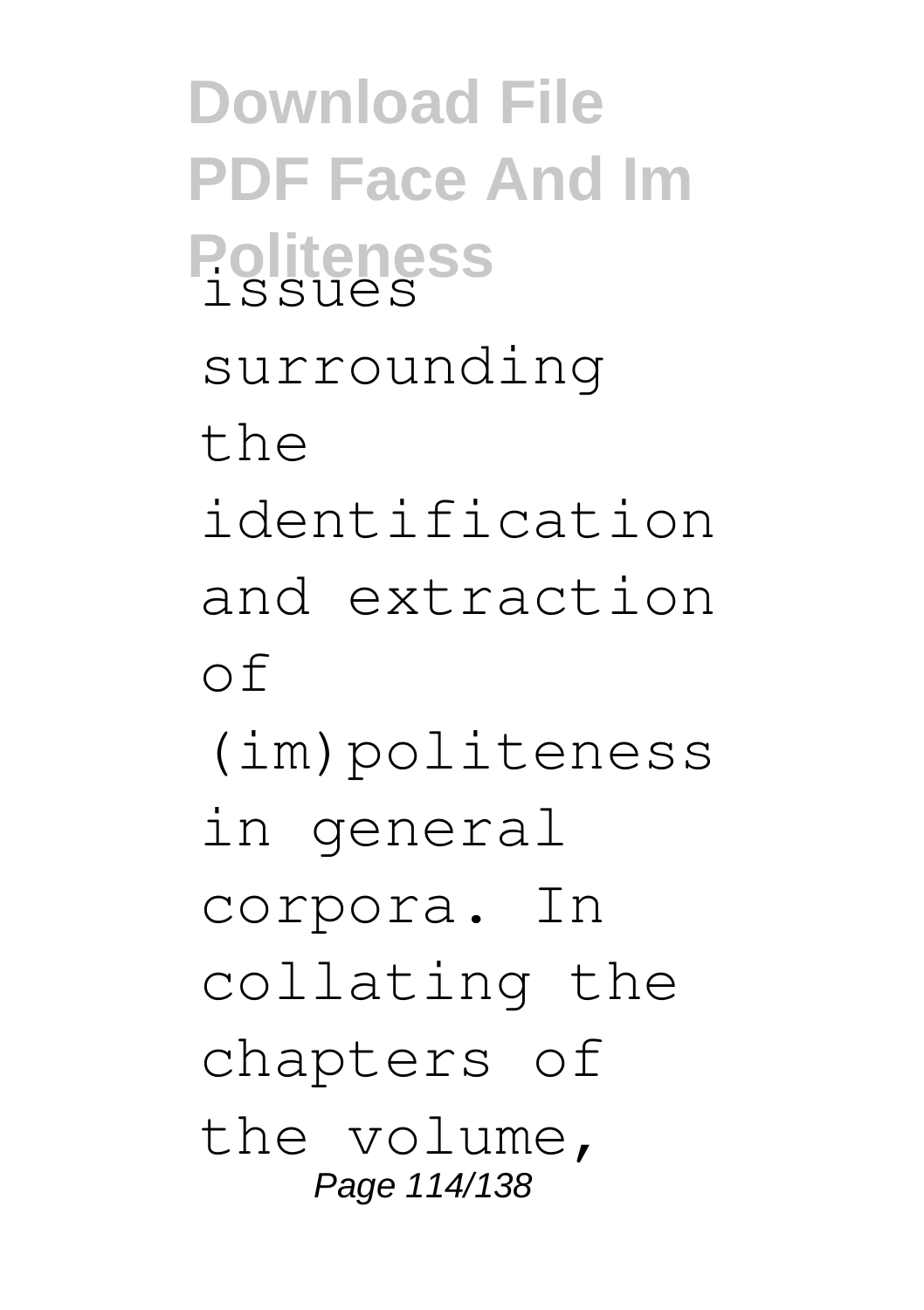issues surrounding the identification and extraction of (im)politeness in general corpora. In collating the chapters of the volume,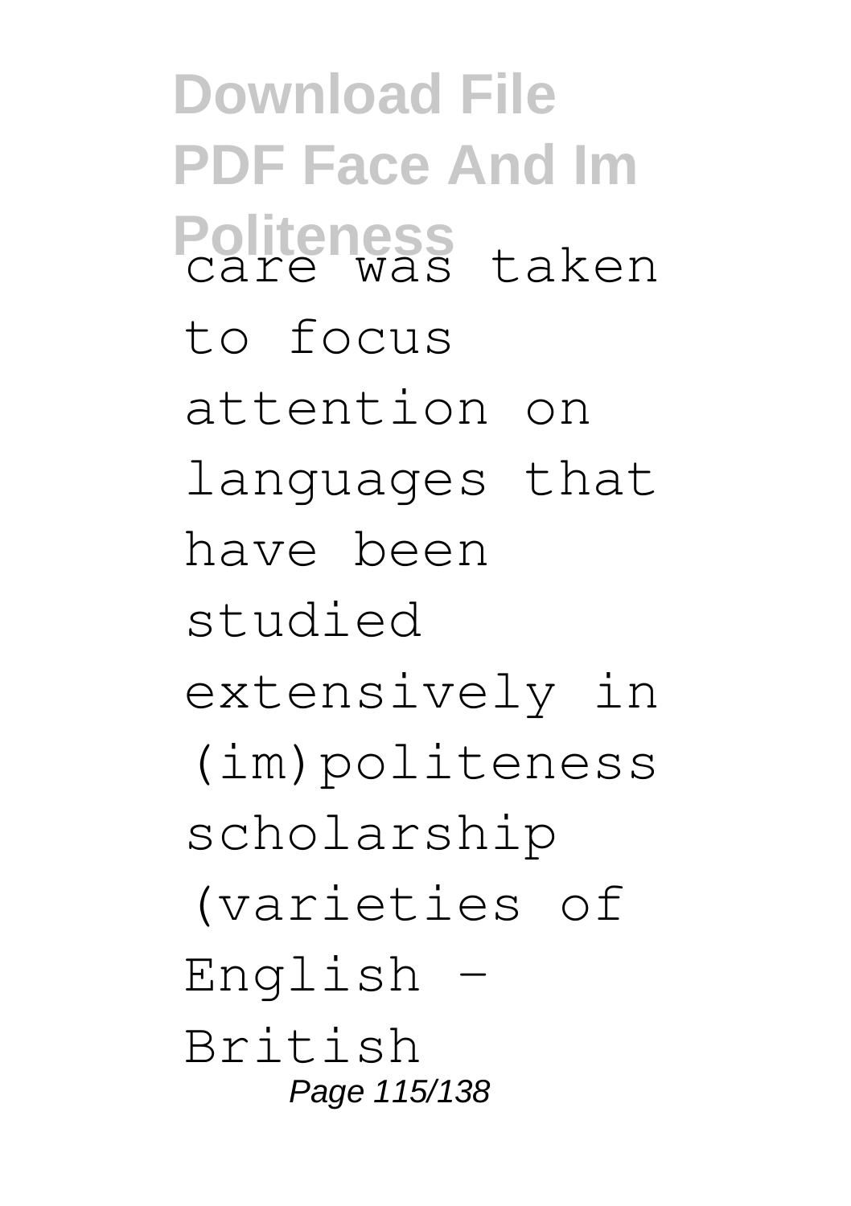care was taken to focus attention on languages that have been studied extensively in (im)politeness scholarship (varieties of English - British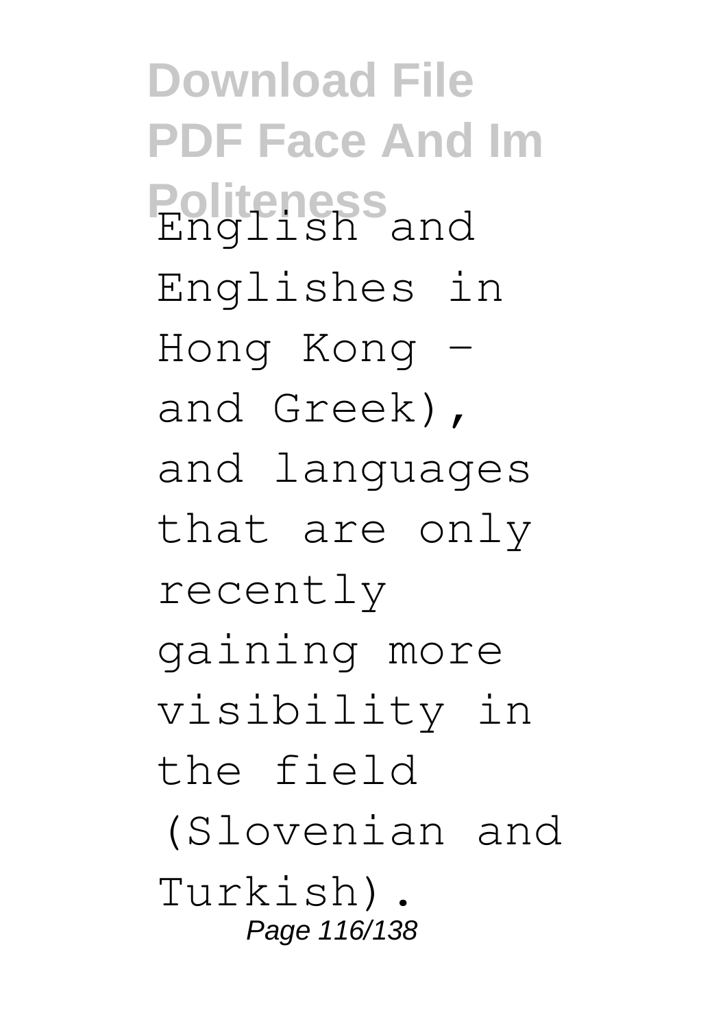English and Englishes in Hong Kong - and Greek), and languages that are only recently gaining more visibility in the field (Slovenian and Turkish).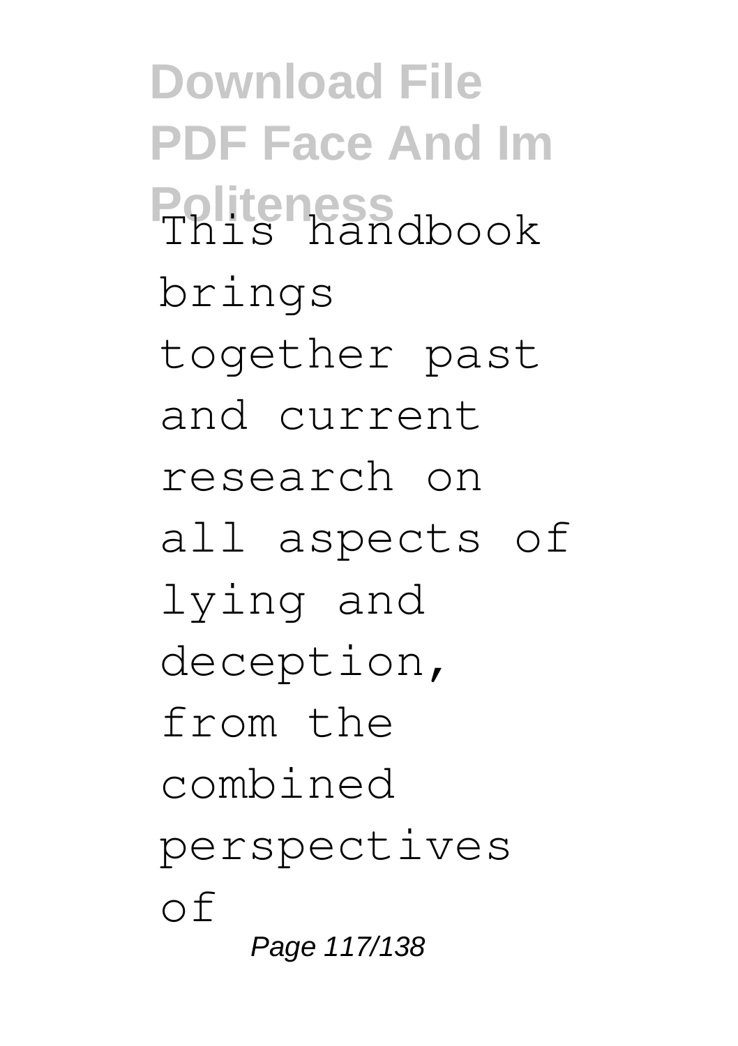This handbook brings together past and current research on all aspects of lying and deception, from the combined perspectives of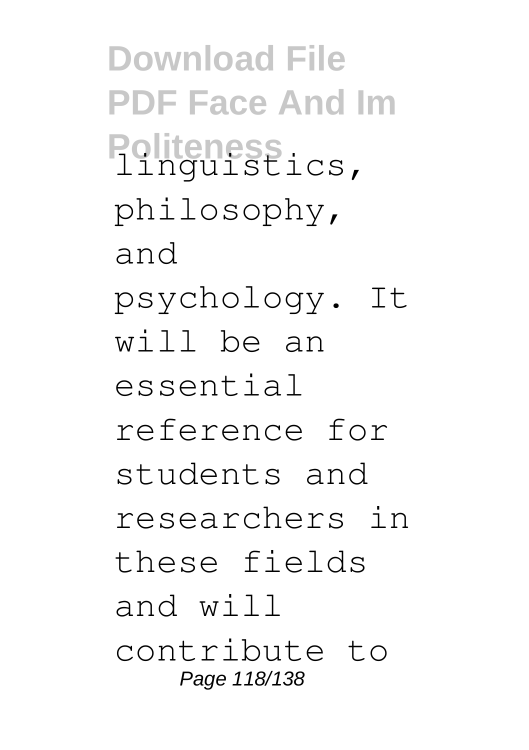linguistics, philosophy, and psychology. It will be an essential reference for students and researchers in these fields and will contribute to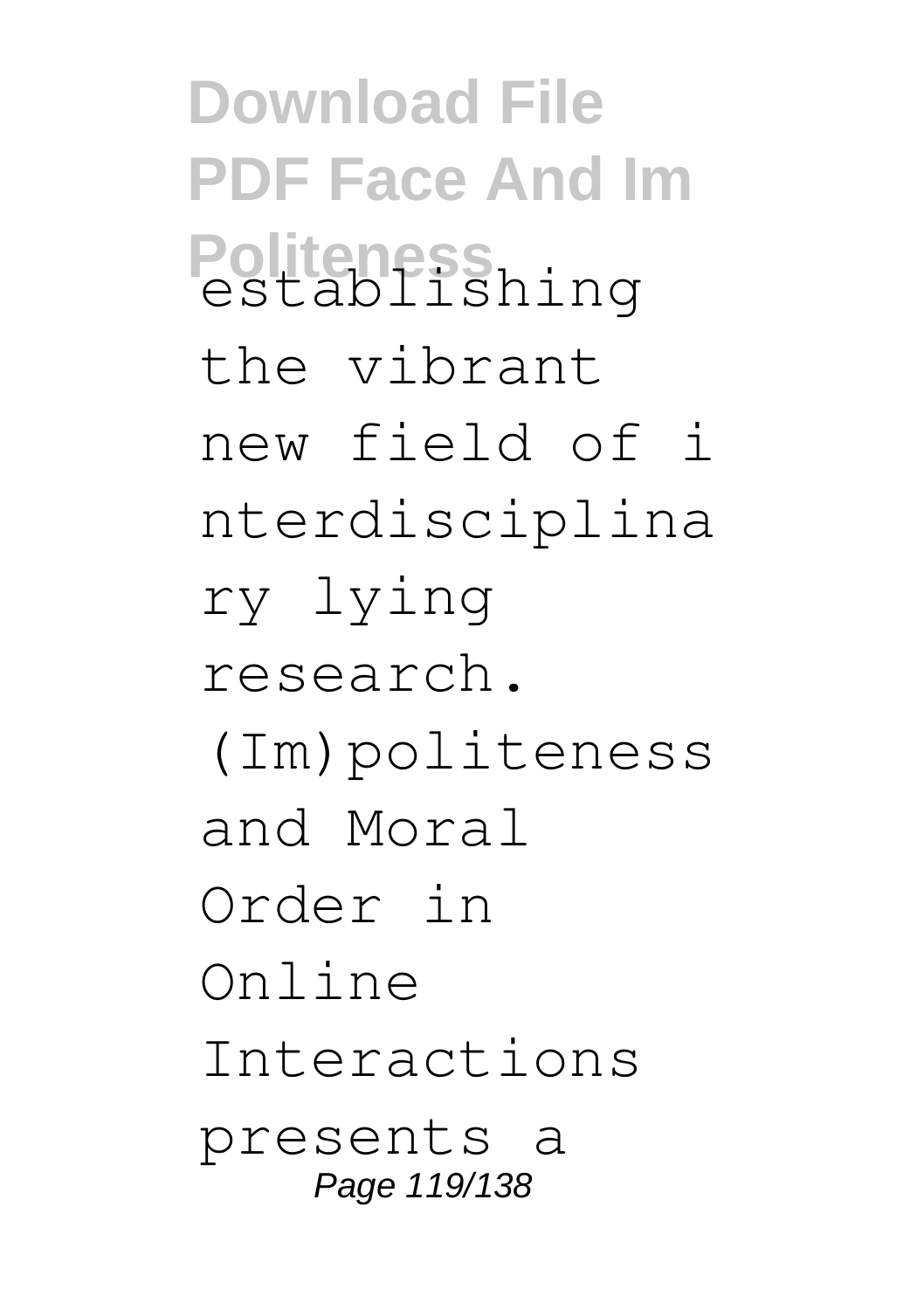establishing the vibrant new field of interdisciplinary lying research. (Im)politeness and Moral Order in Online Interactions presents a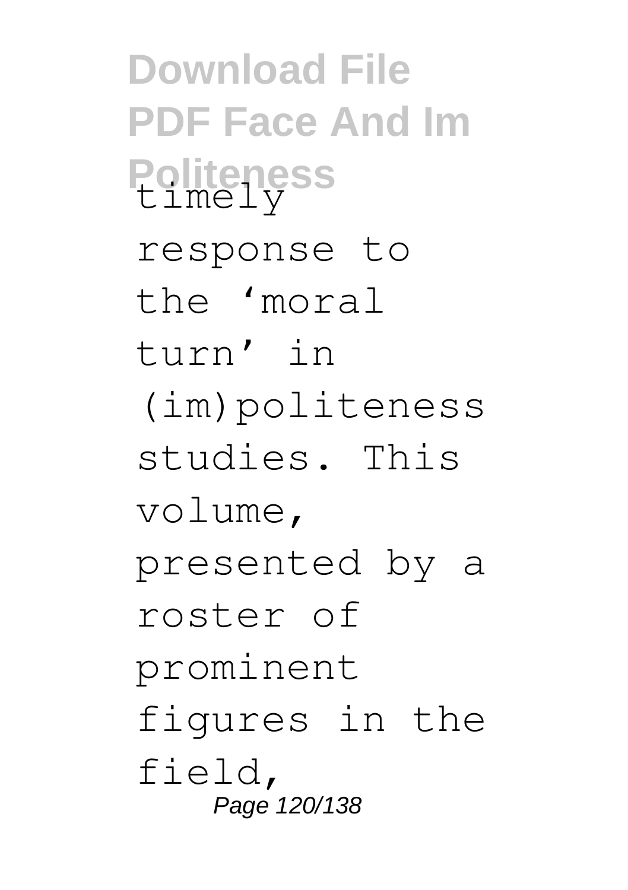timely response to the 'moral turn' in (im)politeness studies. This volume, presented by a roster of prominent figures in the field,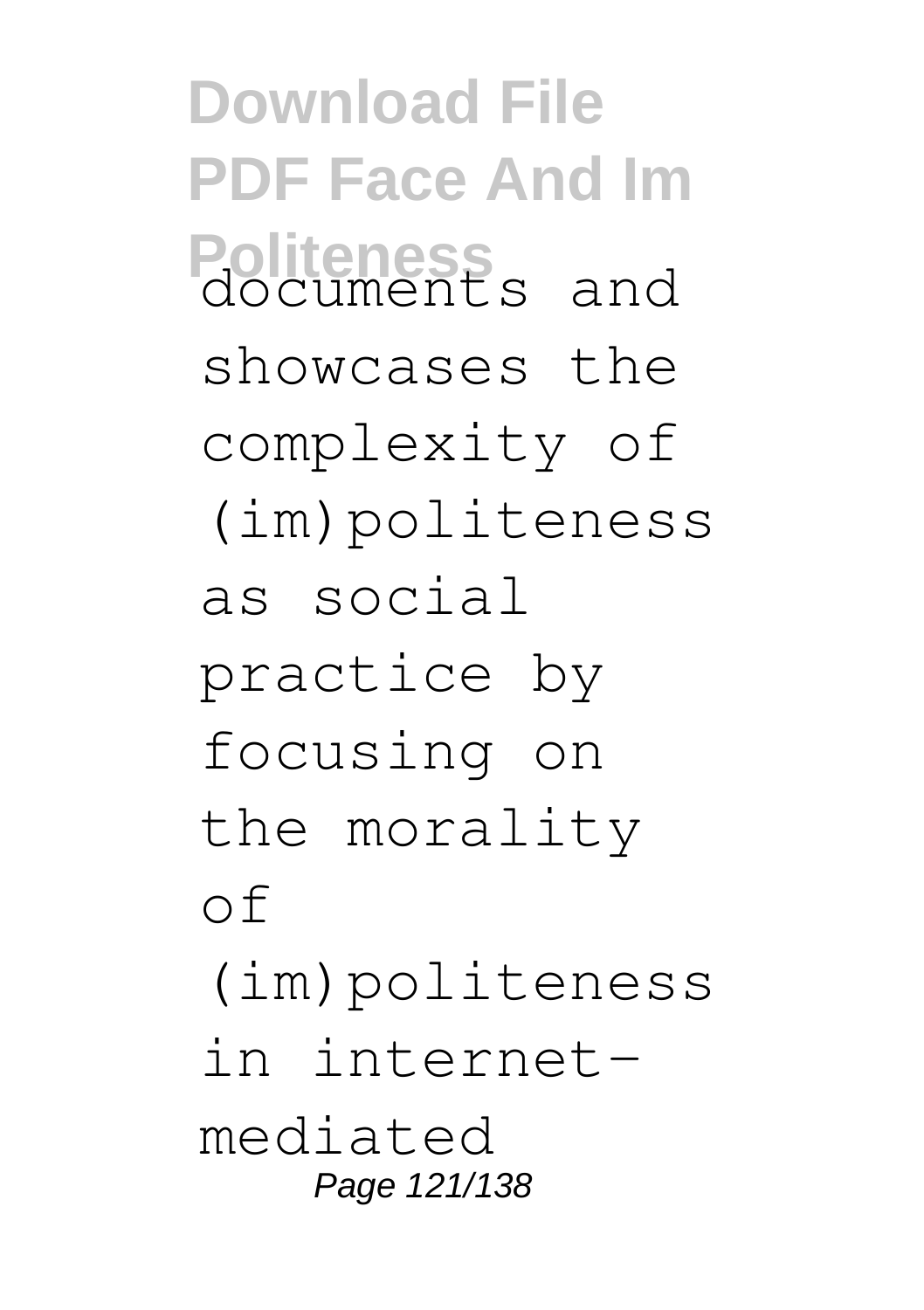documents and showcases the complexity of (im)politeness as social practice by focusing on the morality of (im)politeness in internet-mediated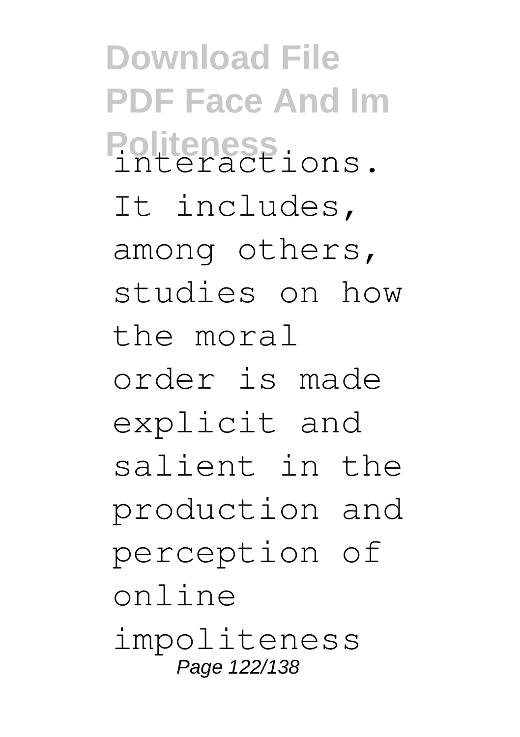interactions. It includes, among others, studies on how the moral order is made explicit and salient in the production and perception of online impoliteness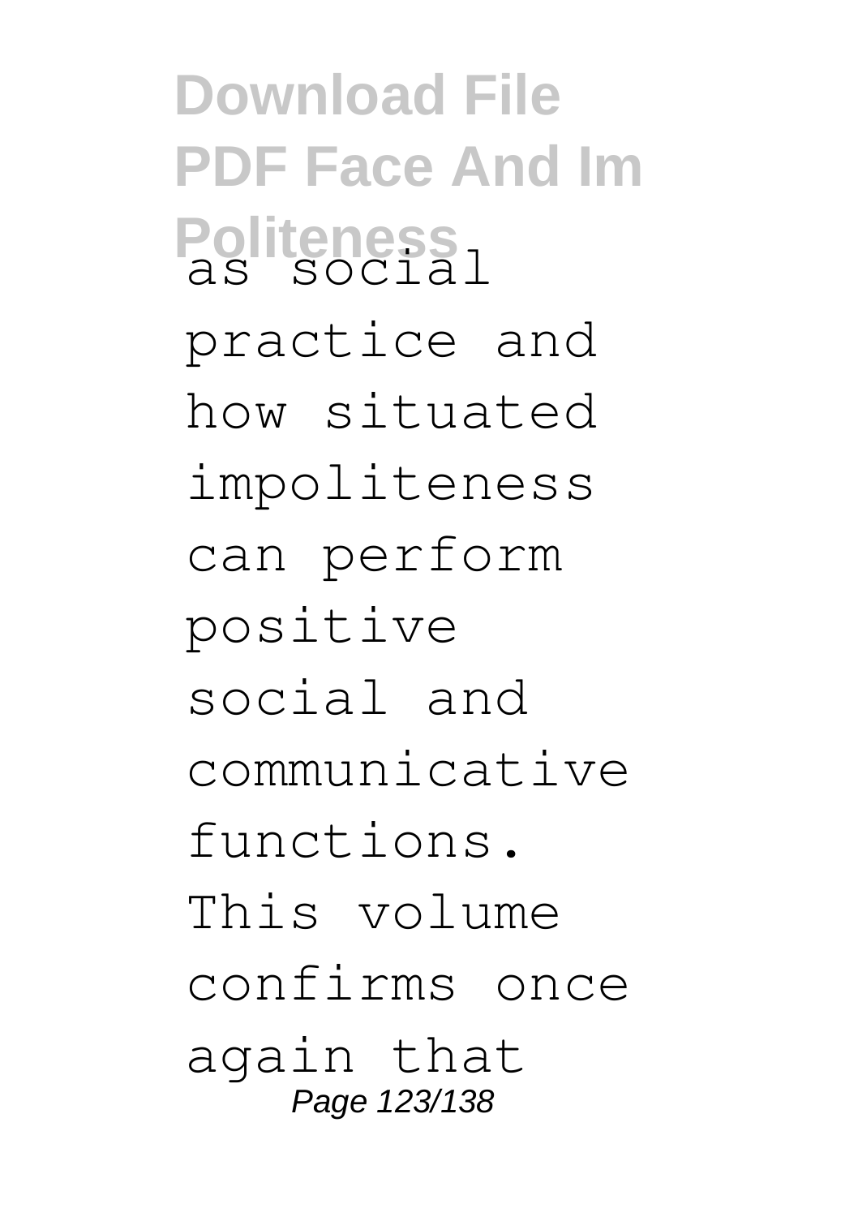as social practice and how situated impoliteness can perform positive social and communicative functions. This volume confirms once again that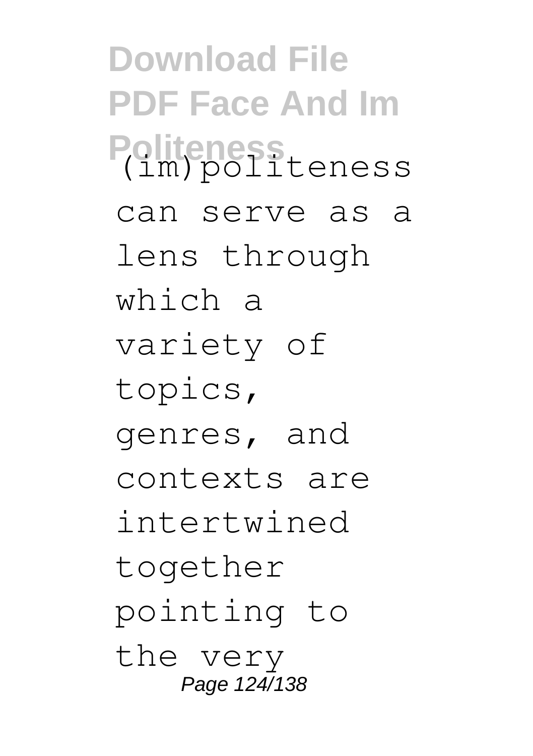(im)politeness can serve as a lens through which a variety of topics, genres, and contexts are intertwined together pointing to the very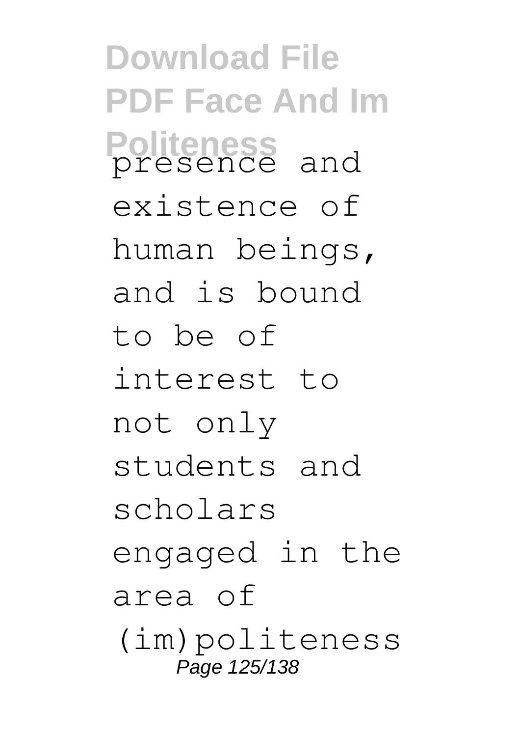presence and existence of human beings, and is bound to be of interest to not only students and scholars engaged in the area of (im)politeness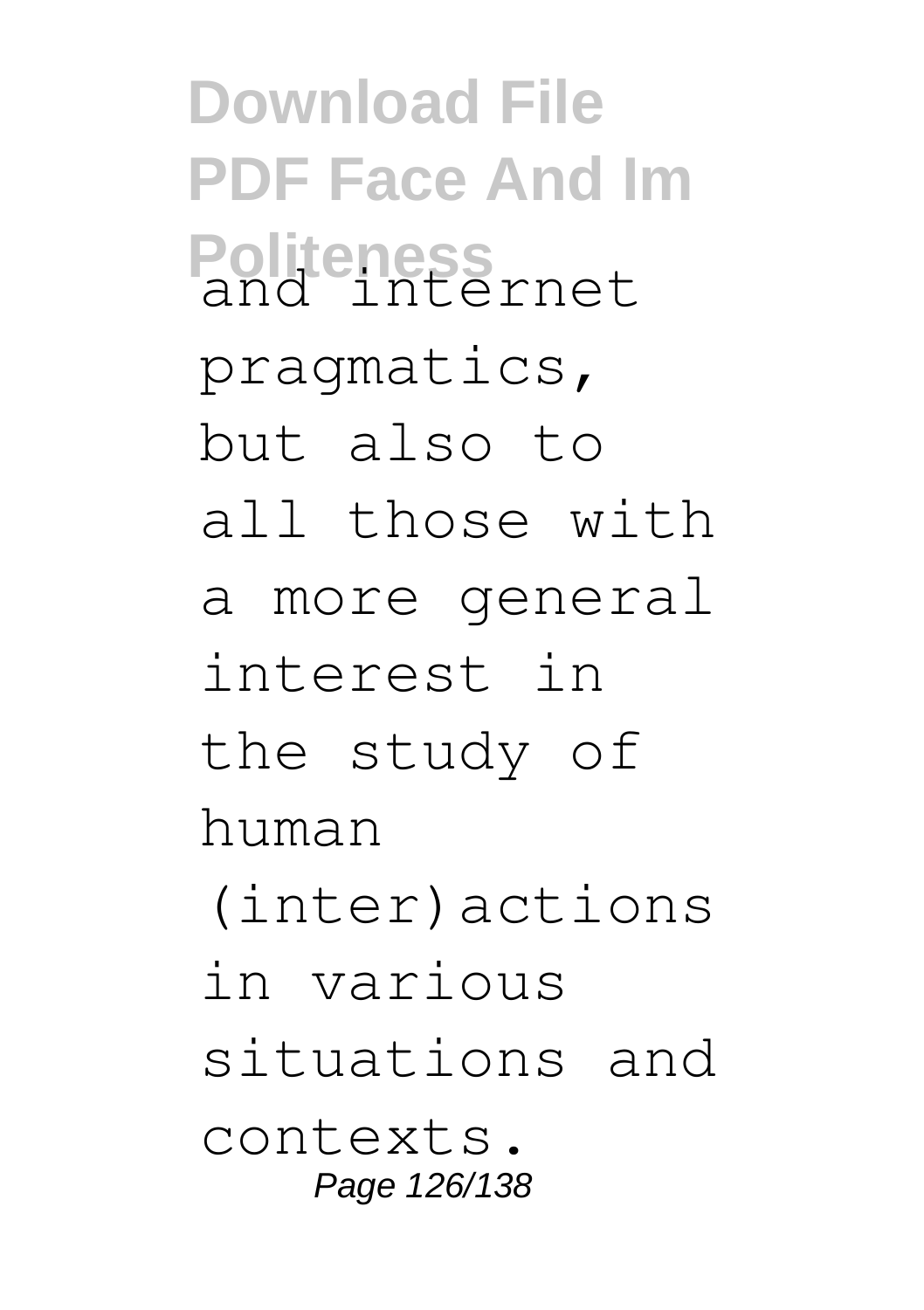and internet pragmatics, but also to all those with a more general interest in the study of human (inter)actions in various situations and contexts.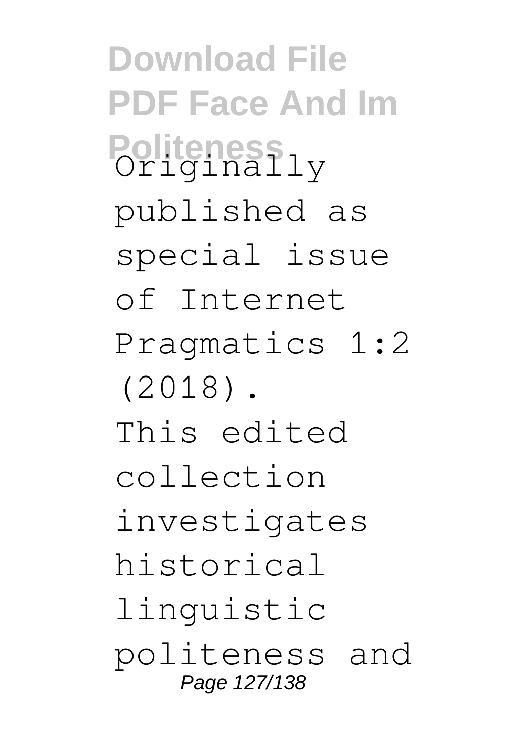Originally published as special issue of Internet Pragmatics 1:2 (2018).

This edited collection investigates historical linguistic politeness and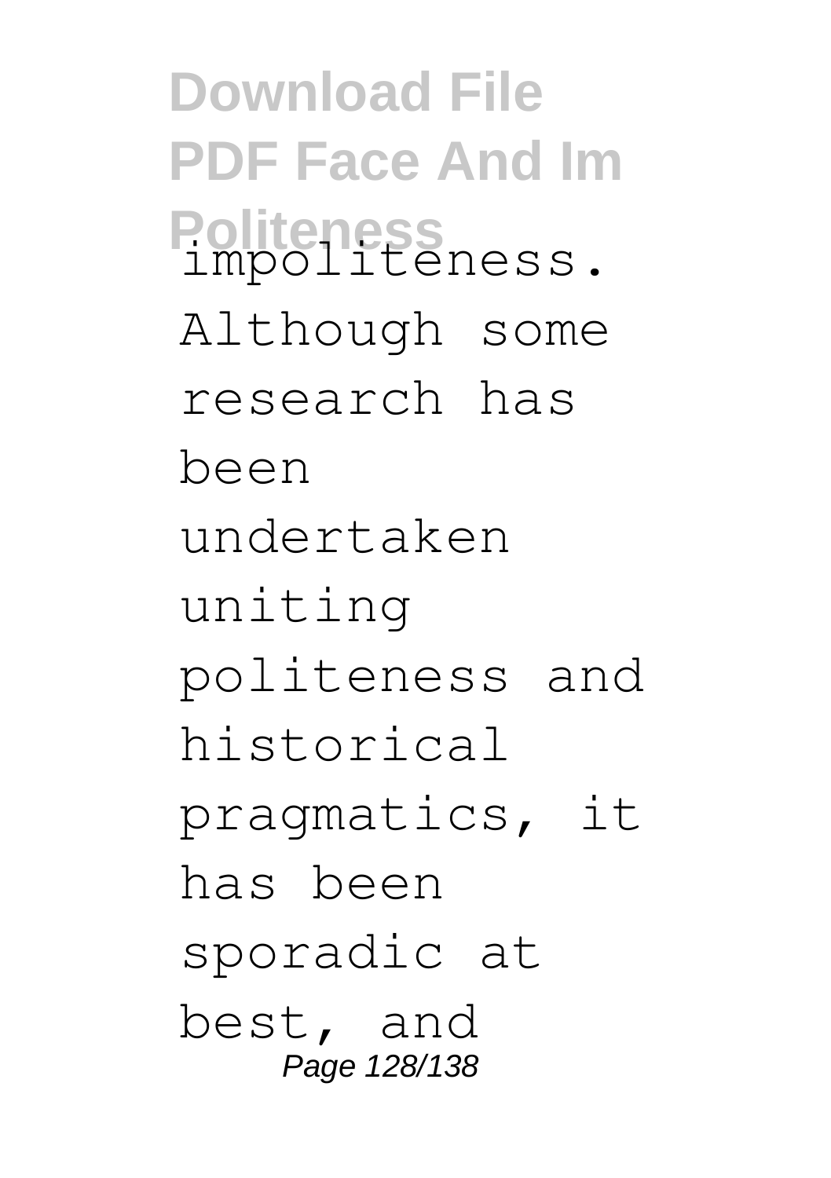impoliteness. Although some research has been undertaken uniting politeness and historical pragmatics, it has been sporadic at best, and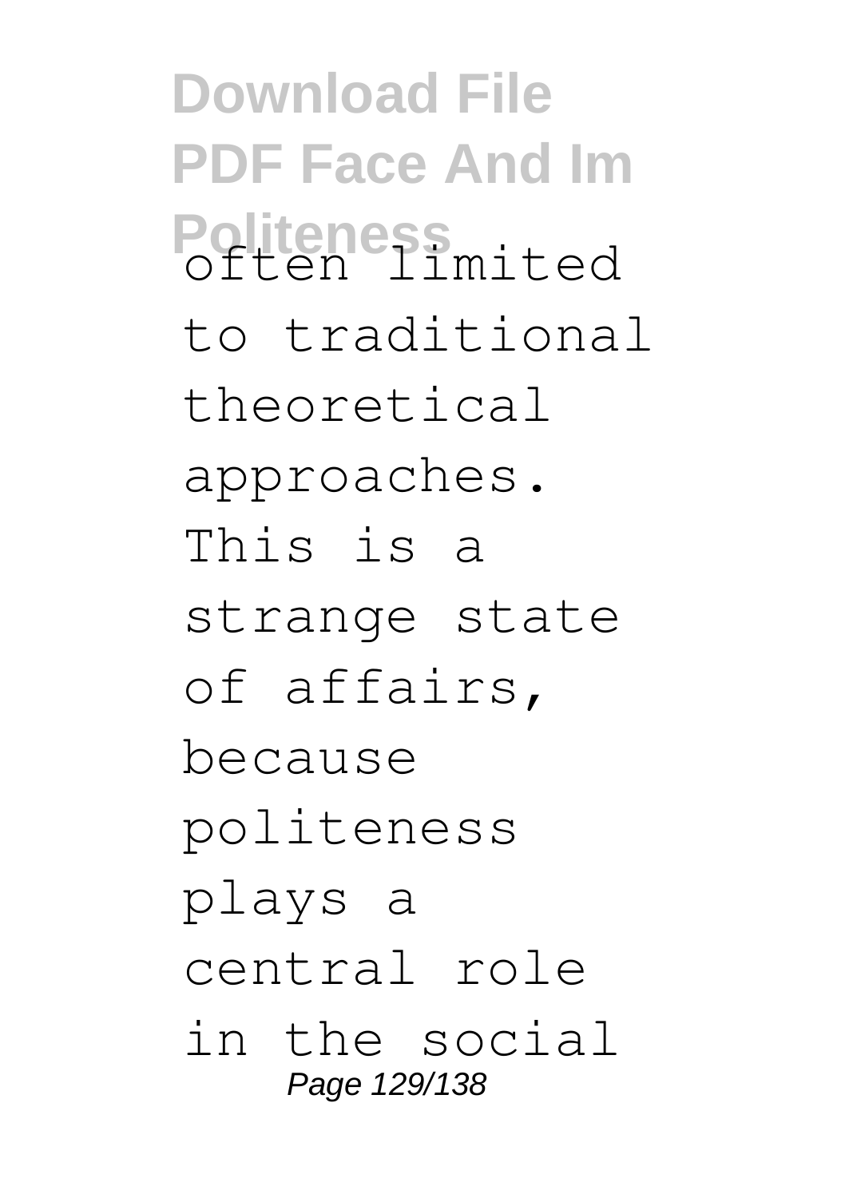often limited to traditional theoretical approaches. This is a strange state of affairs, because politeness plays a central role in the social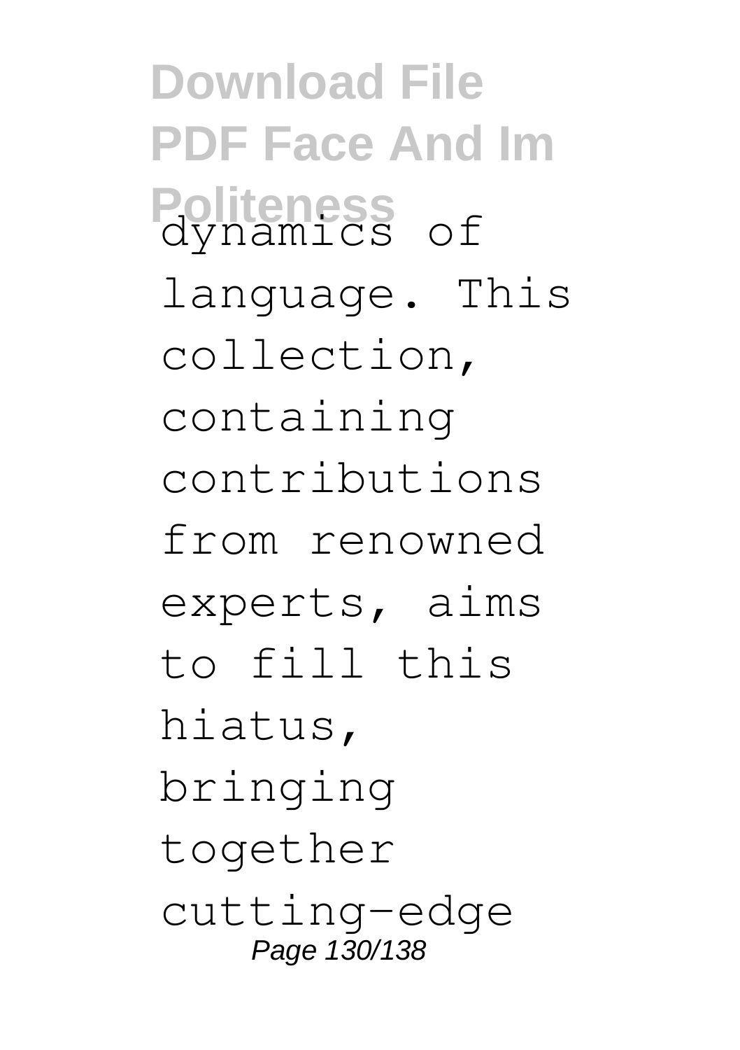dynamics of language. This collection, containing contributions from renowned experts, aims to fill this hiatus, bringing together cutting-edge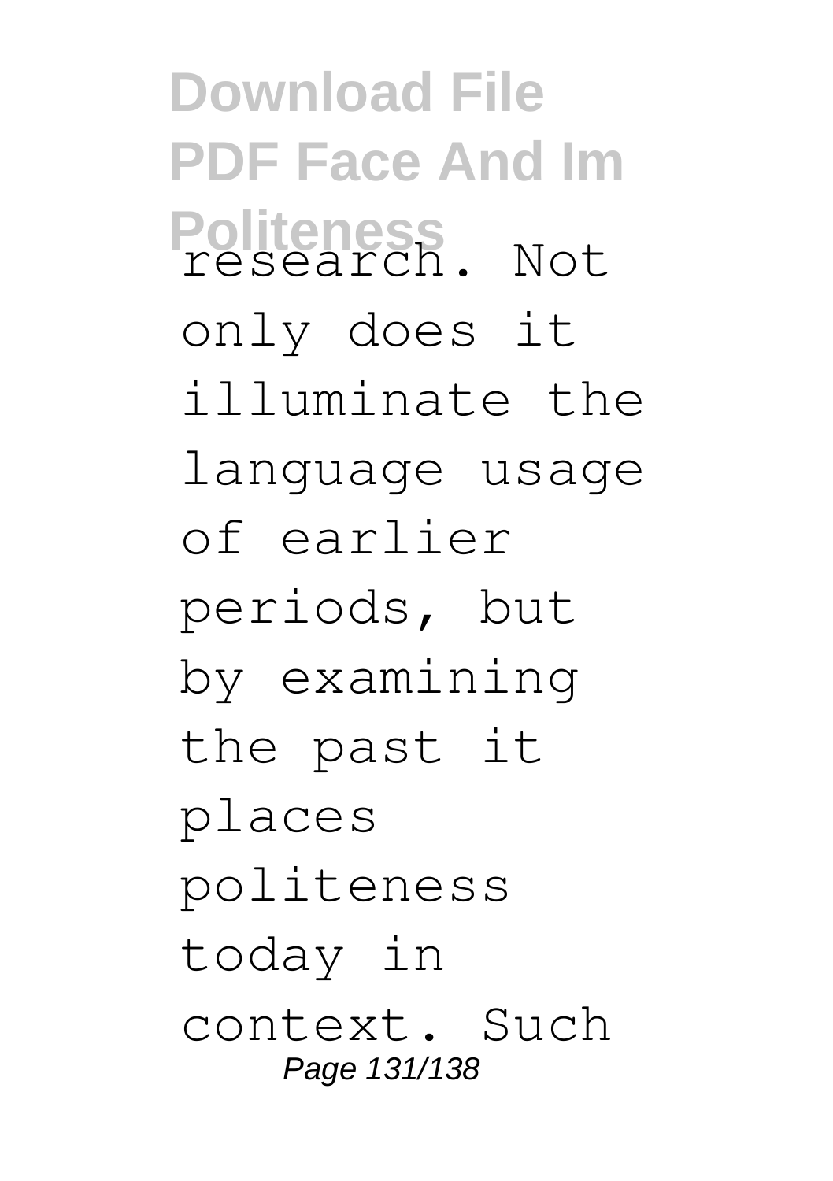research. Not only does it illuminate the language usage of earlier periods, but by examining the past it places politeness today in context. Such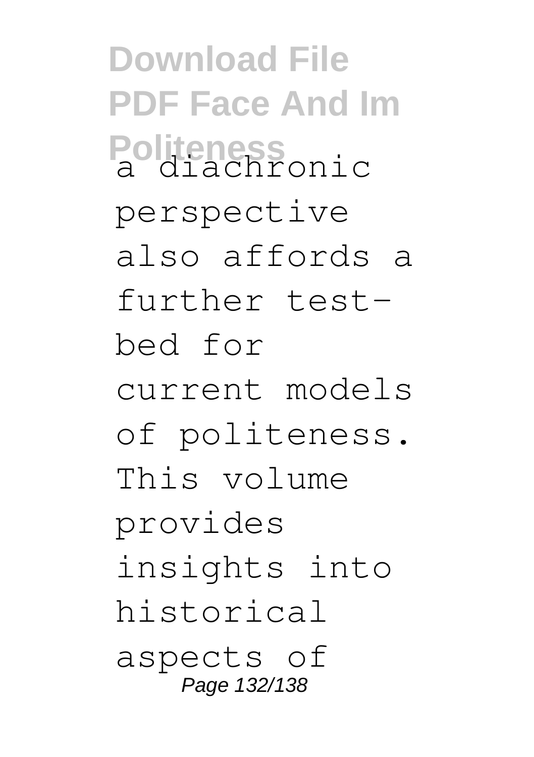a diachronic perspective also affords a further test-bed for current models of politeness. This volume provides insights into historical aspects of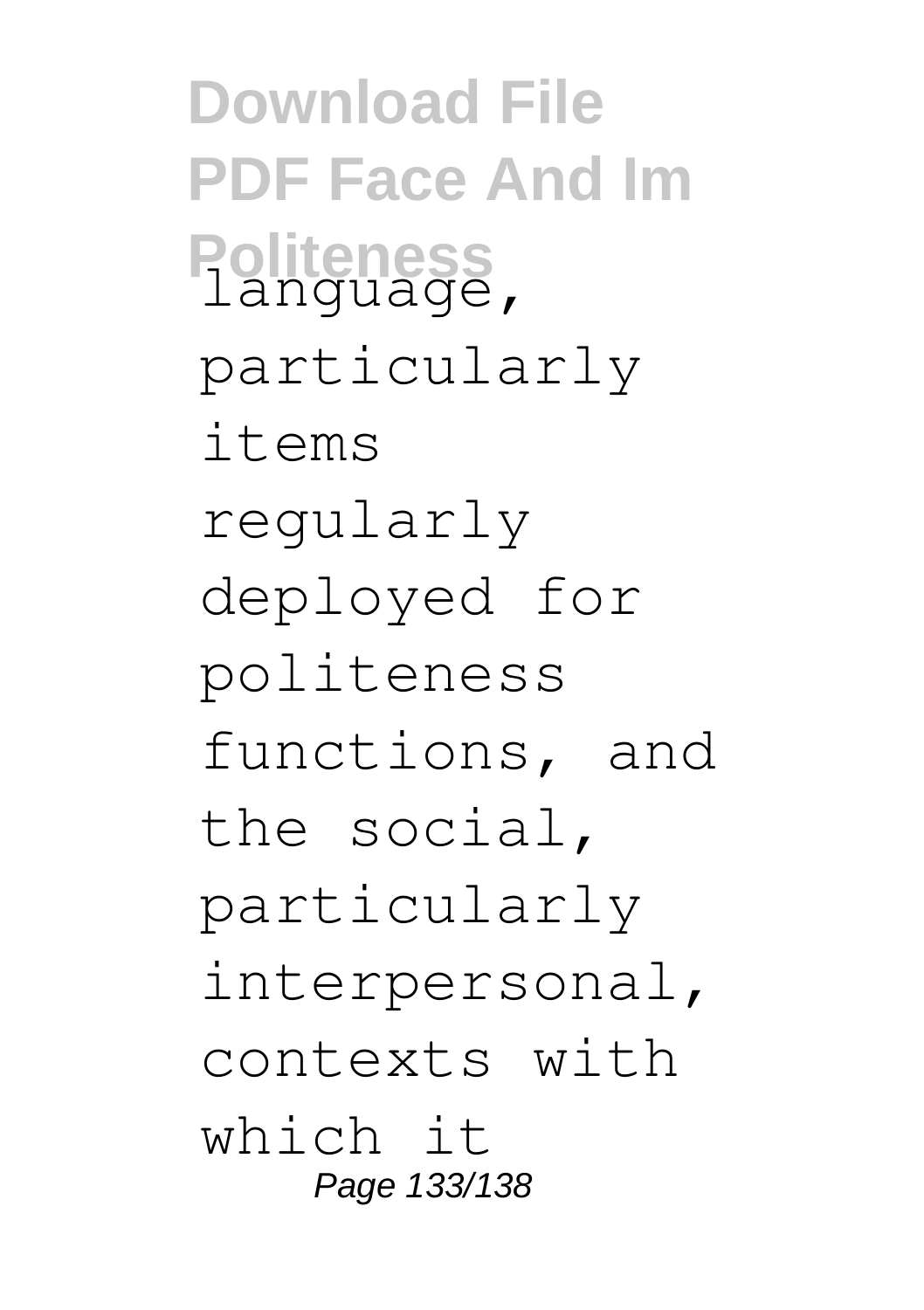language, particularly items regularly deployed for politeness functions, and the social, particularly interpersonal, contexts with which it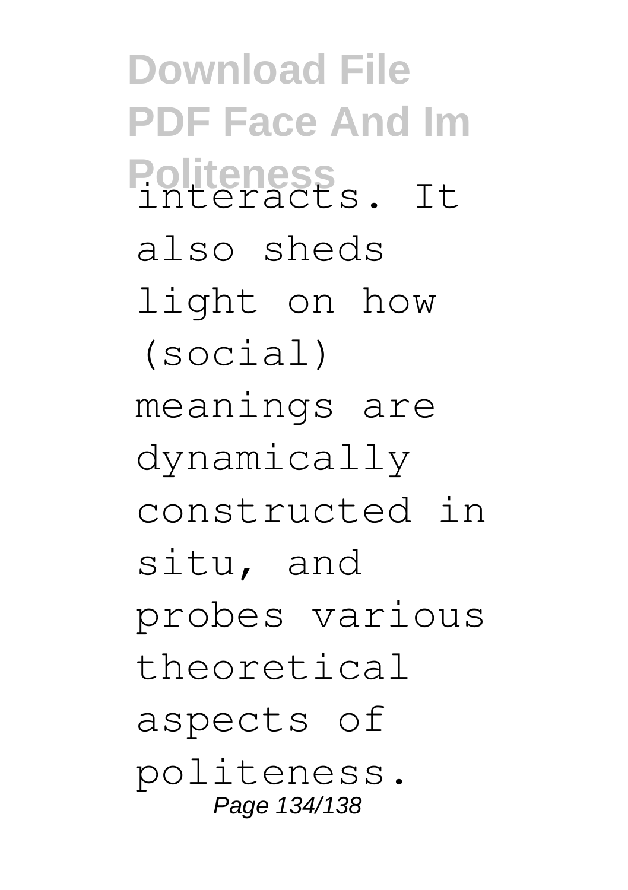interacts. It also sheds light on how (social) meanings are dynamically constructed in situ, and probes various theoretical aspects of politeness.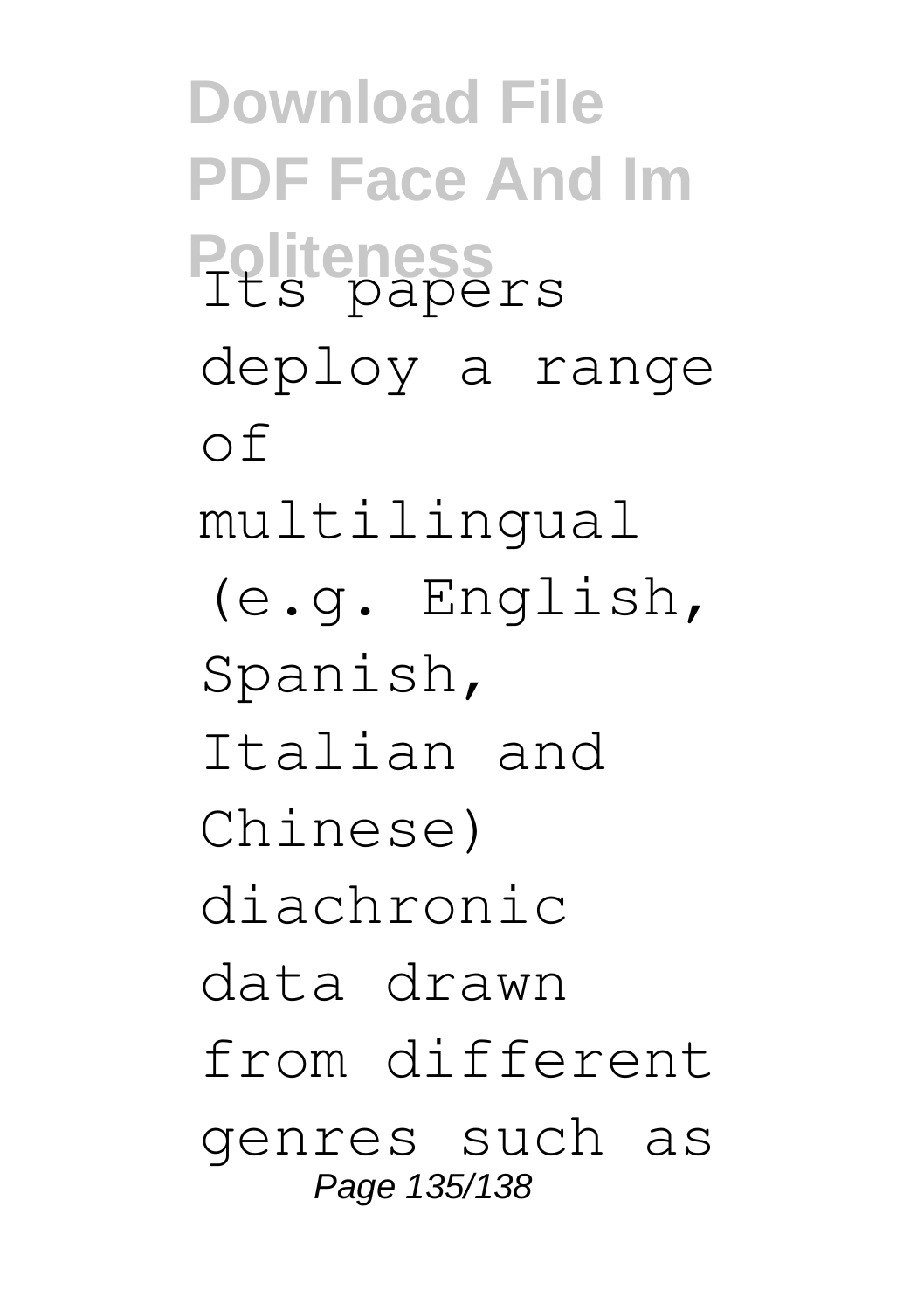Its papers deploy a range of multilingual (e.g. English, Spanish, Italian and Chinese) diachronic data drawn from different genres such as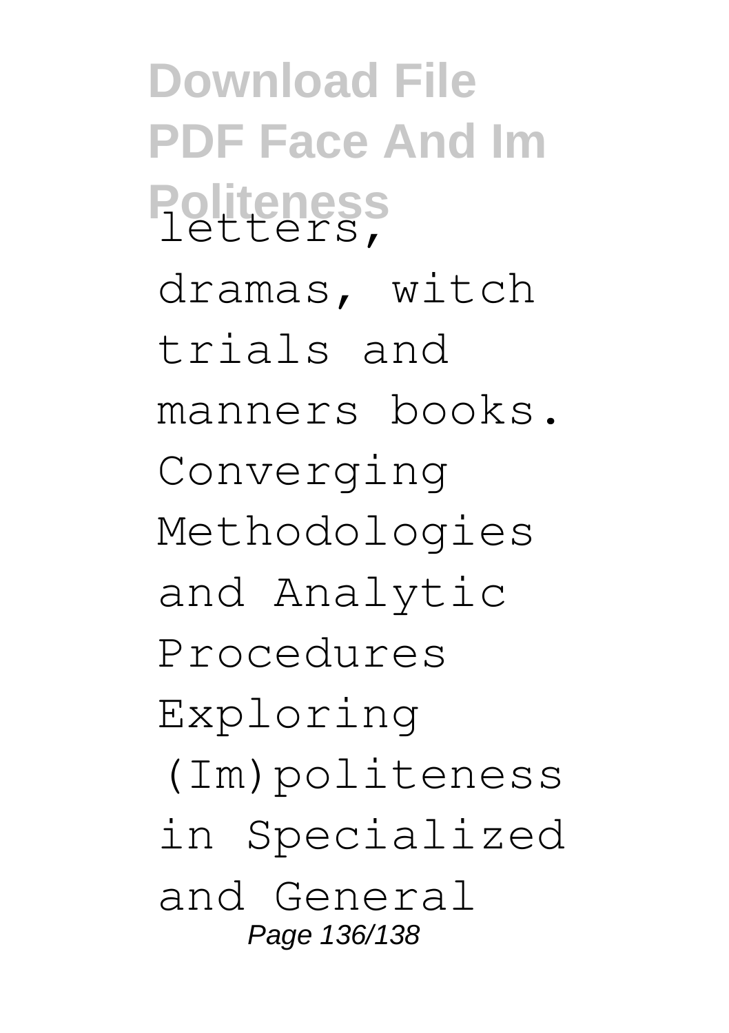letters, dramas, witch trials and manners books. Converging Methodologies and Analytic Procedures Exploring (Im)politeness in Specialized and General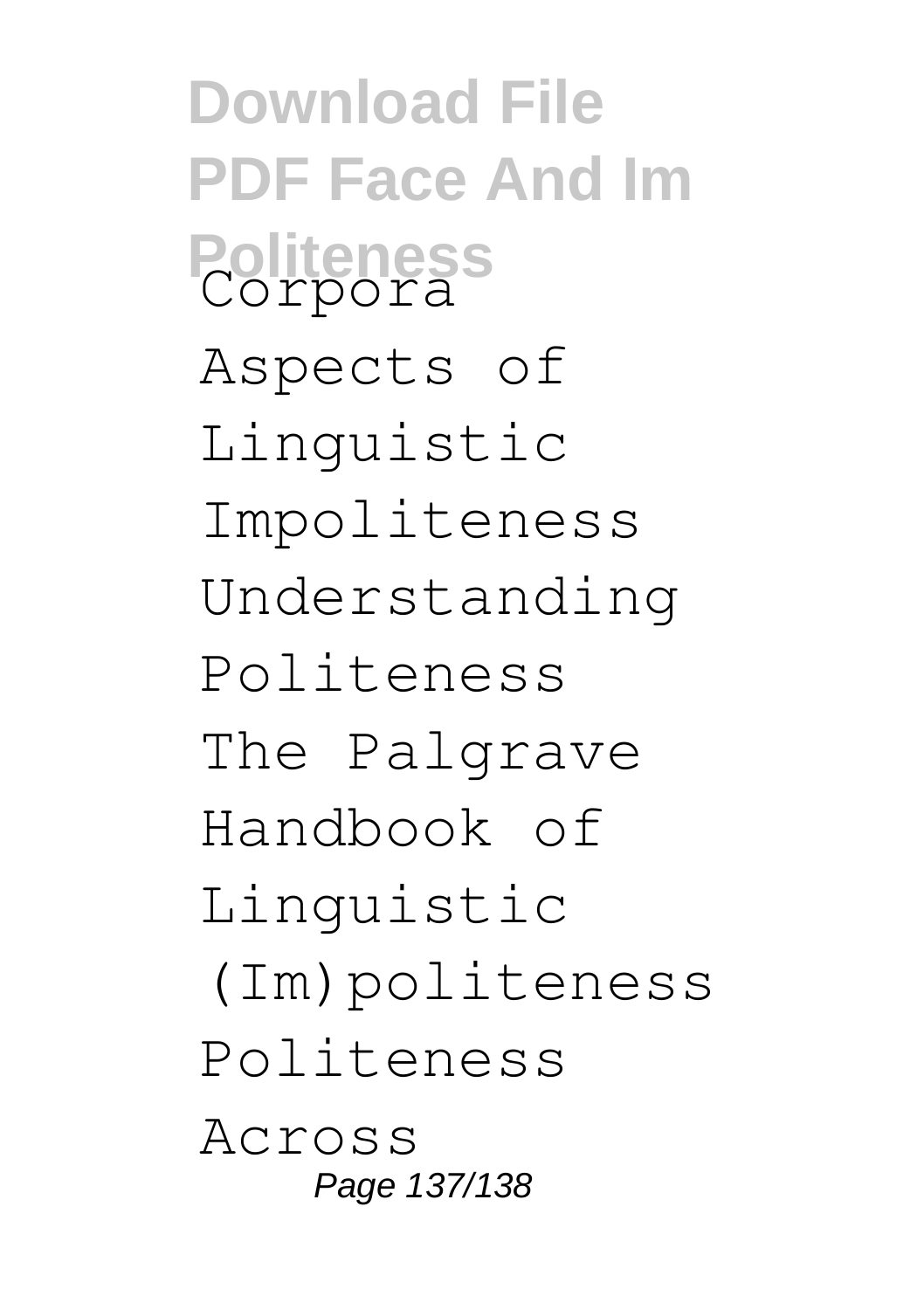Corpora
Aspects of Linguistic Impoliteness
Understanding Politeness
The Palgrave Handbook of Linguistic (Im)politeness
Politeness Across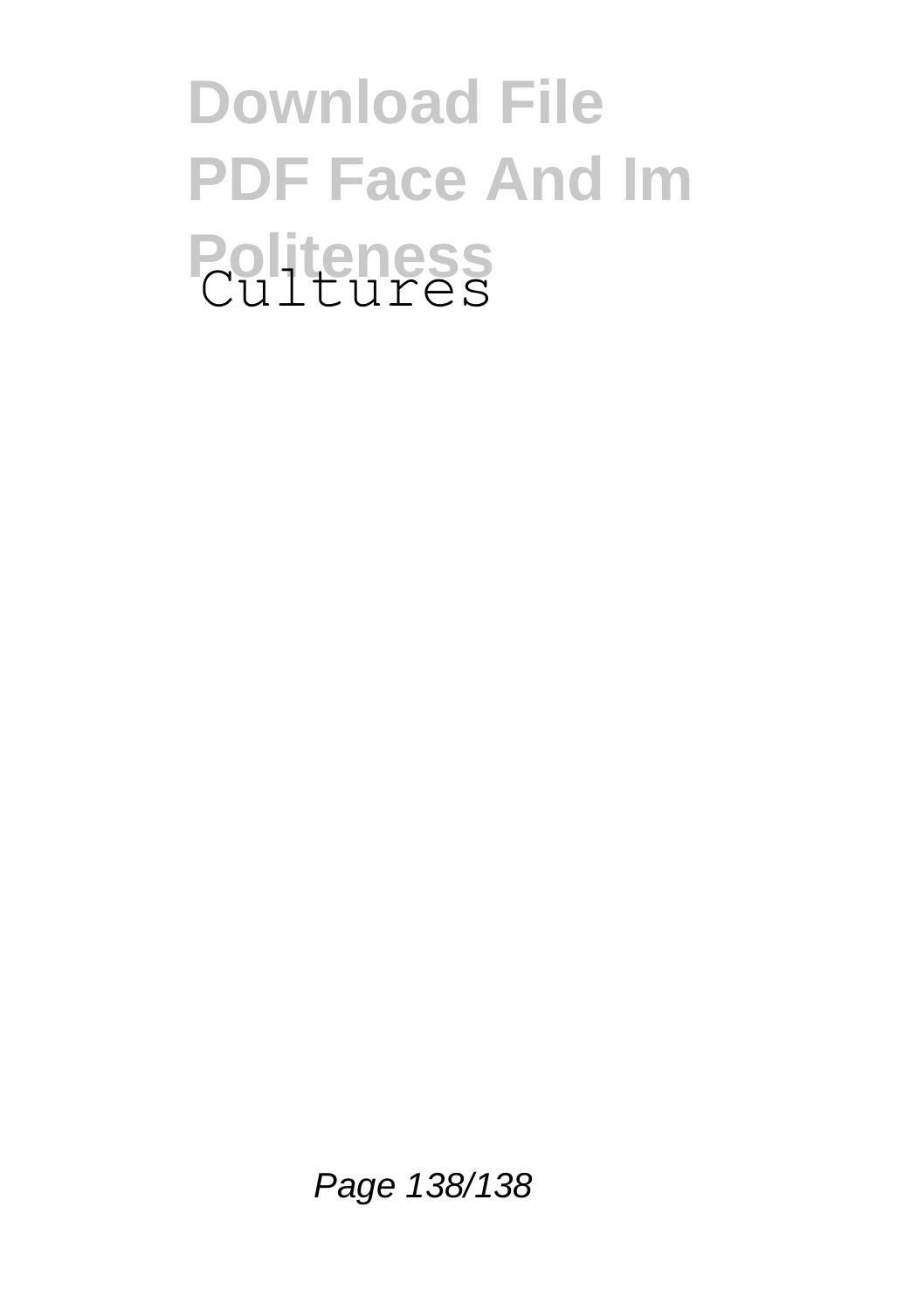Cultures